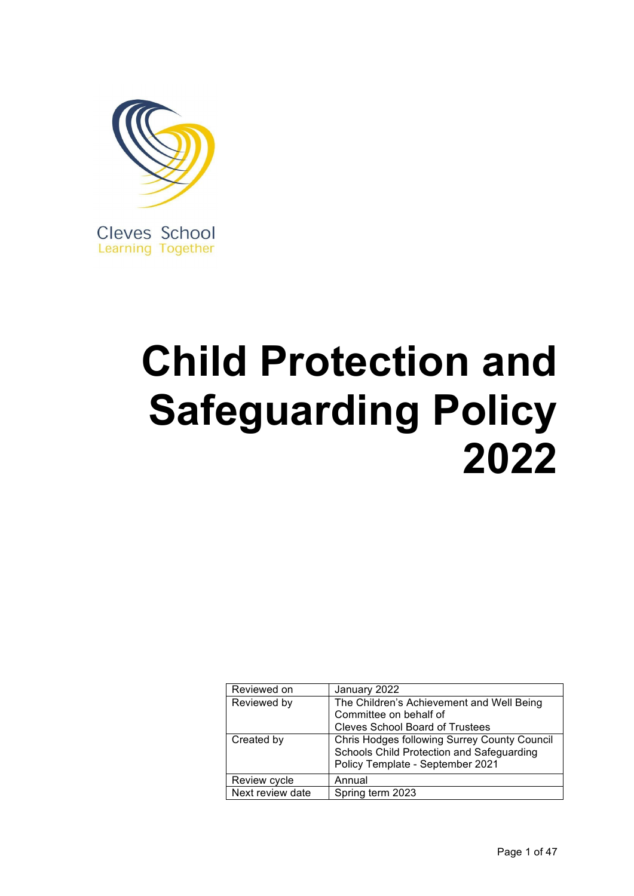Cleves School
Learning Together

# Child Protection and Safeguarding Policy 2022

| Reviewed on | January 2022 |
| --- | --- |
| Reviewed by | The Children's Achievement and Well Being Committee on behalf of Cleves School Board of Trustees |
| Created by | Chris Hodges following Surrey County Council Schools Child Protection and Safeguarding Policy Template - September 2021 |
| Review cycle | Annual |
| Next review date | Spring term 2023 |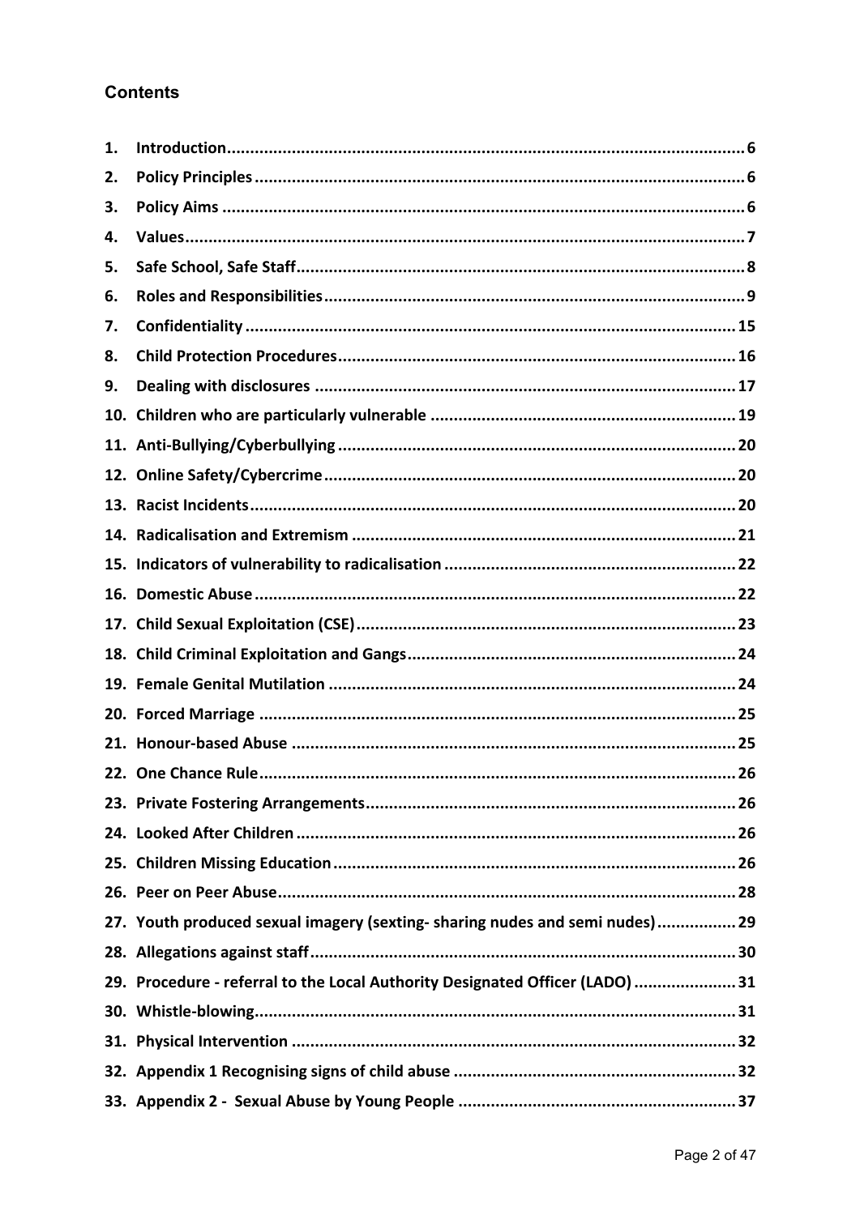## Contents

1. Introduction ..... 6
2. Policy Principles ..... 6
3. Policy Aims ..... 6
4. Values ..... 7
5. Safe School, Safe Staff ..... 8
6. Roles and Responsibilities ..... 9
7. Confidentiality ..... 15
8. Child Protection Procedures ..... 16
9. Dealing with disclosures ..... 17
10. Children who are particularly vulnerable ..... 19
11. Anti-Bullying/Cyberbullying ..... 20
12. Online Safety/Cybercrime ..... 20
13. Racist Incidents ..... 20
14. Radicalisation and Extremism ..... 21
15. Indicators of vulnerability to radicalisation ..... 22
16. Domestic Abuse ..... 22
17. Child Sexual Exploitation (CSE) ..... 23
18. Child Criminal Exploitation and Gangs ..... 24
19. Female Genital Mutilation ..... 24
20. Forced Marriage ..... 25
21. Honour-based Abuse ..... 25
22. One Chance Rule ..... 26
23. Private Fostering Arrangements ..... 26
24. Looked After Children ..... 26
25. Children Missing Education ..... 26
26. Peer on Peer Abuse ..... 28
27. Youth produced sexual imagery (sexting- sharing nudes and semi nudes) ..... 29
28. Allegations against staff ..... 30
29. Procedure - referral to the Local Authority Designated Officer (LADO) ..... 31
30. Whistle-blowing ..... 31
31. Physical Intervention ..... 32
32. Appendix 1 Recognising signs of child abuse ..... 32
33. Appendix 2 - Sexual Abuse by Young People ..... 37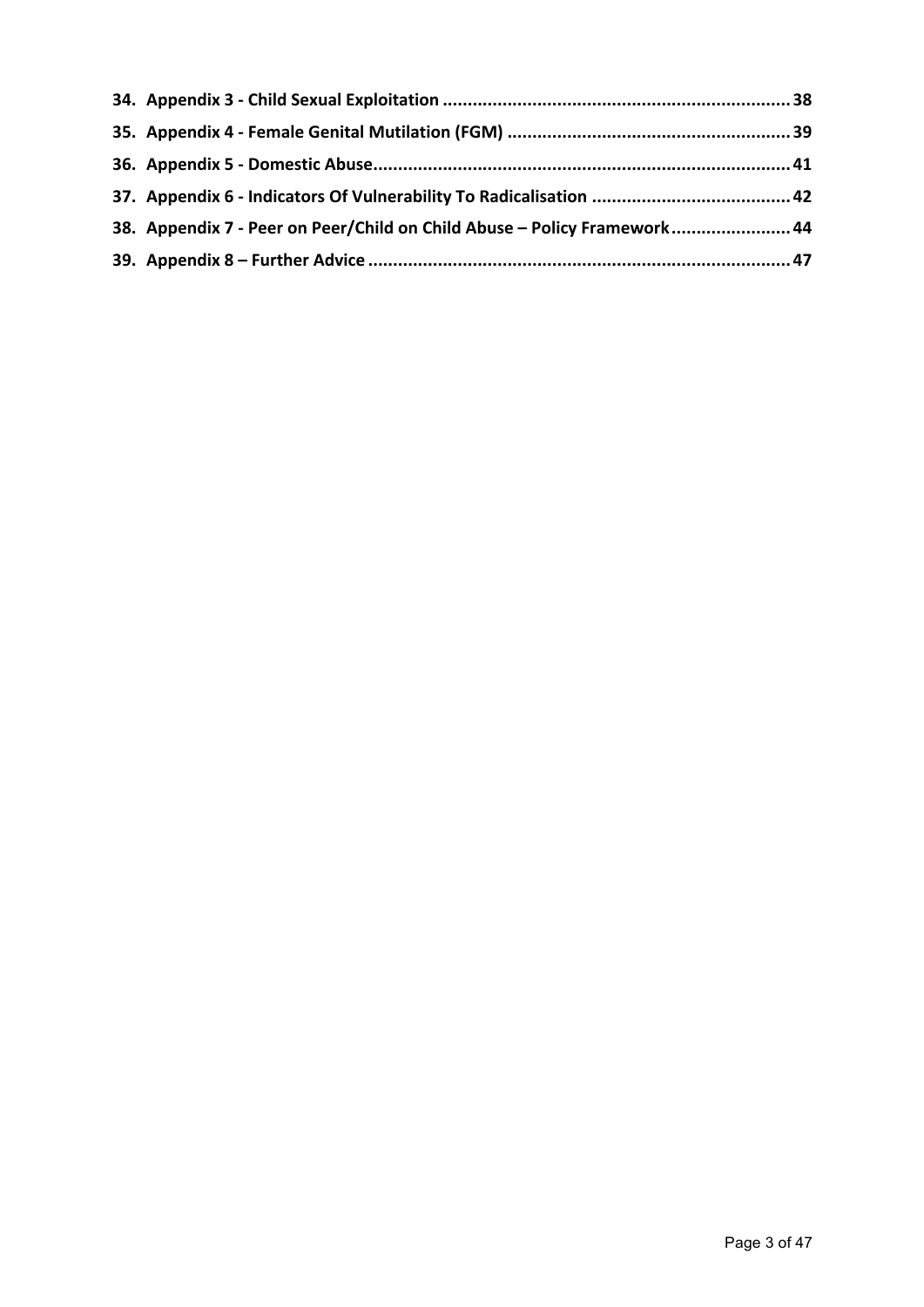**34. Appendix 3 - Child Sexual Exploitation .......... 38**

**35. Appendix 4 - Female Genital Mutilation (FGM) .......... 39**

**36. Appendix 5 - Domestic Abuse .......... 41**

**37. Appendix 6 - Indicators Of Vulnerability To Radicalisation .......... 42**

**38. Appendix 7 - Peer on Peer/Child on Child Abuse – Policy Framework .......... 44**

**39. Appendix 8 – Further Advice .......... 47**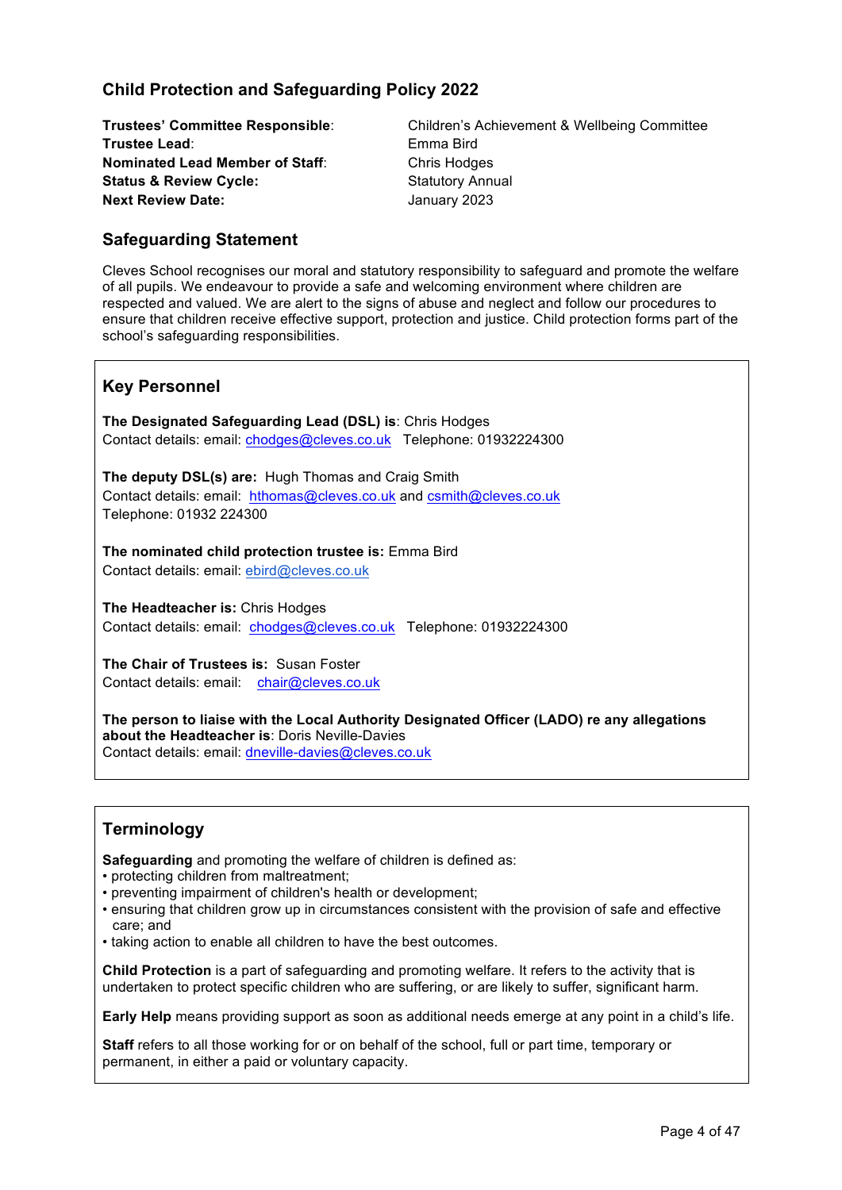## Child Protection and Safeguarding Policy 2022

**Trustees' Committee Responsible**: Children's Achievement & Wellbeing Committee
**Trustee Lead**: Emma Bird
**Nominated Lead Member of Staff**: Chris Hodges
**Status & Review Cycle:** Statutory Annual
**Next Review Date:** January 2023

## Safeguarding Statement

Cleves School recognises our moral and statutory responsibility to safeguard and promote the welfare of all pupils. We endeavour to provide a safe and welcoming environment where children are respected and valued. We are alert to the signs of abuse and neglect and follow our procedures to ensure that children receive effective support, protection and justice. Child protection forms part of the school's safeguarding responsibilities.

## Key Personnel

**The Designated Safeguarding Lead (DSL) is**: Chris Hodges
Contact details: email: chodges@cleves.co.uk Telephone: 01932224300

**The deputy DSL(s) are:** Hugh Thomas and Craig Smith
Contact details: email: hthomas@cleves.co.uk and csmith@cleves.co.uk
Telephone: 01932 224300

**The nominated child protection trustee is:** Emma Bird
Contact details: email: ebird@cleves.co.uk

**The Headteacher is:** Chris Hodges
Contact details: email: chodges@cleves.co.uk Telephone: 01932224300

**The Chair of Trustees is:** Susan Foster
Contact details: email: chair@cleves.co.uk

**The person to liaise with the Local Authority Designated Officer (LADO) re any allegations about the Headteacher is**: Doris Neville-Davies
Contact details: email: dneville-davies@cleves.co.uk

## Terminology

**Safeguarding** and promoting the welfare of children is defined as:
- protecting children from maltreatment;
- preventing impairment of children's health or development;
- ensuring that children grow up in circumstances consistent with the provision of safe and effective care; and
- taking action to enable all children to have the best outcomes.

**Child Protection** is a part of safeguarding and promoting welfare. It refers to the activity that is undertaken to protect specific children who are suffering, or are likely to suffer, significant harm.

**Early Help** means providing support as soon as additional needs emerge at any point in a child's life.

**Staff** refers to all those working for or on behalf of the school, full or part time, temporary or permanent, in either a paid or voluntary capacity.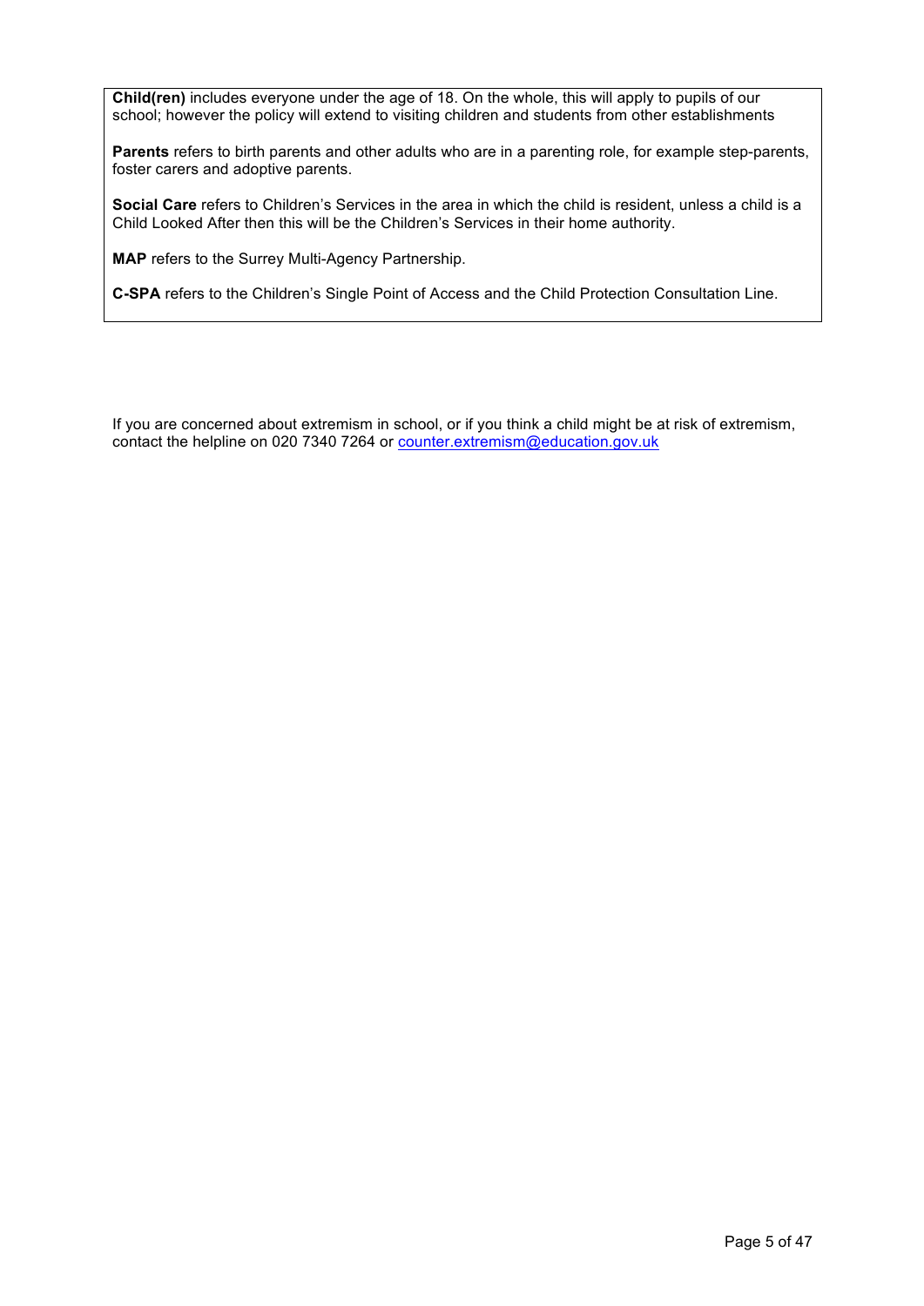**Child(ren)** includes everyone under the age of 18. On the whole, this will apply to pupils of our school; however the policy will extend to visiting children and students from other establishments

**Parents** refers to birth parents and other adults who are in a parenting role, for example step-parents, foster carers and adoptive parents.

**Social Care** refers to Children's Services in the area in which the child is resident, unless a child is a Child Looked After then this will be the Children's Services in their home authority.

**MAP** refers to the Surrey Multi-Agency Partnership.

**C-SPA** refers to the Children's Single Point of Access and the Child Protection Consultation Line.

If you are concerned about extremism in school, or if you think a child might be at risk of extremism, contact the helpline on 020 7340 7264 or counter.extremism@education.gov.uk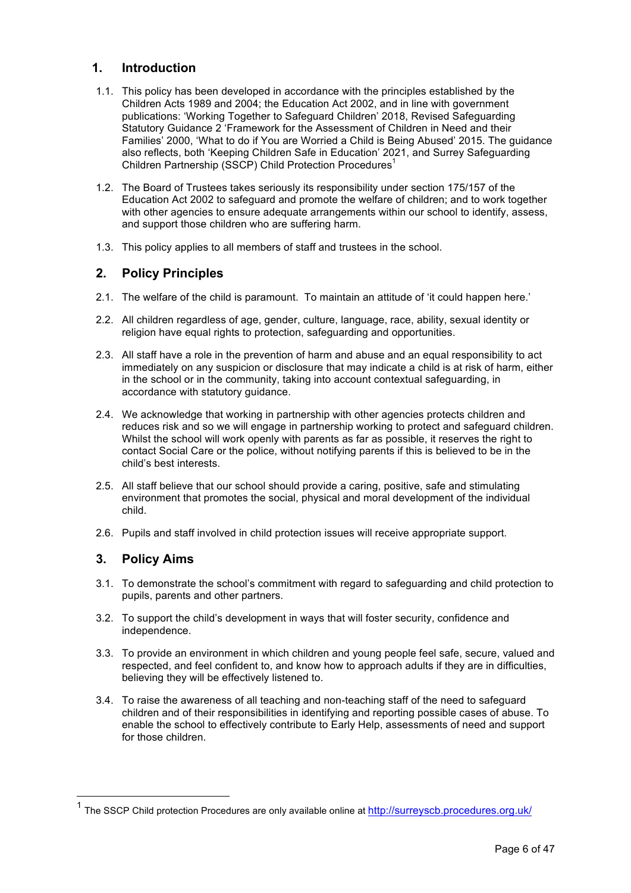## 1. Introduction

1.1. This policy has been developed in accordance with the principles established by the Children Acts 1989 and 2004; the Education Act 2002, and in line with government publications: 'Working Together to Safeguard Children' 2018, Revised Safeguarding Statutory Guidance 2 'Framework for the Assessment of Children in Need and their Families' 2000, 'What to do if You are Worried a Child is Being Abused' 2015. The guidance also reflects, both 'Keeping Children Safe in Education' 2021, and Surrey Safeguarding Children Partnership (SSCP) Child Protection Procedures[1]

1.2. The Board of Trustees takes seriously its responsibility under section 175/157 of the Education Act 2002 to safeguard and promote the welfare of children; and to work together with other agencies to ensure adequate arrangements within our school to identify, assess, and support those children who are suffering harm.

1.3. This policy applies to all members of staff and trustees in the school.

## 2. Policy Principles

2.1. The welfare of the child is paramount. To maintain an attitude of 'it could happen here.'

2.2. All children regardless of age, gender, culture, language, race, ability, sexual identity or religion have equal rights to protection, safeguarding and opportunities.

2.3. All staff have a role in the prevention of harm and abuse and an equal responsibility to act immediately on any suspicion or disclosure that may indicate a child is at risk of harm, either in the school or in the community, taking into account contextual safeguarding, in accordance with statutory guidance.

2.4. We acknowledge that working in partnership with other agencies protects children and reduces risk and so we will engage in partnership working to protect and safeguard children. Whilst the school will work openly with parents as far as possible, it reserves the right to contact Social Care or the police, without notifying parents if this is believed to be in the child's best interests.

2.5. All staff believe that our school should provide a caring, positive, safe and stimulating environment that promotes the social, physical and moral development of the individual child.

2.6. Pupils and staff involved in child protection issues will receive appropriate support.

## 3. Policy Aims

3.1. To demonstrate the school's commitment with regard to safeguarding and child protection to pupils, parents and other partners.

3.2. To support the child's development in ways that will foster security, confidence and independence.

3.3. To provide an environment in which children and young people feel safe, secure, valued and respected, and feel confident to, and know how to approach adults if they are in difficulties, believing they will be effectively listened to.

3.4. To raise the awareness of all teaching and non-teaching staff of the need to safeguard children and of their responsibilities in identifying and reporting possible cases of abuse. To enable the school to effectively contribute to Early Help, assessments of need and support for those children.

---

[1] The SSCP Child protection Procedures are only available online at http://surreyscb.procedures.org.uk/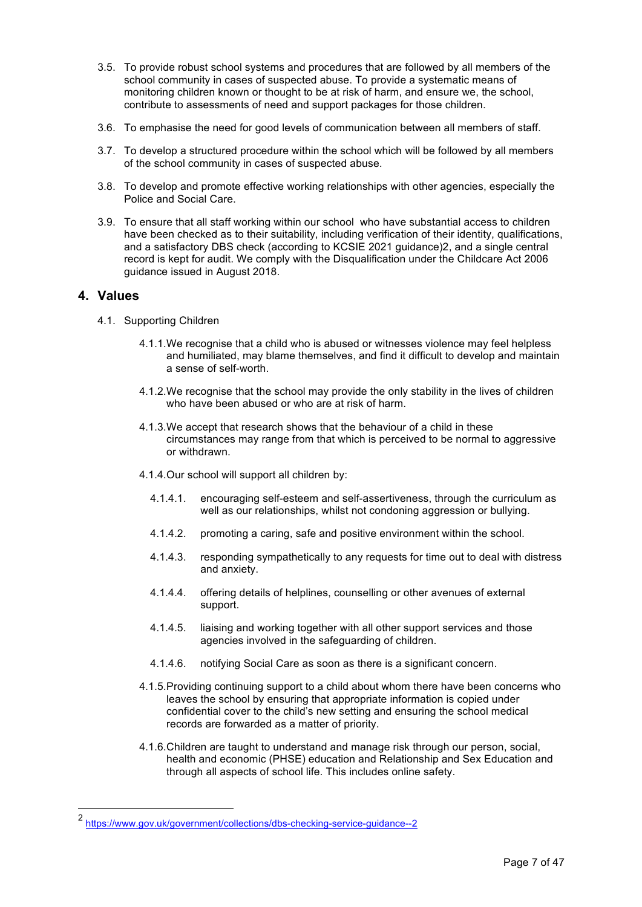3.5. To provide robust school systems and procedures that are followed by all members of the school community in cases of suspected abuse. To provide a systematic means of monitoring children known or thought to be at risk of harm, and ensure we, the school, contribute to assessments of need and support packages for those children.

3.6. To emphasise the need for good levels of communication between all members of staff.

3.7. To develop a structured procedure within the school which will be followed by all members of the school community in cases of suspected abuse.

3.8. To develop and promote effective working relationships with other agencies, especially the Police and Social Care.

3.9. To ensure that all staff working within our school who have substantial access to children have been checked as to their suitability, including verification of their identity, qualifications, and a satisfactory DBS check (according to KCSIE 2021 guidance)[2], and a single central record is kept for audit. We comply with the Disqualification under the Childcare Act 2006 guidance issued in August 2018.

## 4. Values

4.1. Supporting Children

4.1.1. We recognise that a child who is abused or witnesses violence may feel helpless and humiliated, may blame themselves, and find it difficult to develop and maintain a sense of self-worth.

4.1.2. We recognise that the school may provide the only stability in the lives of children who have been abused or who are at risk of harm.

4.1.3. We accept that research shows that the behaviour of a child in these circumstances may range from that which is perceived to be normal to aggressive or withdrawn.

4.1.4. Our school will support all children by:

4.1.4.1. encouraging self-esteem and self-assertiveness, through the curriculum as well as our relationships, whilst not condoning aggression or bullying.

4.1.4.2. promoting a caring, safe and positive environment within the school.

4.1.4.3. responding sympathetically to any requests for time out to deal with distress and anxiety.

4.1.4.4. offering details of helplines, counselling or other avenues of external support.

4.1.4.5. liaising and working together with all other support services and those agencies involved in the safeguarding of children.

4.1.4.6. notifying Social Care as soon as there is a significant concern.

4.1.5. Providing continuing support to a child about whom there have been concerns who leaves the school by ensuring that appropriate information is copied under confidential cover to the child's new setting and ensuring the school medical records are forwarded as a matter of priority.

4.1.6. Children are taught to understand and manage risk through our person, social, health and economic (PHSE) education and Relationship and Sex Education and through all aspects of school life. This includes online safety.

---

[2] https://www.gov.uk/government/collections/dbs-checking-service-guidance--2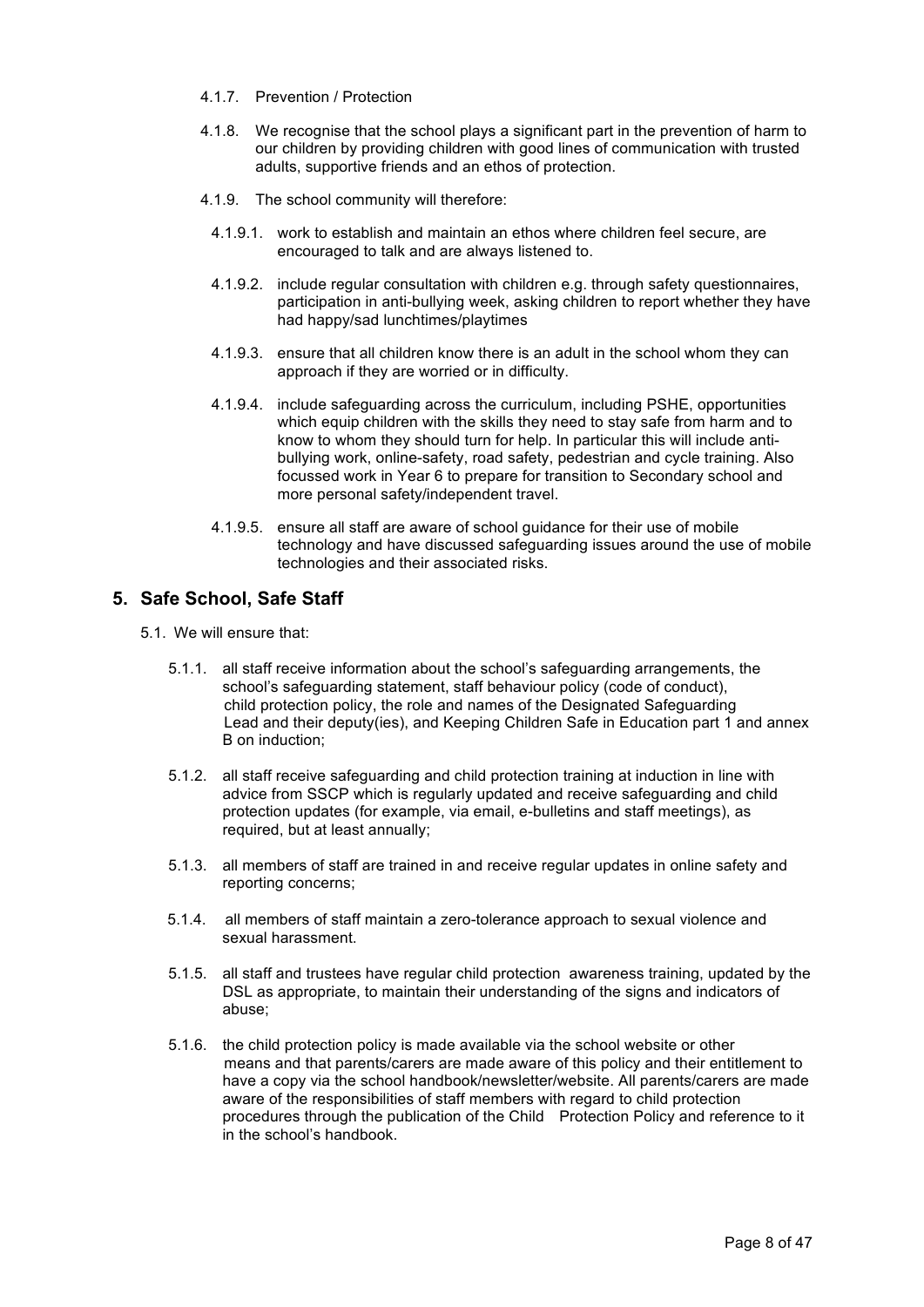4.1.7. Prevention / Protection

4.1.8. We recognise that the school plays a significant part in the prevention of harm to our children by providing children with good lines of communication with trusted adults, supportive friends and an ethos of protection.

4.1.9. The school community will therefore:

4.1.9.1. work to establish and maintain an ethos where children feel secure, are encouraged to talk and are always listened to.

4.1.9.2. include regular consultation with children e.g. through safety questionnaires, participation in anti-bullying week, asking children to report whether they have had happy/sad lunchtimes/playtimes

4.1.9.3. ensure that all children know there is an adult in the school whom they can approach if they are worried or in difficulty.

4.1.9.4. include safeguarding across the curriculum, including PSHE, opportunities which equip children with the skills they need to stay safe from harm and to know to whom they should turn for help. In particular this will include anti-bullying work, online-safety, road safety, pedestrian and cycle training. Also focussed work in Year 6 to prepare for transition to Secondary school and more personal safety/independent travel.

4.1.9.5. ensure all staff are aware of school guidance for their use of mobile technology and have discussed safeguarding issues around the use of mobile technologies and their associated risks.

## 5. Safe School, Safe Staff

5.1. We will ensure that:

5.1.1. all staff receive information about the school's safeguarding arrangements, the school's safeguarding statement, staff behaviour policy (code of conduct), child protection policy, the role and names of the Designated Safeguarding Lead and their deputy(ies), and Keeping Children Safe in Education part 1 and annex B on induction;

5.1.2. all staff receive safeguarding and child protection training at induction in line with advice from SSCP which is regularly updated and receive safeguarding and child protection updates (for example, via email, e-bulletins and staff meetings), as required, but at least annually;

5.1.3. all members of staff are trained in and receive regular updates in online safety and reporting concerns;

5.1.4. all members of staff maintain a zero-tolerance approach to sexual violence and sexual harassment.

5.1.5. all staff and trustees have regular child protection awareness training, updated by the DSL as appropriate, to maintain their understanding of the signs and indicators of abuse;

5.1.6. the child protection policy is made available via the school website or other means and that parents/carers are made aware of this policy and their entitlement to have a copy via the school handbook/newsletter/website. All parents/carers are made aware of the responsibilities of staff members with regard to child protection procedures through the publication of the Child Protection Policy and reference to it in the school's handbook.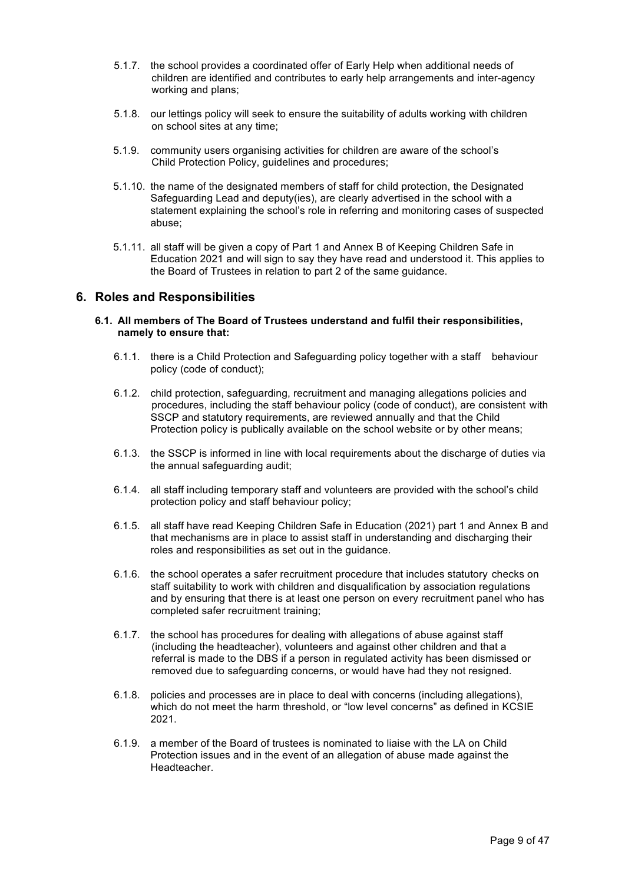5.1.7. the school provides a coordinated offer of Early Help when additional needs of children are identified and contributes to early help arrangements and inter-agency working and plans;

5.1.8. our lettings policy will seek to ensure the suitability of adults working with children on school sites at any time;

5.1.9. community users organising activities for children are aware of the school's Child Protection Policy, guidelines and procedures;

5.1.10. the name of the designated members of staff for child protection, the Designated Safeguarding Lead and deputy(ies), are clearly advertised in the school with a statement explaining the school's role in referring and monitoring cases of suspected abuse;

5.1.11. all staff will be given a copy of Part 1 and Annex B of Keeping Children Safe in Education 2021 and will sign to say they have read and understood it. This applies to the Board of Trustees in relation to part 2 of the same guidance.

## 6. Roles and Responsibilities

**6.1. All members of The Board of Trustees understand and fulfil their responsibilities, namely to ensure that:**

6.1.1. there is a Child Protection and Safeguarding policy together with a staff behaviour policy (code of conduct);

6.1.2. child protection, safeguarding, recruitment and managing allegations policies and procedures, including the staff behaviour policy (code of conduct), are consistent with SSCP and statutory requirements, are reviewed annually and that the Child Protection policy is publically available on the school website or by other means;

6.1.3. the SSCP is informed in line with local requirements about the discharge of duties via the annual safeguarding audit;

6.1.4. all staff including temporary staff and volunteers are provided with the school's child protection policy and staff behaviour policy;

6.1.5. all staff have read Keeping Children Safe in Education (2021) part 1 and Annex B and that mechanisms are in place to assist staff in understanding and discharging their roles and responsibilities as set out in the guidance.

6.1.6. the school operates a safer recruitment procedure that includes statutory checks on staff suitability to work with children and disqualification by association regulations and by ensuring that there is at least one person on every recruitment panel who has completed safer recruitment training;

6.1.7. the school has procedures for dealing with allegations of abuse against staff (including the headteacher), volunteers and against other children and that a referral is made to the DBS if a person in regulated activity has been dismissed or removed due to safeguarding concerns, or would have had they not resigned.

6.1.8. policies and processes are in place to deal with concerns (including allegations), which do not meet the harm threshold, or "low level concerns" as defined in KCSIE 2021.

6.1.9. a member of the Board of trustees is nominated to liaise with the LA on Child Protection issues and in the event of an allegation of abuse made against the Headteacher.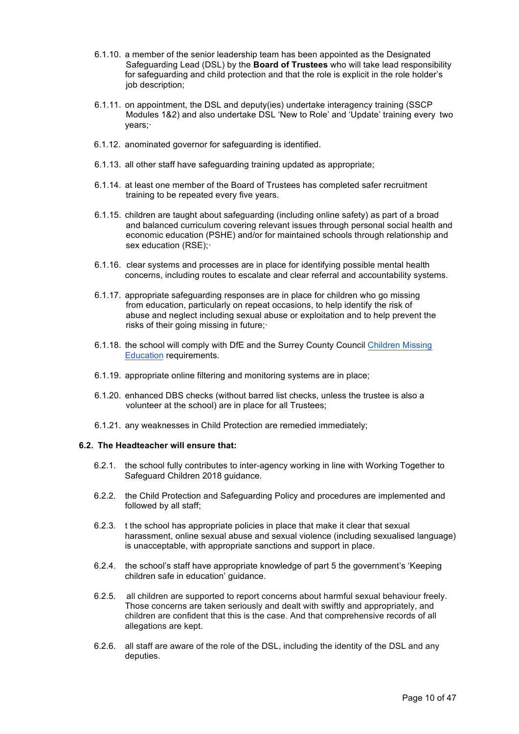6.1.10. a member of the senior leadership team has been appointed as the Designated Safeguarding Lead (DSL) by the **Board of Trustees** who will take lead responsibility for safeguarding and child protection and that the role is explicit in the role holder's job description;

6.1.11. on appointment, the DSL and deputy(ies) undertake interagency training (SSCP Modules 1&2) and also undertake DSL 'New to Role' and 'Update' training every two years;·

6.1.12. anominated governor for safeguarding is identified.

6.1.13. all other staff have safeguarding training updated as appropriate;

6.1.14. at least one member of the Board of Trustees has completed safer recruitment training to be repeated every five years.

6.1.15. children are taught about safeguarding (including online safety) as part of a broad and balanced curriculum covering relevant issues through personal social health and economic education (PSHE) and/or for maintained schools through relationship and sex education (RSE);·

6.1.16. clear systems and processes are in place for identifying possible mental health concerns, including routes to escalate and clear referral and accountability systems.

6.1.17. appropriate safeguarding responses are in place for children who go missing from education, particularly on repeat occasions, to help identify the risk of abuse and neglect including sexual abuse or exploitation and to help prevent the risks of their going missing in future;·

6.1.18. the school will comply with DfE and the Surrey County Council [Children Missing Education] requirements.

6.1.19. appropriate online filtering and monitoring systems are in place;

6.1.20. enhanced DBS checks (without barred list checks, unless the trustee is also a volunteer at the school) are in place for all Trustees;

6.1.21. any weaknesses in Child Protection are remedied immediately;

**6.2. The Headteacher will ensure that:**

6.2.1. the school fully contributes to inter-agency working in line with Working Together to Safeguard Children 2018 guidance.

6.2.2. the Child Protection and Safeguarding Policy and procedures are implemented and followed by all staff;

6.2.3. t the school has appropriate policies in place that make it clear that sexual harassment, online sexual abuse and sexual violence (including sexualised language) is unacceptable, with appropriate sanctions and support in place.

6.2.4. the school's staff have appropriate knowledge of part 5 the government's 'Keeping children safe in education' guidance.

6.2.5. all children are supported to report concerns about harmful sexual behaviour freely. Those concerns are taken seriously and dealt with swiftly and appropriately, and children are confident that this is the case. And that comprehensive records of all allegations are kept.

6.2.6. all staff are aware of the role of the DSL, including the identity of the DSL and any deputies.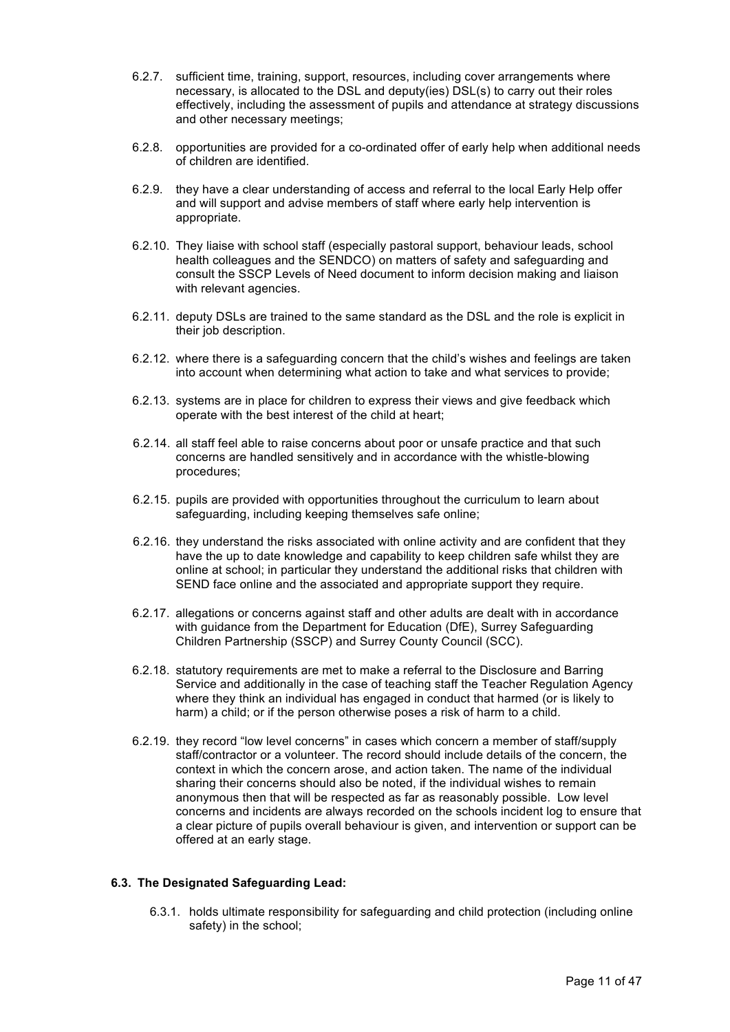6.2.7. sufficient time, training, support, resources, including cover arrangements where necessary, is allocated to the DSL and deputy(ies) DSL(s) to carry out their roles effectively, including the assessment of pupils and attendance at strategy discussions and other necessary meetings;

6.2.8. opportunities are provided for a co-ordinated offer of early help when additional needs of children are identified.

6.2.9. they have a clear understanding of access and referral to the local Early Help offer and will support and advise members of staff where early help intervention is appropriate.

6.2.10. They liaise with school staff (especially pastoral support, behaviour leads, school health colleagues and the SENDCO) on matters of safety and safeguarding and consult the SSCP Levels of Need document to inform decision making and liaison with relevant agencies.

6.2.11. deputy DSLs are trained to the same standard as the DSL and the role is explicit in their job description.

6.2.12. where there is a safeguarding concern that the child's wishes and feelings are taken into account when determining what action to take and what services to provide;

6.2.13. systems are in place for children to express their views and give feedback which operate with the best interest of the child at heart;

6.2.14. all staff feel able to raise concerns about poor or unsafe practice and that such concerns are handled sensitively and in accordance with the whistle-blowing procedures;

6.2.15. pupils are provided with opportunities throughout the curriculum to learn about safeguarding, including keeping themselves safe online;

6.2.16. they understand the risks associated with online activity and are confident that they have the up to date knowledge and capability to keep children safe whilst they are online at school; in particular they understand the additional risks that children with SEND face online and the associated and appropriate support they require.

6.2.17. allegations or concerns against staff and other adults are dealt with in accordance with guidance from the Department for Education (DfE), Surrey Safeguarding Children Partnership (SSCP) and Surrey County Council (SCC).

6.2.18. statutory requirements are met to make a referral to the Disclosure and Barring Service and additionally in the case of teaching staff the Teacher Regulation Agency where they think an individual has engaged in conduct that harmed (or is likely to harm) a child; or if the person otherwise poses a risk of harm to a child.

6.2.19. they record "low level concerns" in cases which concern a member of staff/supply staff/contractor or a volunteer. The record should include details of the concern, the context in which the concern arose, and action taken. The name of the individual sharing their concerns should also be noted, if the individual wishes to remain anonymous then that will be respected as far as reasonably possible. Low level concerns and incidents are always recorded on the schools incident log to ensure that a clear picture of pupils overall behaviour is given, and intervention or support can be offered at an early stage.

### 6.3. The Designated Safeguarding Lead:

6.3.1. holds ultimate responsibility for safeguarding and child protection (including online safety) in the school;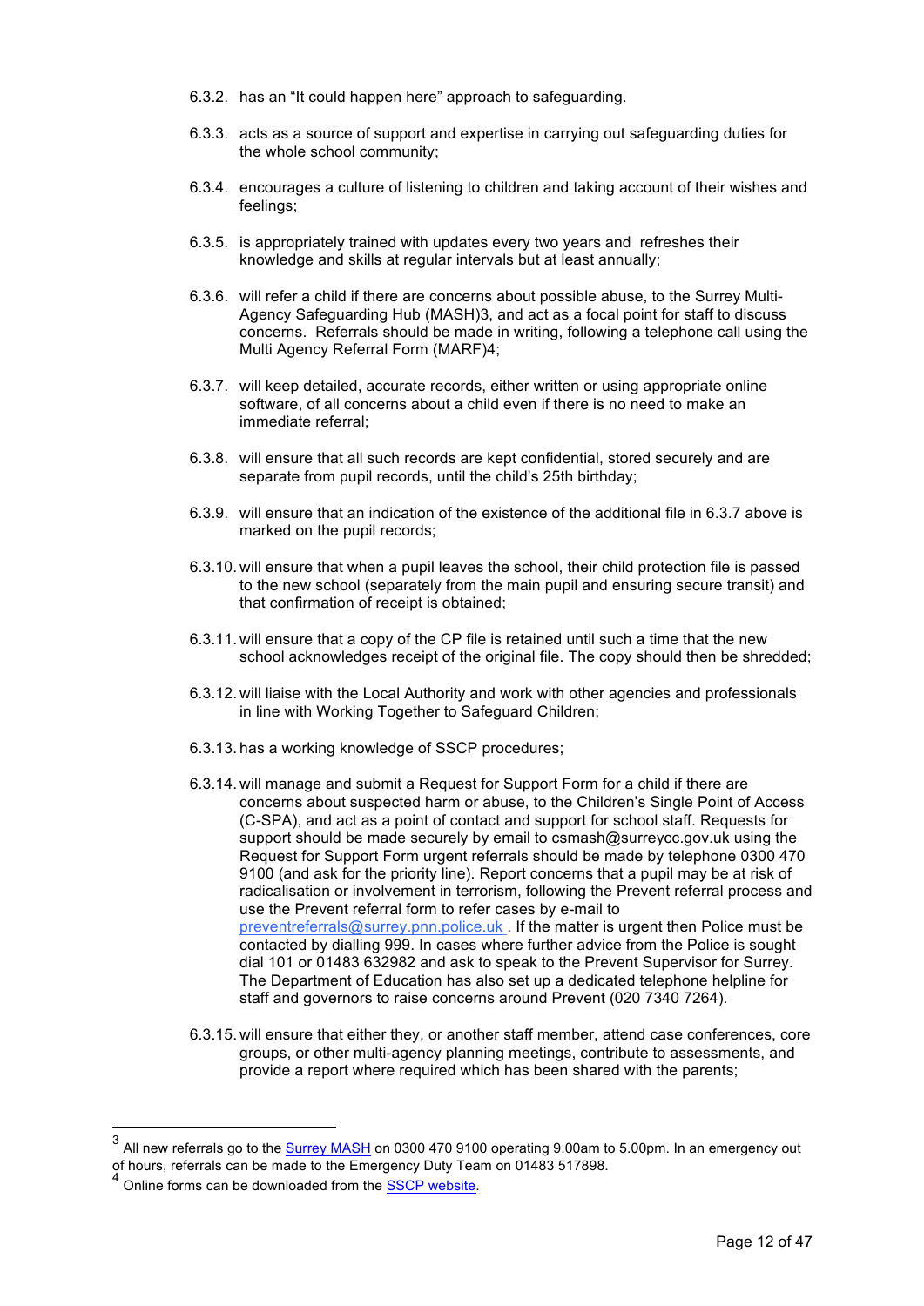6.3.2. has an "It could happen here" approach to safeguarding.

6.3.3. acts as a source of support and expertise in carrying out safeguarding duties for the whole school community;

6.3.4. encourages a culture of listening to children and taking account of their wishes and feelings;

6.3.5. is appropriately trained with updates every two years and refreshes their knowledge and skills at regular intervals but at least annually;

6.3.6. will refer a child if there are concerns about possible abuse, to the Surrey Multi-Agency Safeguarding Hub (MASH)[3], and act as a focal point for staff to discuss concerns. Referrals should be made in writing, following a telephone call using the Multi Agency Referral Form (MARF)[4];

6.3.7. will keep detailed, accurate records, either written or using appropriate online software, of all concerns about a child even if there is no need to make an immediate referral;

6.3.8. will ensure that all such records are kept confidential, stored securely and are separate from pupil records, until the child's 25th birthday;

6.3.9. will ensure that an indication of the existence of the additional file in 6.3.7 above is marked on the pupil records;

6.3.10. will ensure that when a pupil leaves the school, their child protection file is passed to the new school (separately from the main pupil and ensuring secure transit) and that confirmation of receipt is obtained;

6.3.11. will ensure that a copy of the CP file is retained until such a time that the new school acknowledges receipt of the original file. The copy should then be shredded;

6.3.12. will liaise with the Local Authority and work with other agencies and professionals in line with Working Together to Safeguard Children;

6.3.13. has a working knowledge of SSCP procedures;

6.3.14. will manage and submit a Request for Support Form for a child if there are concerns about suspected harm or abuse, to the Children's Single Point of Access (C-SPA), and act as a point of contact and support for school staff. Requests for support should be made securely by email to csmash@surreycc.gov.uk using the Request for Support Form urgent referrals should be made by telephone 0300 470 9100 (and ask for the priority line). Report concerns that a pupil may be at risk of radicalisation or involvement in terrorism, following the Prevent referral process and use the Prevent referral form to refer cases by e-mail to preventreferrals@surrey.pnn.police.uk . If the matter is urgent then Police must be contacted by dialling 999. In cases where further advice from the Police is sought dial 101 or 01483 632982 and ask to speak to the Prevent Supervisor for Surrey. The Department of Education has also set up a dedicated telephone helpline for staff and governors to raise concerns around Prevent (020 7340 7264).

6.3.15. will ensure that either they, or another staff member, attend case conferences, core groups, or other multi-agency planning meetings, contribute to assessments, and provide a report where required which has been shared with the parents;

---

[3] All new referrals go to the Surrey MASH on 0300 470 9100 operating 9.00am to 5.00pm. In an emergency out of hours, referrals can be made to the Emergency Duty Team on 01483 517898.

[4] Online forms can be downloaded from the SSCP website.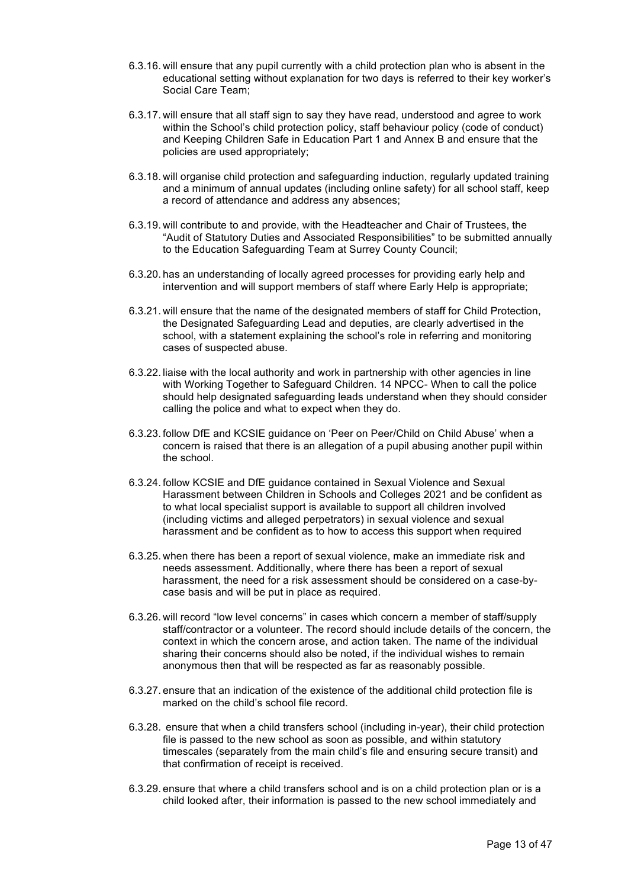6.3.16. will ensure that any pupil currently with a child protection plan who is absent in the educational setting without explanation for two days is referred to their key worker's Social Care Team;

6.3.17. will ensure that all staff sign to say they have read, understood and agree to work within the School's child protection policy, staff behaviour policy (code of conduct) and Keeping Children Safe in Education Part 1 and Annex B and ensure that the policies are used appropriately;

6.3.18. will organise child protection and safeguarding induction, regularly updated training and a minimum of annual updates (including online safety) for all school staff, keep a record of attendance and address any absences;

6.3.19. will contribute to and provide, with the Headteacher and Chair of Trustees, the "Audit of Statutory Duties and Associated Responsibilities" to be submitted annually to the Education Safeguarding Team at Surrey County Council;

6.3.20. has an understanding of locally agreed processes for providing early help and intervention and will support members of staff where Early Help is appropriate;

6.3.21. will ensure that the name of the designated members of staff for Child Protection, the Designated Safeguarding Lead and deputies, are clearly advertised in the school, with a statement explaining the school's role in referring and monitoring cases of suspected abuse.

6.3.22. liaise with the local authority and work in partnership with other agencies in line with Working Together to Safeguard Children. 14 NPCC- When to call the police should help designated safeguarding leads understand when they should consider calling the police and what to expect when they do.

6.3.23. follow DfE and KCSIE guidance on 'Peer on Peer/Child on Child Abuse' when a concern is raised that there is an allegation of a pupil abusing another pupil within the school.

6.3.24. follow KCSIE and DfE guidance contained in Sexual Violence and Sexual Harassment between Children in Schools and Colleges 2021 and be confident as to what local specialist support is available to support all children involved (including victims and alleged perpetrators) in sexual violence and sexual harassment and be confident as to how to access this support when required

6.3.25. when there has been a report of sexual violence, make an immediate risk and needs assessment. Additionally, where there has been a report of sexual harassment, the need for a risk assessment should be considered on a case-by-case basis and will be put in place as required.

6.3.26. will record "low level concerns" in cases which concern a member of staff/supply staff/contractor or a volunteer. The record should include details of the concern, the context in which the concern arose, and action taken. The name of the individual sharing their concerns should also be noted, if the individual wishes to remain anonymous then that will be respected as far as reasonably possible.

6.3.27. ensure that an indication of the existence of the additional child protection file is marked on the child's school file record.

6.3.28. ensure that when a child transfers school (including in-year), their child protection file is passed to the new school as soon as possible, and within statutory timescales (separately from the main child's file and ensuring secure transit) and that confirmation of receipt is received.

6.3.29. ensure that where a child transfers school and is on a child protection plan or is a child looked after, their information is passed to the new school immediately and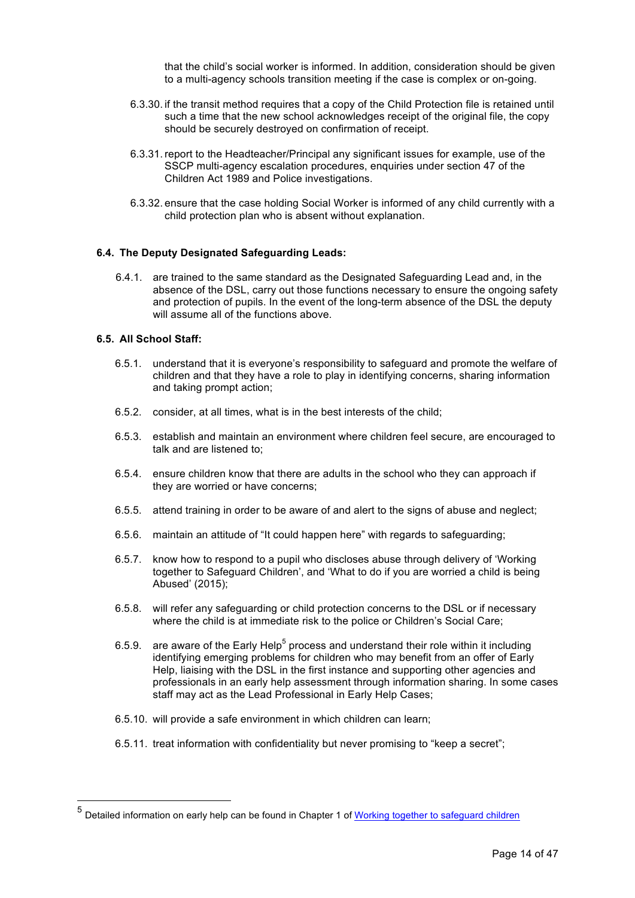that the child's social worker is informed. In addition, consideration should be given to a multi-agency schools transition meeting if the case is complex or on-going.

6.3.30. if the transit method requires that a copy of the Child Protection file is retained until such a time that the new school acknowledges receipt of the original file, the copy should be securely destroyed on confirmation of receipt.

6.3.31. report to the Headteacher/Principal any significant issues for example, use of the SSCP multi-agency escalation procedures, enquiries under section 47 of the Children Act 1989 and Police investigations.

6.3.32. ensure that the case holding Social Worker is informed of any child currently with a child protection plan who is absent without explanation.

**6.4. The Deputy Designated Safeguarding Leads:**

6.4.1. are trained to the same standard as the Designated Safeguarding Lead and, in the absence of the DSL, carry out those functions necessary to ensure the ongoing safety and protection of pupils. In the event of the long-term absence of the DSL the deputy will assume all of the functions above.

**6.5. All School Staff:**

6.5.1. understand that it is everyone's responsibility to safeguard and promote the welfare of children and that they have a role to play in identifying concerns, sharing information and taking prompt action;

6.5.2. consider, at all times, what is in the best interests of the child;

6.5.3. establish and maintain an environment where children feel secure, are encouraged to talk and are listened to;

6.5.4. ensure children know that there are adults in the school who they can approach if they are worried or have concerns;

6.5.5. attend training in order to be aware of and alert to the signs of abuse and neglect;

6.5.6. maintain an attitude of "It could happen here" with regards to safeguarding;

6.5.7. know how to respond to a pupil who discloses abuse through delivery of 'Working together to Safeguard Children', and 'What to do if you are worried a child is being Abused' (2015);

6.5.8. will refer any safeguarding or child protection concerns to the DSL or if necessary where the child is at immediate risk to the police or Children's Social Care;

6.5.9. are aware of the Early Help[5] process and understand their role within it including identifying emerging problems for children who may benefit from an offer of Early Help, liaising with the DSL in the first instance and supporting other agencies and professionals in an early help assessment through information sharing. In some cases staff may act as the Lead Professional in Early Help Cases;

6.5.10. will provide a safe environment in which children can learn;

6.5.11. treat information with confidentiality but never promising to "keep a secret";

---

[5] Detailed information on early help can be found in Chapter 1 of Working together to safeguard children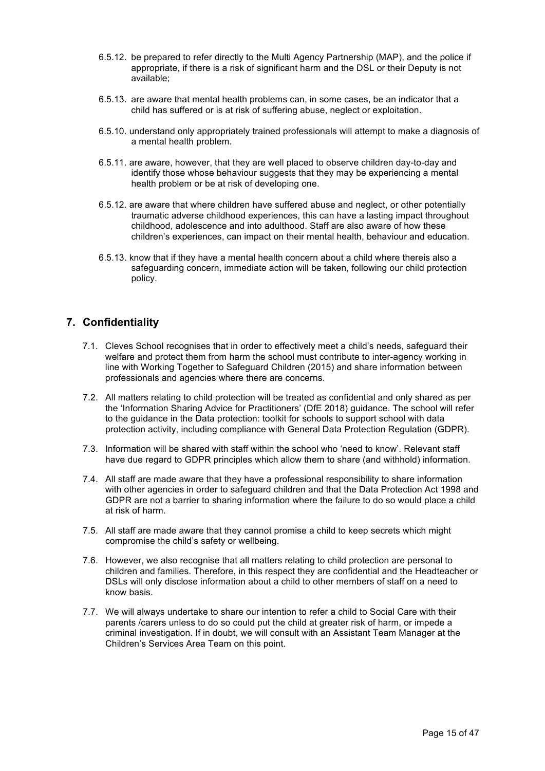6.5.12. be prepared to refer directly to the Multi Agency Partnership (MAP), and the police if appropriate, if there is a risk of significant harm and the DSL or their Deputy is not available;

6.5.13. are aware that mental health problems can, in some cases, be an indicator that a child has suffered or is at risk of suffering abuse, neglect or exploitation.

6.5.10. understand only appropriately trained professionals will attempt to make a diagnosis of a mental health problem.

6.5.11. are aware, however, that they are well placed to observe children day-to-day and identify those whose behaviour suggests that they may be experiencing a mental health problem or be at risk of developing one.

6.5.12. are aware that where children have suffered abuse and neglect, or other potentially traumatic adverse childhood experiences, this can have a lasting impact throughout childhood, adolescence and into adulthood. Staff are also aware of how these children's experiences, can impact on their mental health, behaviour and education.

6.5.13. know that if they have a mental health concern about a child where thereis also a safeguarding concern, immediate action will be taken, following our child protection policy.

## 7. Confidentiality

7.1. Cleves School recognises that in order to effectively meet a child's needs, safeguard their welfare and protect them from harm the school must contribute to inter-agency working in line with Working Together to Safeguard Children (2015) and share information between professionals and agencies where there are concerns.

7.2. All matters relating to child protection will be treated as confidential and only shared as per the 'Information Sharing Advice for Practitioners' (DfE 2018) guidance. The school will refer to the guidance in the Data protection: toolkit for schools to support school with data protection activity, including compliance with General Data Protection Regulation (GDPR).

7.3. Information will be shared with staff within the school who 'need to know'. Relevant staff have due regard to GDPR principles which allow them to share (and withhold) information.

7.4. All staff are made aware that they have a professional responsibility to share information with other agencies in order to safeguard children and that the Data Protection Act 1998 and GDPR are not a barrier to sharing information where the failure to do so would place a child at risk of harm.

7.5. All staff are made aware that they cannot promise a child to keep secrets which might compromise the child's safety or wellbeing.

7.6. However, we also recognise that all matters relating to child protection are personal to children and families. Therefore, in this respect they are confidential and the Headteacher or DSLs will only disclose information about a child to other members of staff on a need to know basis.

7.7. We will always undertake to share our intention to refer a child to Social Care with their parents /carers unless to do so could put the child at greater risk of harm, or impede a criminal investigation. If in doubt, we will consult with an Assistant Team Manager at the Children's Services Area Team on this point.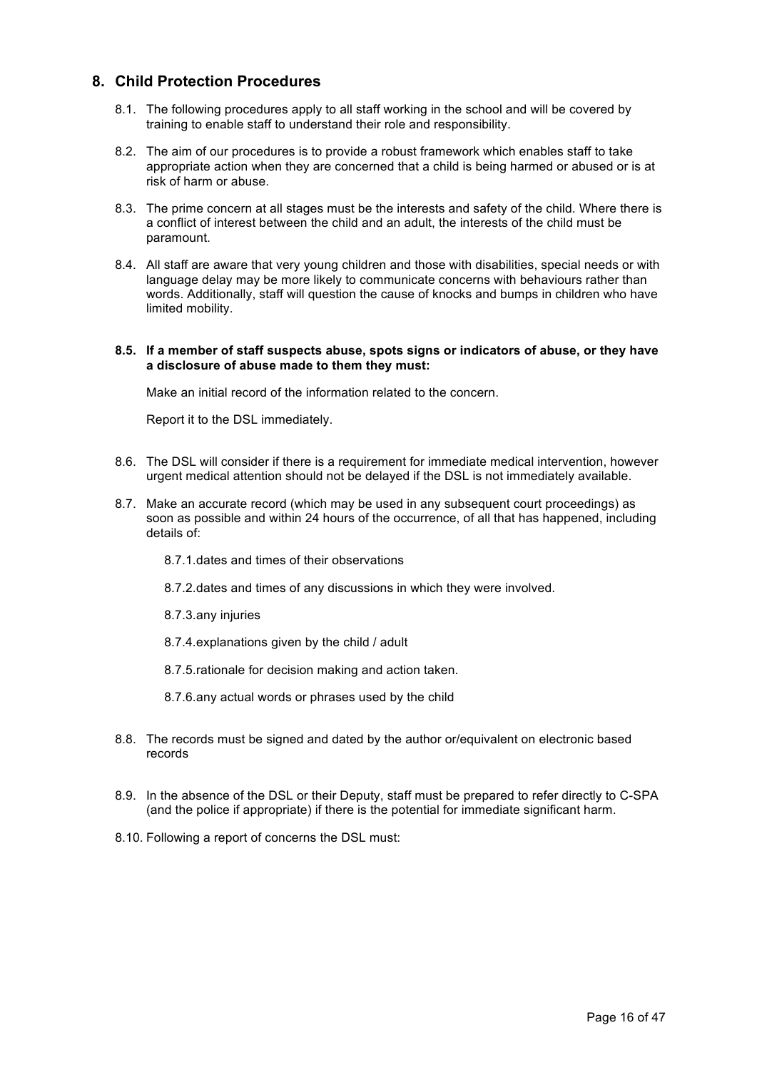## 8. Child Protection Procedures

8.1. The following procedures apply to all staff working in the school and will be covered by training to enable staff to understand their role and responsibility.

8.2. The aim of our procedures is to provide a robust framework which enables staff to take appropriate action when they are concerned that a child is being harmed or abused or is at risk of harm or abuse.

8.3. The prime concern at all stages must be the interests and safety of the child. Where there is a conflict of interest between the child and an adult, the interests of the child must be paramount.

8.4. All staff are aware that very young children and those with disabilities, special needs or with language delay may be more likely to communicate concerns with behaviours rather than words. Additionally, staff will question the cause of knocks and bumps in children who have limited mobility.

**8.5. If a member of staff suspects abuse, spots signs or indicators of abuse, or they have a disclosure of abuse made to them they must:**

Make an initial record of the information related to the concern.

Report it to the DSL immediately.

8.6. The DSL will consider if there is a requirement for immediate medical intervention, however urgent medical attention should not be delayed if the DSL is not immediately available.

8.7. Make an accurate record (which may be used in any subsequent court proceedings) as soon as possible and within 24 hours of the occurrence, of all that has happened, including details of:

8.7.1. dates and times of their observations

8.7.2. dates and times of any discussions in which they were involved.

8.7.3. any injuries

8.7.4. explanations given by the child / adult

8.7.5. rationale for decision making and action taken.

8.7.6. any actual words or phrases used by the child

8.8. The records must be signed and dated by the author or/equivalent on electronic based records

8.9. In the absence of the DSL or their Deputy, staff must be prepared to refer directly to C-SPA (and the police if appropriate) if there is the potential for immediate significant harm.

8.10. Following a report of concerns the DSL must: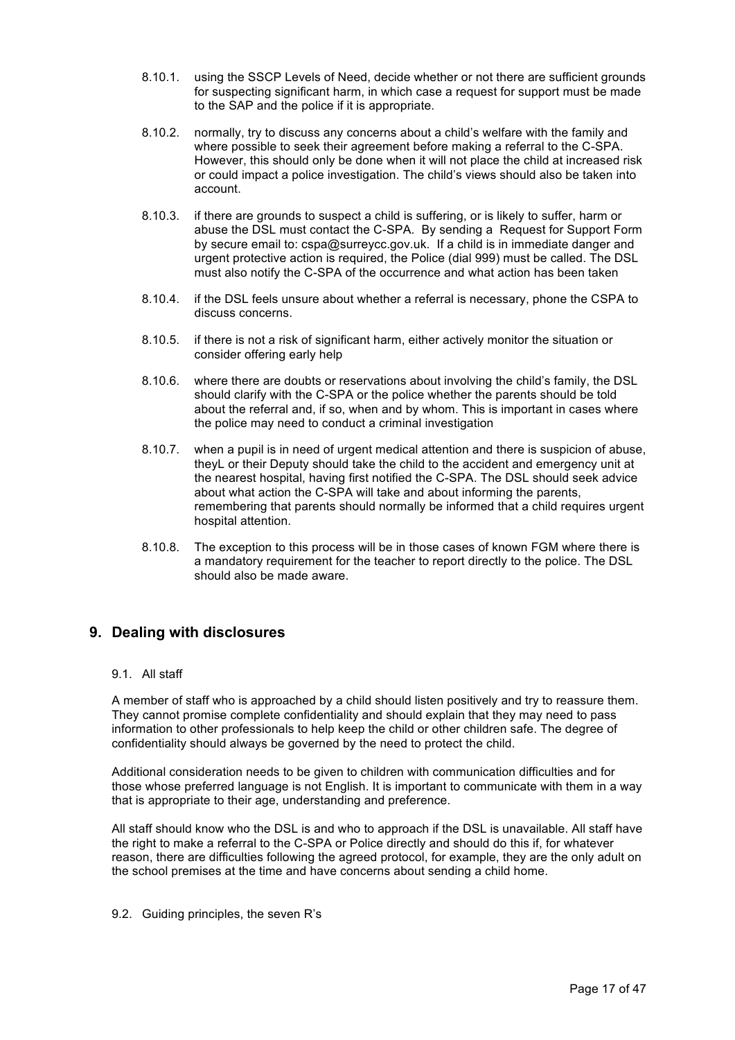8.10.1. using the SSCP Levels of Need, decide whether or not there are sufficient grounds for suspecting significant harm, in which case a request for support must be made to the SAP and the police if it is appropriate.

8.10.2. normally, try to discuss any concerns about a child's welfare with the family and where possible to seek their agreement before making a referral to the C-SPA. However, this should only be done when it will not place the child at increased risk or could impact a police investigation. The child's views should also be taken into account.

8.10.3. if there are grounds to suspect a child is suffering, or is likely to suffer, harm or abuse the DSL must contact the C-SPA. By sending a Request for Support Form by secure email to: cspa@surreycc.gov.uk. If a child is in immediate danger and urgent protective action is required, the Police (dial 999) must be called. The DSL must also notify the C-SPA of the occurrence and what action has been taken

8.10.4. if the DSL feels unsure about whether a referral is necessary, phone the CSPA to discuss concerns.

8.10.5. if there is not a risk of significant harm, either actively monitor the situation or consider offering early help

8.10.6. where there are doubts or reservations about involving the child's family, the DSL should clarify with the C-SPA or the police whether the parents should be told about the referral and, if so, when and by whom. This is important in cases where the police may need to conduct a criminal investigation

8.10.7. when a pupil is in need of urgent medical attention and there is suspicion of abuse, theyL or their Deputy should take the child to the accident and emergency unit at the nearest hospital, having first notified the C-SPA. The DSL should seek advice about what action the C-SPA will take and about informing the parents, remembering that parents should normally be informed that a child requires urgent hospital attention.

8.10.8. The exception to this process will be in those cases of known FGM where there is a mandatory requirement for the teacher to report directly to the police. The DSL should also be made aware.

## 9. Dealing with disclosures

### 9.1. All staff

A member of staff who is approached by a child should listen positively and try to reassure them. They cannot promise complete confidentiality and should explain that they may need to pass information to other professionals to help keep the child or other children safe. The degree of confidentiality should always be governed by the need to protect the child.

Additional consideration needs to be given to children with communication difficulties and for those whose preferred language is not English. It is important to communicate with them in a way that is appropriate to their age, understanding and preference.

All staff should know who the DSL is and who to approach if the DSL is unavailable. All staff have the right to make a referral to the C-SPA or Police directly and should do this if, for whatever reason, there are difficulties following the agreed protocol, for example, they are the only adult on the school premises at the time and have concerns about sending a child home.

### 9.2. Guiding principles, the seven R's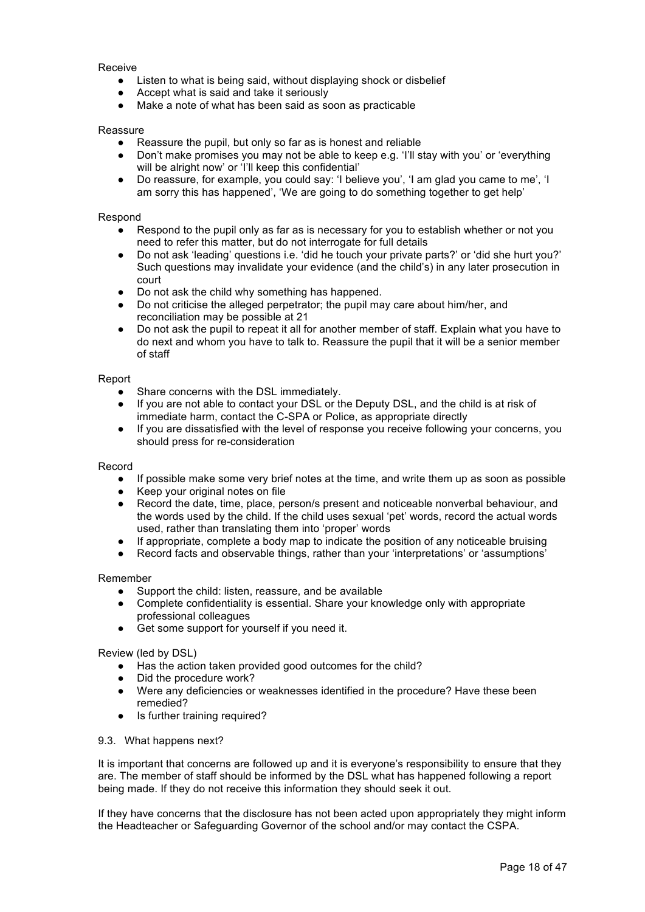Receive

- Listen to what is being said, without displaying shock or disbelief
- Accept what is said and take it seriously
- Make a note of what has been said as soon as practicable

Reassure

- Reassure the pupil, but only so far as is honest and reliable
- Don't make promises you may not be able to keep e.g. 'I'll stay with you' or 'everything will be alright now' or 'I'll keep this confidential'
- Do reassure, for example, you could say: 'I believe you', 'I am glad you came to me', 'I am sorry this has happened', 'We are going to do something together to get help'

Respond

- Respond to the pupil only as far as is necessary for you to establish whether or not you need to refer this matter, but do not interrogate for full details
- Do not ask 'leading' questions i.e. 'did he touch your private parts?' or 'did she hurt you?' Such questions may invalidate your evidence (and the child's) in any later prosecution in court
- Do not ask the child why something has happened.
- Do not criticise the alleged perpetrator; the pupil may care about him/her, and reconciliation may be possible at 21
- Do not ask the pupil to repeat it all for another member of staff. Explain what you have to do next and whom you have to talk to. Reassure the pupil that it will be a senior member of staff

Report

- Share concerns with the DSL immediately.
- If you are not able to contact your DSL or the Deputy DSL, and the child is at risk of immediate harm, contact the C-SPA or Police, as appropriate directly
- If you are dissatisfied with the level of response you receive following your concerns, you should press for re-consideration

Record

- If possible make some very brief notes at the time, and write them up as soon as possible
- Keep your original notes on file
- Record the date, time, place, person/s present and noticeable nonverbal behaviour, and the words used by the child. If the child uses sexual 'pet' words, record the actual words used, rather than translating them into 'proper' words
- If appropriate, complete a body map to indicate the position of any noticeable bruising
- Record facts and observable things, rather than your 'interpretations' or 'assumptions'

Remember

- Support the child: listen, reassure, and be available
- Complete confidentiality is essential. Share your knowledge only with appropriate professional colleagues
- Get some support for yourself if you need it.

Review (led by DSL)

- Has the action taken provided good outcomes for the child?
- Did the procedure work?
- Were any deficiencies or weaknesses identified in the procedure? Have these been remedied?
- Is further training required?

### 9.3. What happens next?

It is important that concerns are followed up and it is everyone's responsibility to ensure that they are. The member of staff should be informed by the DSL what has happened following a report being made. If they do not receive this information they should seek it out.

If they have concerns that the disclosure has not been acted upon appropriately they might inform the Headteacher or Safeguarding Governor of the school and/or may contact the CSPA.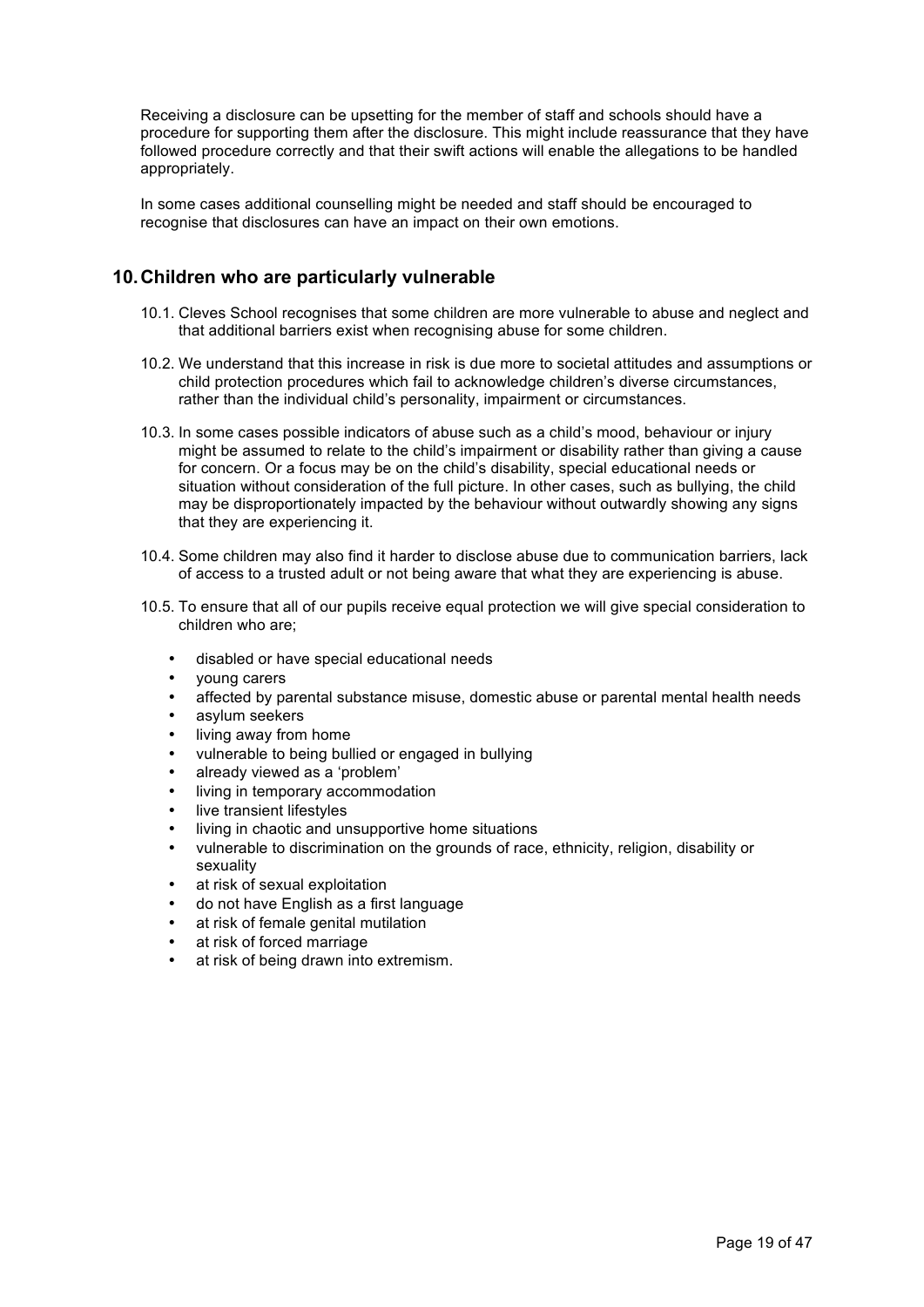Receiving a disclosure can be upsetting for the member of staff and schools should have a procedure for supporting them after the disclosure. This might include reassurance that they have followed procedure correctly and that their swift actions will enable the allegations to be handled appropriately.

In some cases additional counselling might be needed and staff should be encouraged to recognise that disclosures can have an impact on their own emotions.

## 10. Children who are particularly vulnerable

10.1. Cleves School recognises that some children are more vulnerable to abuse and neglect and that additional barriers exist when recognising abuse for some children.

10.2. We understand that this increase in risk is due more to societal attitudes and assumptions or child protection procedures which fail to acknowledge children's diverse circumstances, rather than the individual child's personality, impairment or circumstances.

10.3. In some cases possible indicators of abuse such as a child's mood, behaviour or injury might be assumed to relate to the child's impairment or disability rather than giving a cause for concern. Or a focus may be on the child's disability, special educational needs or situation without consideration of the full picture. In other cases, such as bullying, the child may be disproportionately impacted by the behaviour without outwardly showing any signs that they are experiencing it.

10.4. Some children may also find it harder to disclose abuse due to communication barriers, lack of access to a trusted adult or not being aware that what they are experiencing is abuse.

10.5. To ensure that all of our pupils receive equal protection we will give special consideration to children who are;

- disabled or have special educational needs
- young carers
- affected by parental substance misuse, domestic abuse or parental mental health needs
- asylum seekers
- living away from home
- vulnerable to being bullied or engaged in bullying
- already viewed as a 'problem'
- living in temporary accommodation
- live transient lifestyles
- living in chaotic and unsupportive home situations
- vulnerable to discrimination on the grounds of race, ethnicity, religion, disability or sexuality
- at risk of sexual exploitation
- do not have English as a first language
- at risk of female genital mutilation
- at risk of forced marriage
- at risk of being drawn into extremism.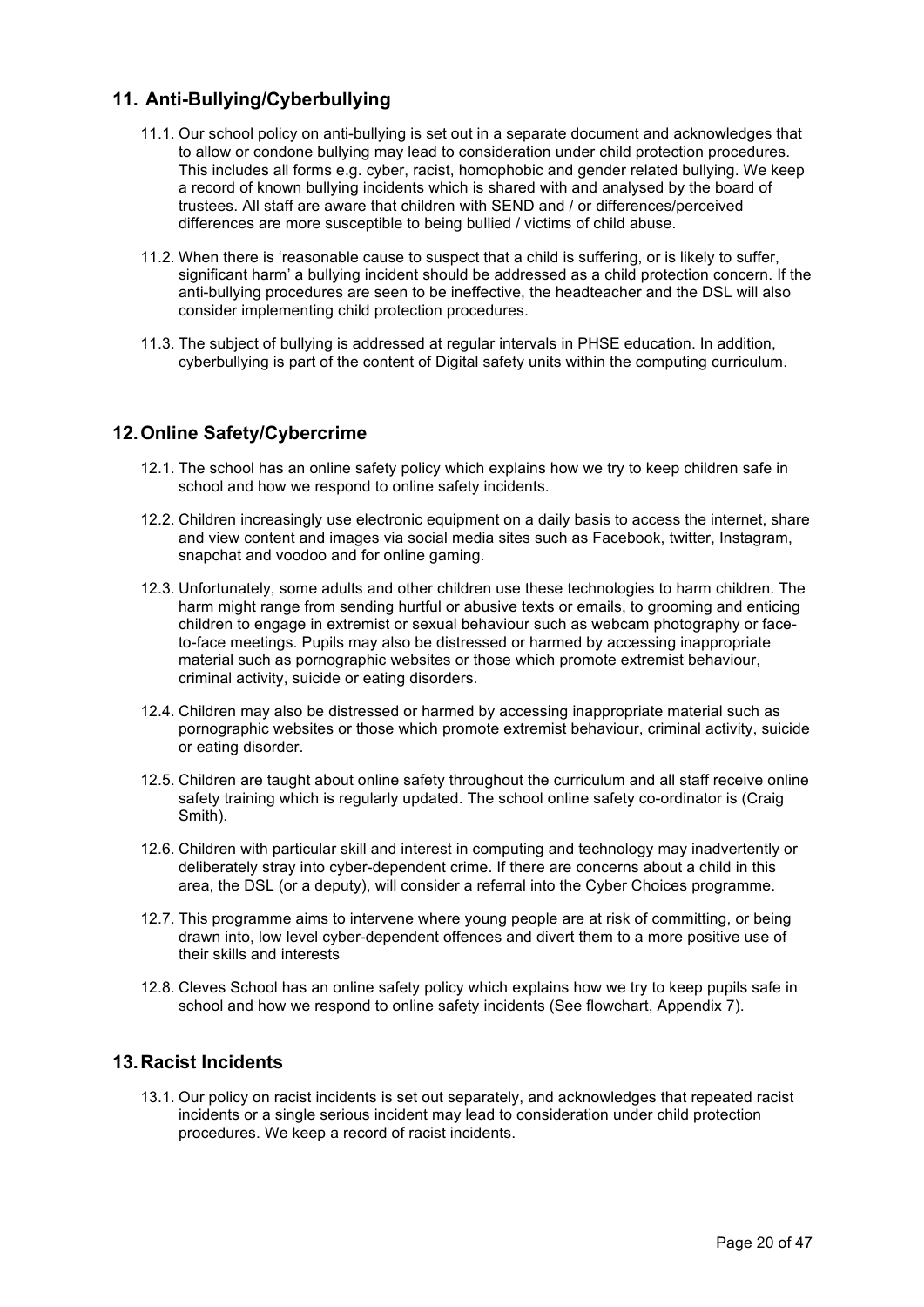## 11. Anti-Bullying/Cyberbullying

11.1. Our school policy on anti-bullying is set out in a separate document and acknowledges that to allow or condone bullying may lead to consideration under child protection procedures. This includes all forms e.g. cyber, racist, homophobic and gender related bullying. We keep a record of known bullying incidents which is shared with and analysed by the board of trustees. All staff are aware that children with SEND and / or differences/perceived differences are more susceptible to being bullied / victims of child abuse.

11.2. When there is 'reasonable cause to suspect that a child is suffering, or is likely to suffer, significant harm' a bullying incident should be addressed as a child protection concern. If the anti-bullying procedures are seen to be ineffective, the headteacher and the DSL will also consider implementing child protection procedures.

11.3. The subject of bullying is addressed at regular intervals in PHSE education. In addition, cyberbullying is part of the content of Digital safety units within the computing curriculum.

## 12. Online Safety/Cybercrime

12.1. The school has an online safety policy which explains how we try to keep children safe in school and how we respond to online safety incidents.

12.2. Children increasingly use electronic equipment on a daily basis to access the internet, share and view content and images via social media sites such as Facebook, twitter, Instagram, snapchat and voodoo and for online gaming.

12.3. Unfortunately, some adults and other children use these technologies to harm children. The harm might range from sending hurtful or abusive texts or emails, to grooming and enticing children to engage in extremist or sexual behaviour such as webcam photography or face-to-face meetings. Pupils may also be distressed or harmed by accessing inappropriate material such as pornographic websites or those which promote extremist behaviour, criminal activity, suicide or eating disorders.

12.4. Children may also be distressed or harmed by accessing inappropriate material such as pornographic websites or those which promote extremist behaviour, criminal activity, suicide or eating disorder.

12.5. Children are taught about online safety throughout the curriculum and all staff receive online safety training which is regularly updated. The school online safety co-ordinator is (Craig Smith).

12.6. Children with particular skill and interest in computing and technology may inadvertently or deliberately stray into cyber-dependent crime. If there are concerns about a child in this area, the DSL (or a deputy), will consider a referral into the Cyber Choices programme.

12.7. This programme aims to intervene where young people are at risk of committing, or being drawn into, low level cyber-dependent offences and divert them to a more positive use of their skills and interests

12.8. Cleves School has an online safety policy which explains how we try to keep pupils safe in school and how we respond to online safety incidents (See flowchart, Appendix 7).

## 13. Racist Incidents

13.1. Our policy on racist incidents is set out separately, and acknowledges that repeated racist incidents or a single serious incident may lead to consideration under child protection procedures. We keep a record of racist incidents.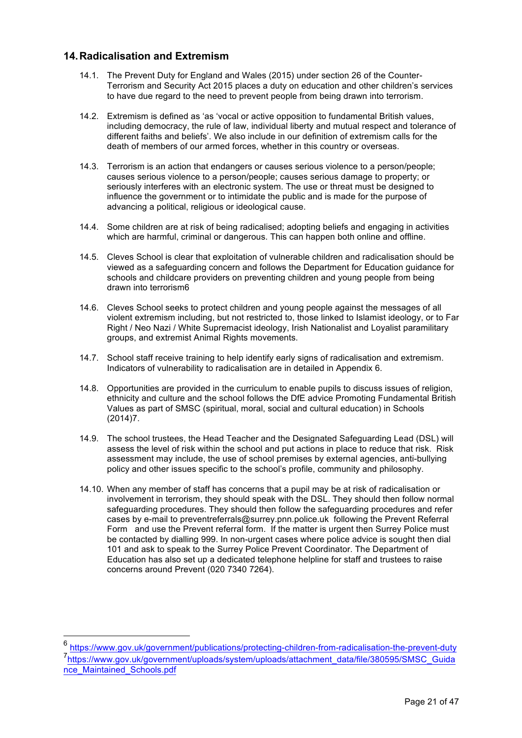## 14. Radicalisation and Extremism

14.1. The Prevent Duty for England and Wales (2015) under section 26 of the Counter-Terrorism and Security Act 2015 places a duty on education and other children's services to have due regard to the need to prevent people from being drawn into terrorism.

14.2. Extremism is defined as 'as 'vocal or active opposition to fundamental British values, including democracy, the rule of law, individual liberty and mutual respect and tolerance of different faiths and beliefs'. We also include in our definition of extremism calls for the death of members of our armed forces, whether in this country or overseas.

14.3. Terrorism is an action that endangers or causes serious violence to a person/people; causes serious violence to a person/people; causes serious damage to property; or seriously interferes with an electronic system. The use or threat must be designed to influence the government or to intimidate the public and is made for the purpose of advancing a political, religious or ideological cause.

14.4. Some children are at risk of being radicalised; adopting beliefs and engaging in activities which are harmful, criminal or dangerous. This can happen both online and offline.

14.5. Cleves School is clear that exploitation of vulnerable children and radicalisation should be viewed as a safeguarding concern and follows the Department for Education guidance for schools and childcare providers on preventing children and young people from being drawn into terrorism[6]

14.6. Cleves School seeks to protect children and young people against the messages of all violent extremism including, but not restricted to, those linked to Islamist ideology, or to Far Right / Neo Nazi / White Supremacist ideology, Irish Nationalist and Loyalist paramilitary groups, and extremist Animal Rights movements.

14.7. School staff receive training to help identify early signs of radicalisation and extremism. Indicators of vulnerability to radicalisation are in detailed in Appendix 6.

14.8. Opportunities are provided in the curriculum to enable pupils to discuss issues of religion, ethnicity and culture and the school follows the DfE advice Promoting Fundamental British Values as part of SMSC (spiritual, moral, social and cultural education) in Schools (2014)[7].

14.9. The school trustees, the Head Teacher and the Designated Safeguarding Lead (DSL) will assess the level of risk within the school and put actions in place to reduce that risk. Risk assessment may include, the use of school premises by external agencies, anti-bullying policy and other issues specific to the school's profile, community and philosophy.

14.10. When any member of staff has concerns that a pupil may be at risk of radicalisation or involvement in terrorism, they should speak with the DSL. They should then follow normal safeguarding procedures. They should then follow the safeguarding procedures and refer cases by e-mail to preventreferrals@surrey.pnn.police.uk following the Prevent Referral Form and use the Prevent referral form. If the matter is urgent then Surrey Police must be contacted by dialling 999. In non-urgent cases where police advice is sought then dial 101 and ask to speak to the Surrey Police Prevent Coordinator. The Department of Education has also set up a dedicated telephone helpline for staff and trustees to raise concerns around Prevent (020 7340 7264).

---

[6] https://www.gov.uk/government/publications/protecting-children-from-radicalisation-the-prevent-duty

[7] https://www.gov.uk/government/uploads/system/uploads/attachment_data/file/380595/SMSC_Guidance_Maintained_Schools.pdf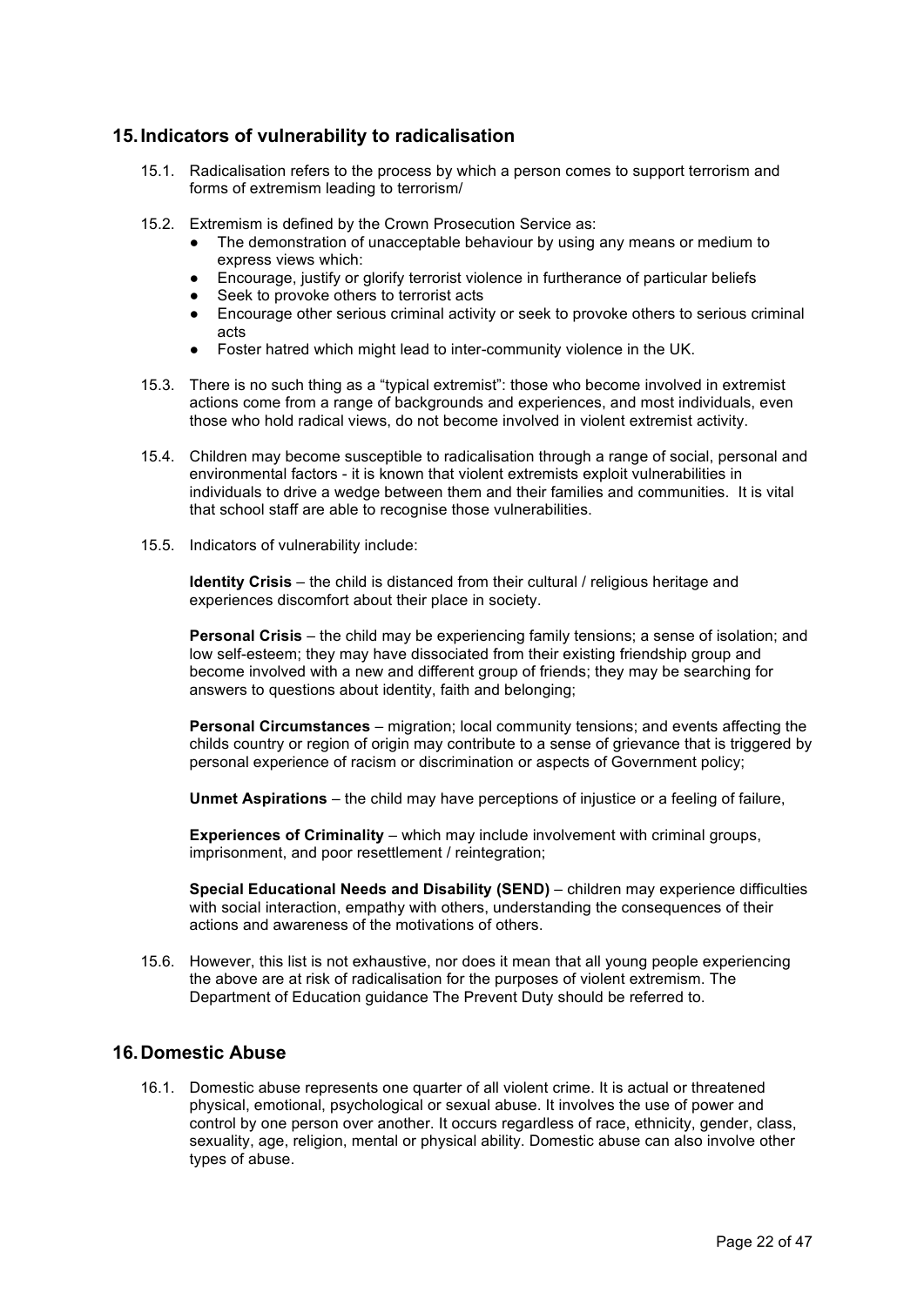## 15. Indicators of vulnerability to radicalisation

15.1. Radicalisation refers to the process by which a person comes to support terrorism and forms of extremism leading to terrorism/

15.2. Extremism is defined by the Crown Prosecution Service as:

- The demonstration of unacceptable behaviour by using any means or medium to express views which:
- Encourage, justify or glorify terrorist violence in furtherance of particular beliefs
- Seek to provoke others to terrorist acts
- Encourage other serious criminal activity or seek to provoke others to serious criminal acts
- Foster hatred which might lead to inter-community violence in the UK.

15.3. There is no such thing as a "typical extremist": those who become involved in extremist actions come from a range of backgrounds and experiences, and most individuals, even those who hold radical views, do not become involved in violent extremist activity.

15.4. Children may become susceptible to radicalisation through a range of social, personal and environmental factors - it is known that violent extremists exploit vulnerabilities in individuals to drive a wedge between them and their families and communities. It is vital that school staff are able to recognise those vulnerabilities.

15.5. Indicators of vulnerability include:

**Identity Crisis** – the child is distanced from their cultural / religious heritage and experiences discomfort about their place in society.

**Personal Crisis** – the child may be experiencing family tensions; a sense of isolation; and low self-esteem; they may have dissociated from their existing friendship group and become involved with a new and different group of friends; they may be searching for answers to questions about identity, faith and belonging;

**Personal Circumstances** – migration; local community tensions; and events affecting the childs country or region of origin may contribute to a sense of grievance that is triggered by personal experience of racism or discrimination or aspects of Government policy;

**Unmet Aspirations** – the child may have perceptions of injustice or a feeling of failure,

**Experiences of Criminality** – which may include involvement with criminal groups, imprisonment, and poor resettlement / reintegration;

**Special Educational Needs and Disability (SEND)** – children may experience difficulties with social interaction, empathy with others, understanding the consequences of their actions and awareness of the motivations of others.

15.6. However, this list is not exhaustive, nor does it mean that all young people experiencing the above are at risk of radicalisation for the purposes of violent extremism. The Department of Education guidance The Prevent Duty should be referred to.

## 16. Domestic Abuse

16.1. Domestic abuse represents one quarter of all violent crime. It is actual or threatened physical, emotional, psychological or sexual abuse. It involves the use of power and control by one person over another. It occurs regardless of race, ethnicity, gender, class, sexuality, age, religion, mental or physical ability. Domestic abuse can also involve other types of abuse.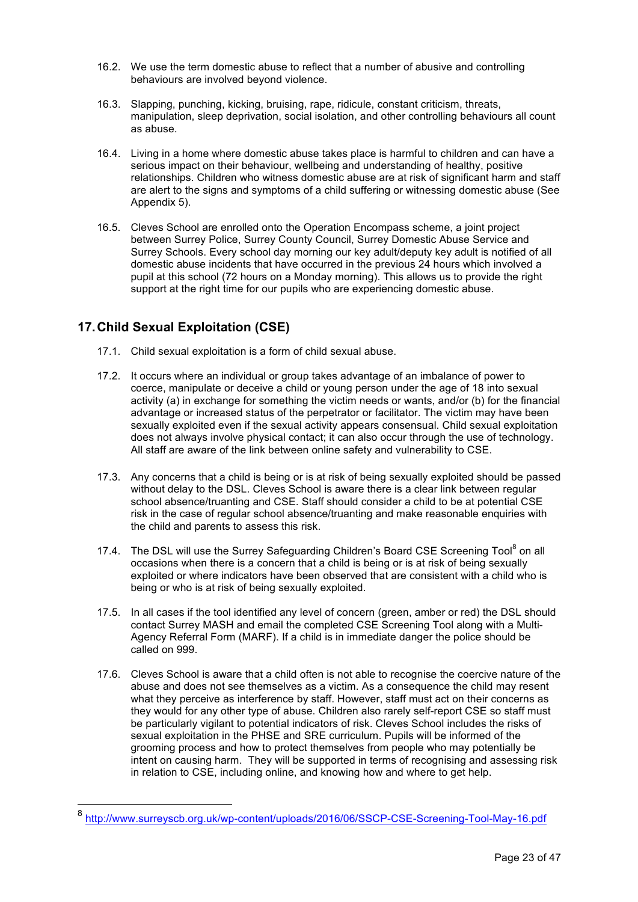16.2. We use the term domestic abuse to reflect that a number of abusive and controlling behaviours are involved beyond violence.

16.3. Slapping, punching, kicking, bruising, rape, ridicule, constant criticism, threats, manipulation, sleep deprivation, social isolation, and other controlling behaviours all count as abuse.

16.4. Living in a home where domestic abuse takes place is harmful to children and can have a serious impact on their behaviour, wellbeing and understanding of healthy, positive relationships. Children who witness domestic abuse are at risk of significant harm and staff are alert to the signs and symptoms of a child suffering or witnessing domestic abuse (See Appendix 5).

16.5. Cleves School are enrolled onto the Operation Encompass scheme, a joint project between Surrey Police, Surrey County Council, Surrey Domestic Abuse Service and Surrey Schools. Every school day morning our key adult/deputy key adult is notified of all domestic abuse incidents that have occurred in the previous 24 hours which involved a pupil at this school (72 hours on a Monday morning). This allows us to provide the right support at the right time for our pupils who are experiencing domestic abuse.

## 17. Child Sexual Exploitation (CSE)

17.1. Child sexual exploitation is a form of child sexual abuse.

17.2. It occurs where an individual or group takes advantage of an imbalance of power to coerce, manipulate or deceive a child or young person under the age of 18 into sexual activity (a) in exchange for something the victim needs or wants, and/or (b) for the financial advantage or increased status of the perpetrator or facilitator. The victim may have been sexually exploited even if the sexual activity appears consensual. Child sexual exploitation does not always involve physical contact; it can also occur through the use of technology. All staff are aware of the link between online safety and vulnerability to CSE.

17.3. Any concerns that a child is being or is at risk of being sexually exploited should be passed without delay to the DSL. Cleves School is aware there is a clear link between regular school absence/truanting and CSE. Staff should consider a child to be at potential CSE risk in the case of regular school absence/truanting and make reasonable enquiries with the child and parents to assess this risk.

17.4. The DSL will use the Surrey Safeguarding Children's Board CSE Screening Tool[8] on all occasions when there is a concern that a child is being or is at risk of being sexually exploited or where indicators have been observed that are consistent with a child who is being or who is at risk of being sexually exploited.

17.5. In all cases if the tool identified any level of concern (green, amber or red) the DSL should contact Surrey MASH and email the completed CSE Screening Tool along with a Multi-Agency Referral Form (MARF). If a child is in immediate danger the police should be called on 999.

17.6. Cleves School is aware that a child often is not able to recognise the coercive nature of the abuse and does not see themselves as a victim. As a consequence the child may resent what they perceive as interference by staff. However, staff must act on their concerns as they would for any other type of abuse. Children also rarely self-report CSE so staff must be particularly vigilant to potential indicators of risk. Cleves School includes the risks of sexual exploitation in the PHSE and SRE curriculum. Pupils will be informed of the grooming process and how to protect themselves from people who may potentially be intent on causing harm. They will be supported in terms of recognising and assessing risk in relation to CSE, including online, and knowing how and where to get help.

---

[8] http://www.surreyscb.org.uk/wp-content/uploads/2016/06/SSCP-CSE-Screening-Tool-May-16.pdf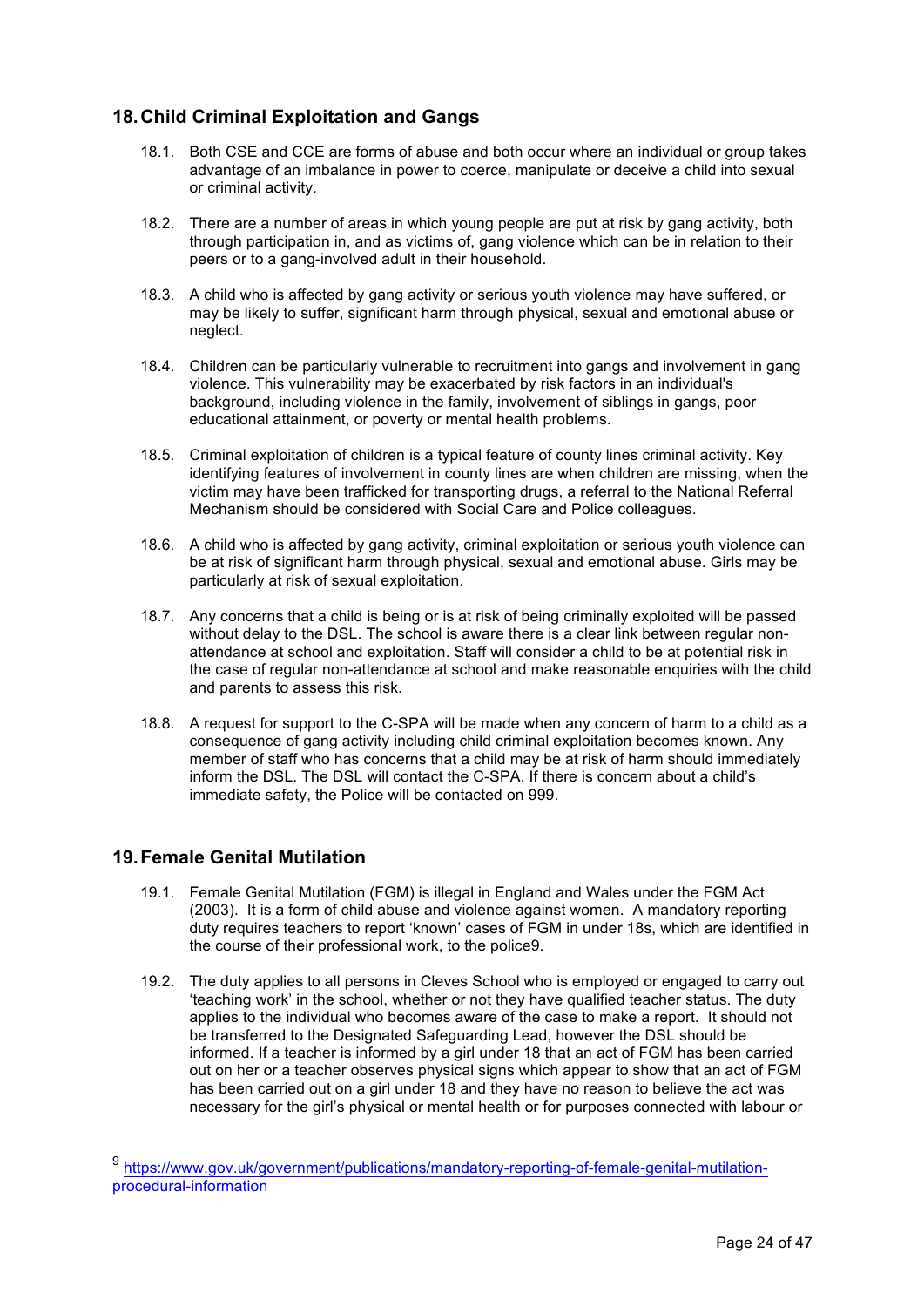## 18. Child Criminal Exploitation and Gangs

18.1. Both CSE and CCE are forms of abuse and both occur where an individual or group takes advantage of an imbalance in power to coerce, manipulate or deceive a child into sexual or criminal activity.

18.2. There are a number of areas in which young people are put at risk by gang activity, both through participation in, and as victims of, gang violence which can be in relation to their peers or to a gang-involved adult in their household.

18.3. A child who is affected by gang activity or serious youth violence may have suffered, or may be likely to suffer, significant harm through physical, sexual and emotional abuse or neglect.

18.4. Children can be particularly vulnerable to recruitment into gangs and involvement in gang violence. This vulnerability may be exacerbated by risk factors in an individual's background, including violence in the family, involvement of siblings in gangs, poor educational attainment, or poverty or mental health problems.

18.5. Criminal exploitation of children is a typical feature of county lines criminal activity. Key identifying features of involvement in county lines are when children are missing, when the victim may have been trafficked for transporting drugs, a referral to the National Referral Mechanism should be considered with Social Care and Police colleagues.

18.6. A child who is affected by gang activity, criminal exploitation or serious youth violence can be at risk of significant harm through physical, sexual and emotional abuse. Girls may be particularly at risk of sexual exploitation.

18.7. Any concerns that a child is being or is at risk of being criminally exploited will be passed without delay to the DSL. The school is aware there is a clear link between regular non-attendance at school and exploitation. Staff will consider a child to be at potential risk in the case of regular non-attendance at school and make reasonable enquiries with the child and parents to assess this risk.

18.8. A request for support to the C-SPA will be made when any concern of harm to a child as a consequence of gang activity including child criminal exploitation becomes known. Any member of staff who has concerns that a child may be at risk of harm should immediately inform the DSL. The DSL will contact the C-SPA. If there is concern about a child's immediate safety, the Police will be contacted on 999.

## 19. Female Genital Mutilation

19.1. Female Genital Mutilation (FGM) is illegal in England and Wales under the FGM Act (2003). It is a form of child abuse and violence against women. A mandatory reporting duty requires teachers to report 'known' cases of FGM in under 18s, which are identified in the course of their professional work, to the police[9].

19.2. The duty applies to all persons in Cleves School who is employed or engaged to carry out 'teaching work' in the school, whether or not they have qualified teacher status. The duty applies to the individual who becomes aware of the case to make a report. It should not be transferred to the Designated Safeguarding Lead, however the DSL should be informed. If a teacher is informed by a girl under 18 that an act of FGM has been carried out on her or a teacher observes physical signs which appear to show that an act of FGM has been carried out on a girl under 18 and they have no reason to believe the act was necessary for the girl's physical or mental health or for purposes connected with labour or

---

[9] https://www.gov.uk/government/publications/mandatory-reporting-of-female-genital-mutilation-procedural-information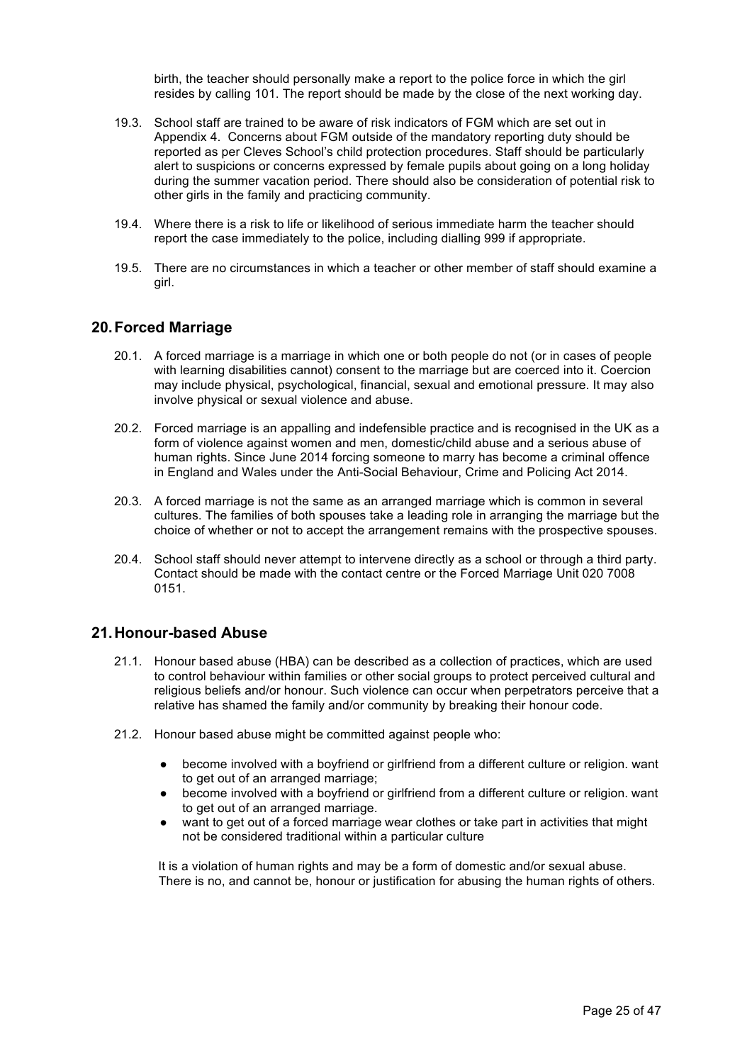birth, the teacher should personally make a report to the police force in which the girl resides by calling 101. The report should be made by the close of the next working day.

19.3. School staff are trained to be aware of risk indicators of FGM which are set out in Appendix 4. Concerns about FGM outside of the mandatory reporting duty should be reported as per Cleves School's child protection procedures. Staff should be particularly alert to suspicions or concerns expressed by female pupils about going on a long holiday during the summer vacation period. There should also be consideration of potential risk to other girls in the family and practicing community.

19.4. Where there is a risk to life or likelihood of serious immediate harm the teacher should report the case immediately to the police, including dialling 999 if appropriate.

19.5. There are no circumstances in which a teacher or other member of staff should examine a girl.

## 20. Forced Marriage

20.1. A forced marriage is a marriage in which one or both people do not (or in cases of people with learning disabilities cannot) consent to the marriage but are coerced into it. Coercion may include physical, psychological, financial, sexual and emotional pressure. It may also involve physical or sexual violence and abuse.

20.2. Forced marriage is an appalling and indefensible practice and is recognised in the UK as a form of violence against women and men, domestic/child abuse and a serious abuse of human rights. Since June 2014 forcing someone to marry has become a criminal offence in England and Wales under the Anti-Social Behaviour, Crime and Policing Act 2014.

20.3. A forced marriage is not the same as an arranged marriage which is common in several cultures. The families of both spouses take a leading role in arranging the marriage but the choice of whether or not to accept the arrangement remains with the prospective spouses.

20.4. School staff should never attempt to intervene directly as a school or through a third party. Contact should be made with the contact centre or the Forced Marriage Unit 020 7008 0151.

## 21. Honour-based Abuse

21.1. Honour based abuse (HBA) can be described as a collection of practices, which are used to control behaviour within families or other social groups to protect perceived cultural and religious beliefs and/or honour. Such violence can occur when perpetrators perceive that a relative has shamed the family and/or community by breaking their honour code.

21.2. Honour based abuse might be committed against people who:

- become involved with a boyfriend or girlfriend from a different culture or religion. want to get out of an arranged marriage;
- become involved with a boyfriend or girlfriend from a different culture or religion. want to get out of an arranged marriage.
- want to get out of a forced marriage wear clothes or take part in activities that might not be considered traditional within a particular culture

It is a violation of human rights and may be a form of domestic and/or sexual abuse. There is no, and cannot be, honour or justification for abusing the human rights of others.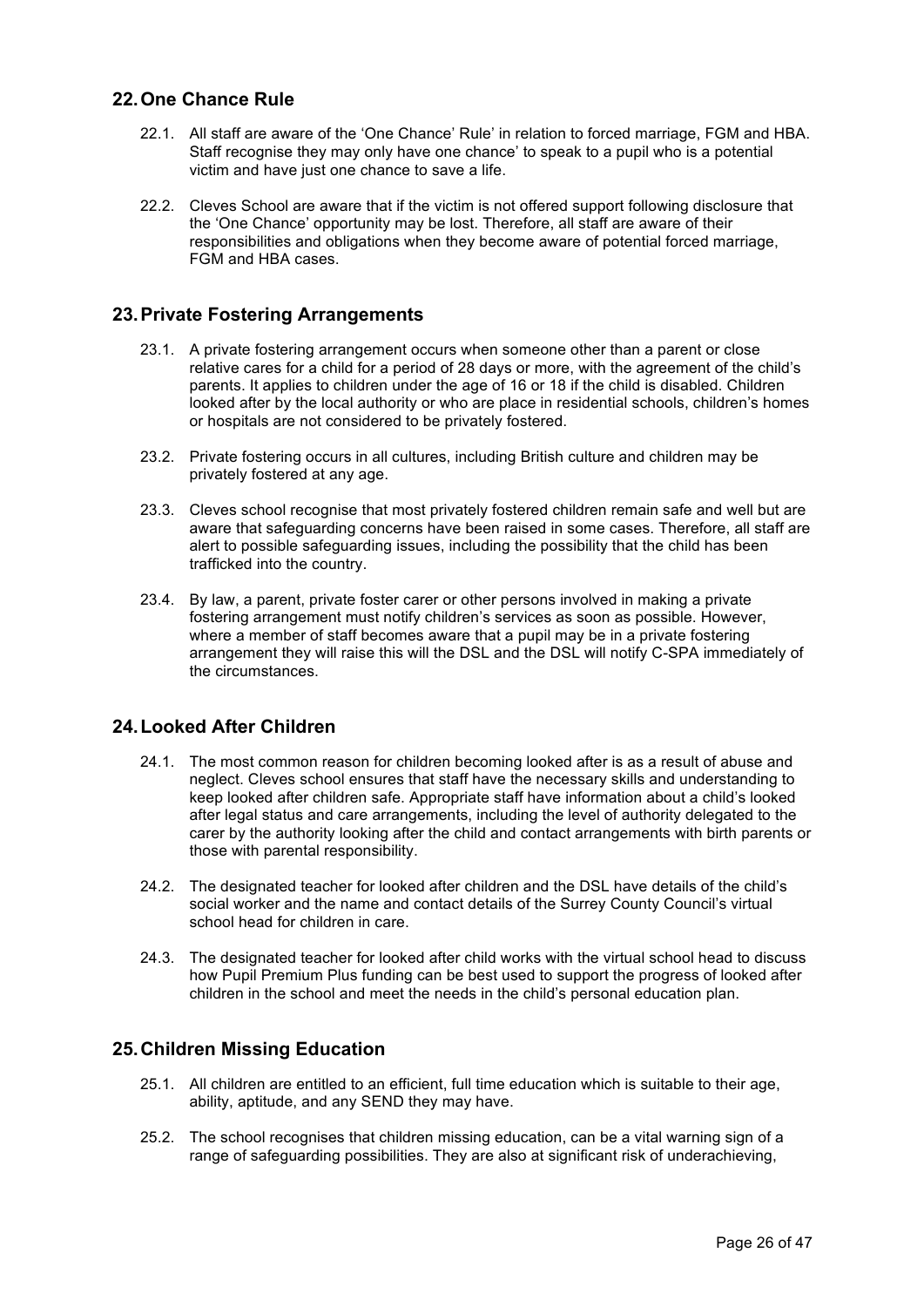## 22. One Chance Rule

22.1. All staff are aware of the 'One Chance' Rule' in relation to forced marriage, FGM and HBA. Staff recognise they may only have one chance' to speak to a pupil who is a potential victim and have just one chance to save a life.

22.2. Cleves School are aware that if the victim is not offered support following disclosure that the 'One Chance' opportunity may be lost. Therefore, all staff are aware of their responsibilities and obligations when they become aware of potential forced marriage, FGM and HBA cases.

## 23. Private Fostering Arrangements

23.1. A private fostering arrangement occurs when someone other than a parent or close relative cares for a child for a period of 28 days or more, with the agreement of the child's parents. It applies to children under the age of 16 or 18 if the child is disabled. Children looked after by the local authority or who are place in residential schools, children's homes or hospitals are not considered to be privately fostered.

23.2. Private fostering occurs in all cultures, including British culture and children may be privately fostered at any age.

23.3. Cleves school recognise that most privately fostered children remain safe and well but are aware that safeguarding concerns have been raised in some cases. Therefore, all staff are alert to possible safeguarding issues, including the possibility that the child has been trafficked into the country.

23.4. By law, a parent, private foster carer or other persons involved in making a private fostering arrangement must notify children's services as soon as possible. However, where a member of staff becomes aware that a pupil may be in a private fostering arrangement they will raise this will the DSL and the DSL will notify C-SPA immediately of the circumstances.

## 24. Looked After Children

24.1. The most common reason for children becoming looked after is as a result of abuse and neglect. Cleves school ensures that staff have the necessary skills and understanding to keep looked after children safe. Appropriate staff have information about a child's looked after legal status and care arrangements, including the level of authority delegated to the carer by the authority looking after the child and contact arrangements with birth parents or those with parental responsibility.

24.2. The designated teacher for looked after children and the DSL have details of the child's social worker and the name and contact details of the Surrey County Council's virtual school head for children in care.

24.3. The designated teacher for looked after child works with the virtual school head to discuss how Pupil Premium Plus funding can be best used to support the progress of looked after children in the school and meet the needs in the child's personal education plan.

## 25. Children Missing Education

25.1. All children are entitled to an efficient, full time education which is suitable to their age, ability, aptitude, and any SEND they may have.

25.2. The school recognises that children missing education, can be a vital warning sign of a range of safeguarding possibilities. They are also at significant risk of underachieving,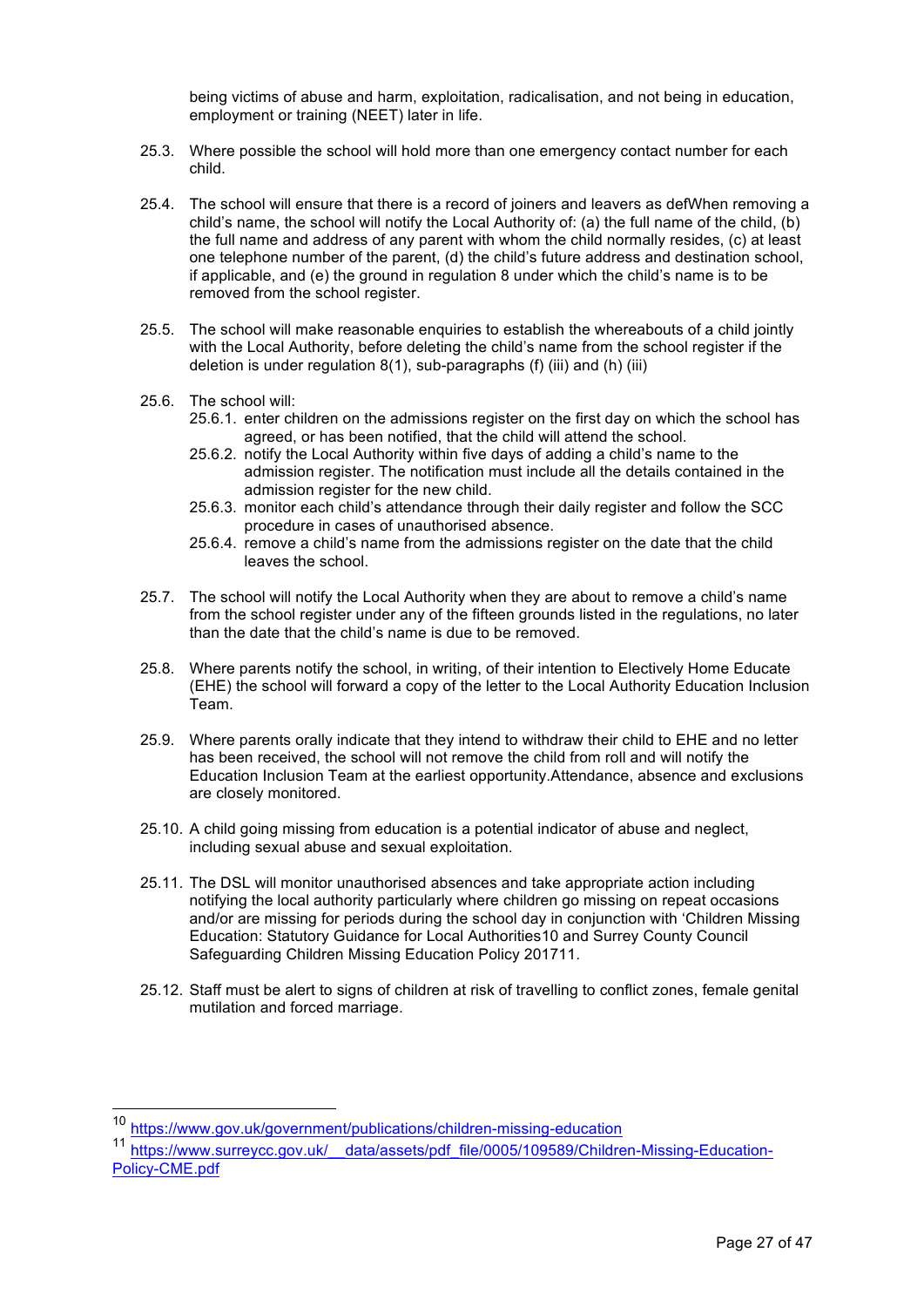being victims of abuse and harm, exploitation, radicalisation, and not being in education, employment or training (NEET) later in life.

25.3. Where possible the school will hold more than one emergency contact number for each child.

25.4. The school will ensure that there is a record of joiners and leavers as defWhen removing a child's name, the school will notify the Local Authority of: (a) the full name of the child, (b) the full name and address of any parent with whom the child normally resides, (c) at least one telephone number of the parent, (d) the child's future address and destination school, if applicable, and (e) the ground in regulation 8 under which the child's name is to be removed from the school register.

25.5. The school will make reasonable enquiries to establish the whereabouts of a child jointly with the Local Authority, before deleting the child's name from the school register if the deletion is under regulation 8(1), sub-paragraphs (f) (iii) and (h) (iii)

25.6. The school will:

25.6.1. enter children on the admissions register on the first day on which the school has agreed, or has been notified, that the child will attend the school.

25.6.2. notify the Local Authority within five days of adding a child's name to the admission register. The notification must include all the details contained in the admission register for the new child.

25.6.3. monitor each child's attendance through their daily register and follow the SCC procedure in cases of unauthorised absence.

25.6.4. remove a child's name from the admissions register on the date that the child leaves the school.

25.7. The school will notify the Local Authority when they are about to remove a child's name from the school register under any of the fifteen grounds listed in the regulations, no later than the date that the child's name is due to be removed.

25.8. Where parents notify the school, in writing, of their intention to Electively Home Educate (EHE) the school will forward a copy of the letter to the Local Authority Education Inclusion Team.

25.9. Where parents orally indicate that they intend to withdraw their child to EHE and no letter has been received, the school will not remove the child from roll and will notify the Education Inclusion Team at the earliest opportunity.Attendance, absence and exclusions are closely monitored.

25.10. A child going missing from education is a potential indicator of abuse and neglect, including sexual abuse and sexual exploitation.

25.11. The DSL will monitor unauthorised absences and take appropriate action including notifying the local authority particularly where children go missing on repeat occasions and/or are missing for periods during the school day in conjunction with 'Children Missing Education: Statutory Guidance for Local Authorities[10] and Surrey County Council Safeguarding Children Missing Education Policy 2017[11].

25.12. Staff must be alert to signs of children at risk of travelling to conflict zones, female genital mutilation and forced marriage.

---

[10] https://www.gov.uk/government/publications/children-missing-education

[11] https://www.surreycc.gov.uk/__data/assets/pdf_file/0005/109589/Children-Missing-Education-Policy-CME.pdf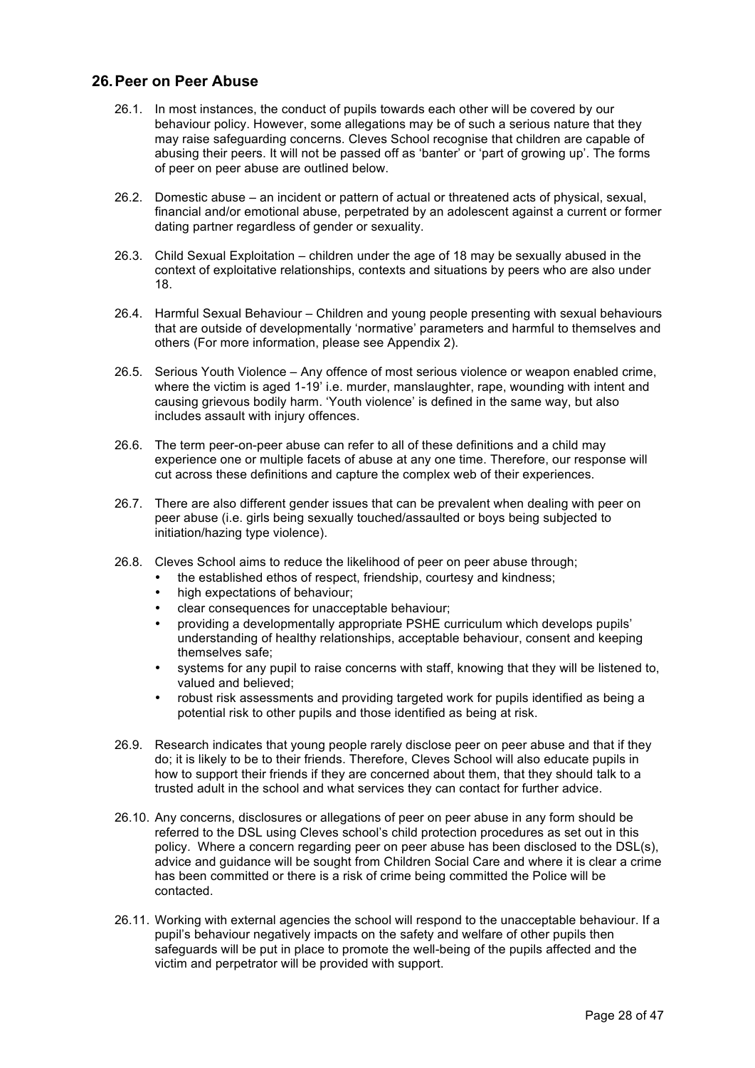## 26. Peer on Peer Abuse

26.1. In most instances, the conduct of pupils towards each other will be covered by our behaviour policy. However, some allegations may be of such a serious nature that they may raise safeguarding concerns. Cleves School recognise that children are capable of abusing their peers. It will not be passed off as 'banter' or 'part of growing up'. The forms of peer on peer abuse are outlined below.

26.2. Domestic abuse – an incident or pattern of actual or threatened acts of physical, sexual, financial and/or emotional abuse, perpetrated by an adolescent against a current or former dating partner regardless of gender or sexuality.

26.3. Child Sexual Exploitation – children under the age of 18 may be sexually abused in the context of exploitative relationships, contexts and situations by peers who are also under 18.

26.4. Harmful Sexual Behaviour – Children and young people presenting with sexual behaviours that are outside of developmentally 'normative' parameters and harmful to themselves and others (For more information, please see Appendix 2).

26.5. Serious Youth Violence – Any offence of most serious violence or weapon enabled crime, where the victim is aged 1-19' i.e. murder, manslaughter, rape, wounding with intent and causing grievous bodily harm. 'Youth violence' is defined in the same way, but also includes assault with injury offences.

26.6. The term peer-on-peer abuse can refer to all of these definitions and a child may experience one or multiple facets of abuse at any one time. Therefore, our response will cut across these definitions and capture the complex web of their experiences.

26.7. There are also different gender issues that can be prevalent when dealing with peer on peer abuse (i.e. girls being sexually touched/assaulted or boys being subjected to initiation/hazing type violence).

26.8. Cleves School aims to reduce the likelihood of peer on peer abuse through;

- the established ethos of respect, friendship, courtesy and kindness;
- high expectations of behaviour;
- clear consequences for unacceptable behaviour;
- providing a developmentally appropriate PSHE curriculum which develops pupils' understanding of healthy relationships, acceptable behaviour, consent and keeping themselves safe;
- systems for any pupil to raise concerns with staff, knowing that they will be listened to, valued and believed;
- robust risk assessments and providing targeted work for pupils identified as being a potential risk to other pupils and those identified as being at risk.

26.9. Research indicates that young people rarely disclose peer on peer abuse and that if they do; it is likely to be to their friends. Therefore, Cleves School will also educate pupils in how to support their friends if they are concerned about them, that they should talk to a trusted adult in the school and what services they can contact for further advice.

26.10. Any concerns, disclosures or allegations of peer on peer abuse in any form should be referred to the DSL using Cleves school's child protection procedures as set out in this policy. Where a concern regarding peer on peer abuse has been disclosed to the DSL(s), advice and guidance will be sought from Children Social Care and where it is clear a crime has been committed or there is a risk of crime being committed the Police will be contacted.

26.11. Working with external agencies the school will respond to the unacceptable behaviour. If a pupil's behaviour negatively impacts on the safety and welfare of other pupils then safeguards will be put in place to promote the well-being of the pupils affected and the victim and perpetrator will be provided with support.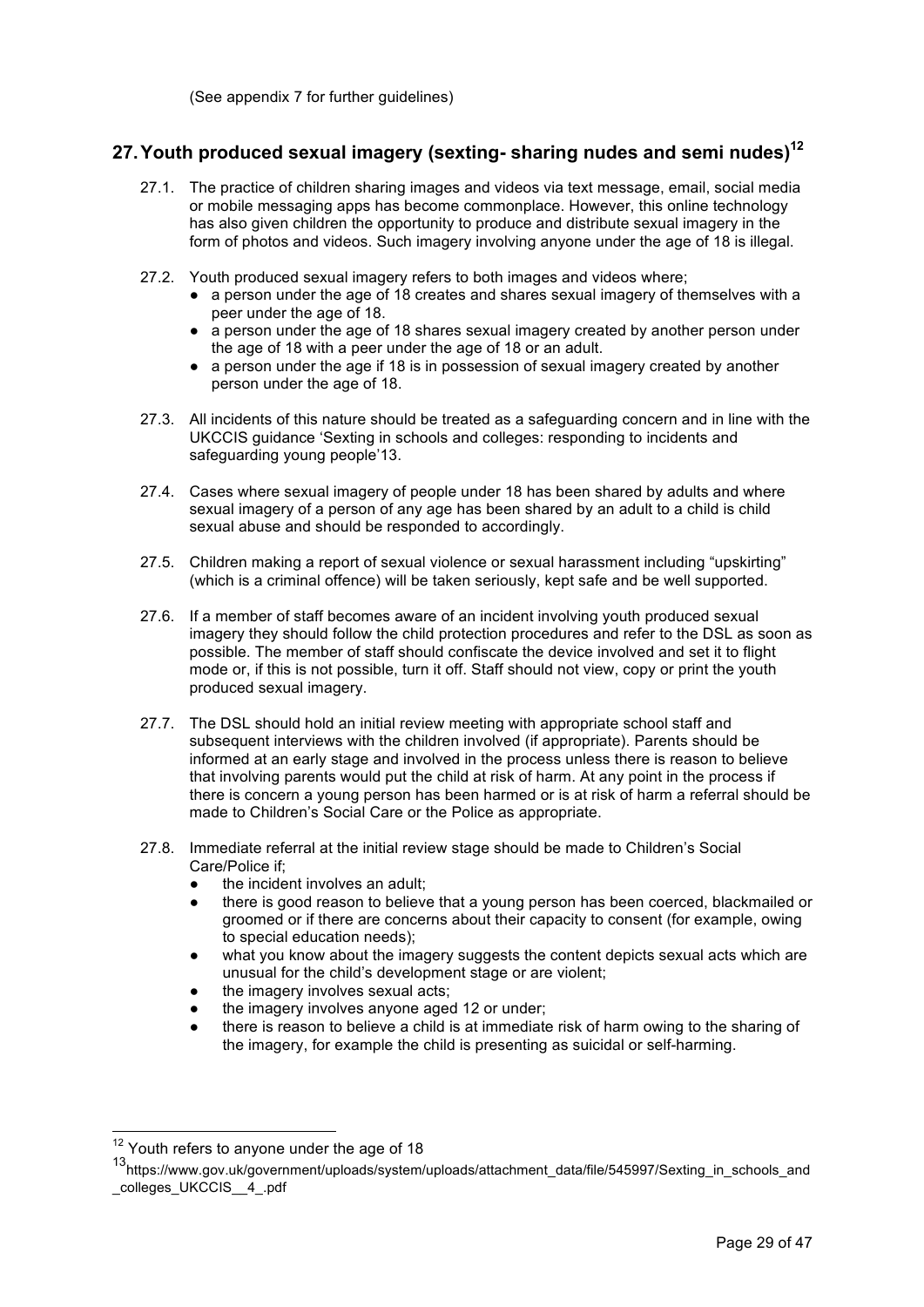(See appendix 7 for further guidelines)

## 27. Youth produced sexual imagery (sexting- sharing nudes and semi nudes)[12]

27.1. The practice of children sharing images and videos via text message, email, social media or mobile messaging apps has become commonplace. However, this online technology has also given children the opportunity to produce and distribute sexual imagery in the form of photos and videos. Such imagery involving anyone under the age of 18 is illegal.

27.2. Youth produced sexual imagery refers to both images and videos where;

- a person under the age of 18 creates and shares sexual imagery of themselves with a peer under the age of 18.
- a person under the age of 18 shares sexual imagery created by another person under the age of 18 with a peer under the age of 18 or an adult.
- a person under the age if 18 is in possession of sexual imagery created by another person under the age of 18.

27.3. All incidents of this nature should be treated as a safeguarding concern and in line with the UKCCIS guidance 'Sexting in schools and colleges: responding to incidents and safeguarding young people'13.

27.4. Cases where sexual imagery of people under 18 has been shared by adults and where sexual imagery of a person of any age has been shared by an adult to a child is child sexual abuse and should be responded to accordingly.

27.5. Children making a report of sexual violence or sexual harassment including "upskirting" (which is a criminal offence) will be taken seriously, kept safe and be well supported.

27.6. If a member of staff becomes aware of an incident involving youth produced sexual imagery they should follow the child protection procedures and refer to the DSL as soon as possible. The member of staff should confiscate the device involved and set it to flight mode or, if this is not possible, turn it off. Staff should not view, copy or print the youth produced sexual imagery.

27.7. The DSL should hold an initial review meeting with appropriate school staff and subsequent interviews with the children involved (if appropriate). Parents should be informed at an early stage and involved in the process unless there is reason to believe that involving parents would put the child at risk of harm. At any point in the process if there is concern a young person has been harmed or is at risk of harm a referral should be made to Children's Social Care or the Police as appropriate.

27.8. Immediate referral at the initial review stage should be made to Children's Social Care/Police if;

- the incident involves an adult;
- there is good reason to believe that a young person has been coerced, blackmailed or groomed or if there are concerns about their capacity to consent (for example, owing to special education needs);
- what you know about the imagery suggests the content depicts sexual acts which are unusual for the child's development stage or are violent;
- the imagery involves sexual acts;
- the imagery involves anyone aged 12 or under;
- there is reason to believe a child is at immediate risk of harm owing to the sharing of the imagery, for example the child is presenting as suicidal or self-harming.

---

[12] Youth refers to anyone under the age of 18

[13] https://www.gov.uk/government/uploads/system/uploads/attachment_data/file/545997/Sexting_in_schools_and_colleges_UKCCIS__4_.pdf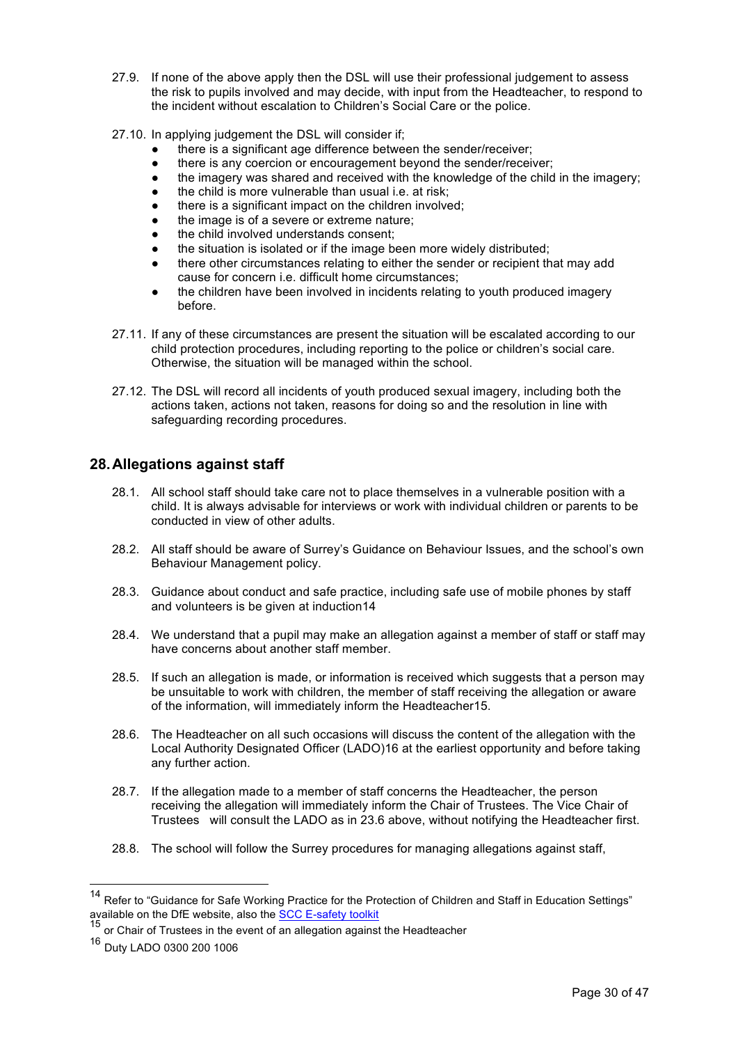27.9. If none of the above apply then the DSL will use their professional judgement to assess the risk to pupils involved and may decide, with input from the Headteacher, to respond to the incident without escalation to Children's Social Care or the police.

27.10. In applying judgement the DSL will consider if;

- there is a significant age difference between the sender/receiver;
- there is any coercion or encouragement beyond the sender/receiver;
- the imagery was shared and received with the knowledge of the child in the imagery;
- the child is more vulnerable than usual i.e. at risk;
- there is a significant impact on the children involved;
- the image is of a severe or extreme nature;
- the child involved understands consent;
- the situation is isolated or if the image been more widely distributed;
- there other circumstances relating to either the sender or recipient that may add cause for concern i.e. difficult home circumstances;
- the children have been involved in incidents relating to youth produced imagery before.

27.11. If any of these circumstances are present the situation will be escalated according to our child protection procedures, including reporting to the police or children's social care. Otherwise, the situation will be managed within the school.

27.12. The DSL will record all incidents of youth produced sexual imagery, including both the actions taken, actions not taken, reasons for doing so and the resolution in line with safeguarding recording procedures.

## 28. Allegations against staff

28.1. All school staff should take care not to place themselves in a vulnerable position with a child. It is always advisable for interviews or work with individual children or parents to be conducted in view of other adults.

28.2. All staff should be aware of Surrey's Guidance on Behaviour Issues, and the school's own Behaviour Management policy.

28.3. Guidance about conduct and safe practice, including safe use of mobile phones by staff and volunteers is be given at induction[14]

28.4. We understand that a pupil may make an allegation against a member of staff or staff may have concerns about another staff member.

28.5. If such an allegation is made, or information is received which suggests that a person may be unsuitable to work with children, the member of staff receiving the allegation or aware of the information, will immediately inform the Headteacher[15].

28.6. The Headteacher on all such occasions will discuss the content of the allegation with the Local Authority Designated Officer (LADO)[16] at the earliest opportunity and before taking any further action.

28.7. If the allegation made to a member of staff concerns the Headteacher, the person receiving the allegation will immediately inform the Chair of Trustees. The Vice Chair of Trustees will consult the LADO as in 23.6 above, without notifying the Headteacher first.

28.8. The school will follow the Surrey procedures for managing allegations against staff,

---

[14] Refer to "Guidance for Safe Working Practice for the Protection of Children and Staff in Education Settings" available on the DfE website, also the SCC E-safety toolkit

[15] or Chair of Trustees in the event of an allegation against the Headteacher

[16] Duty LADO 0300 200 1006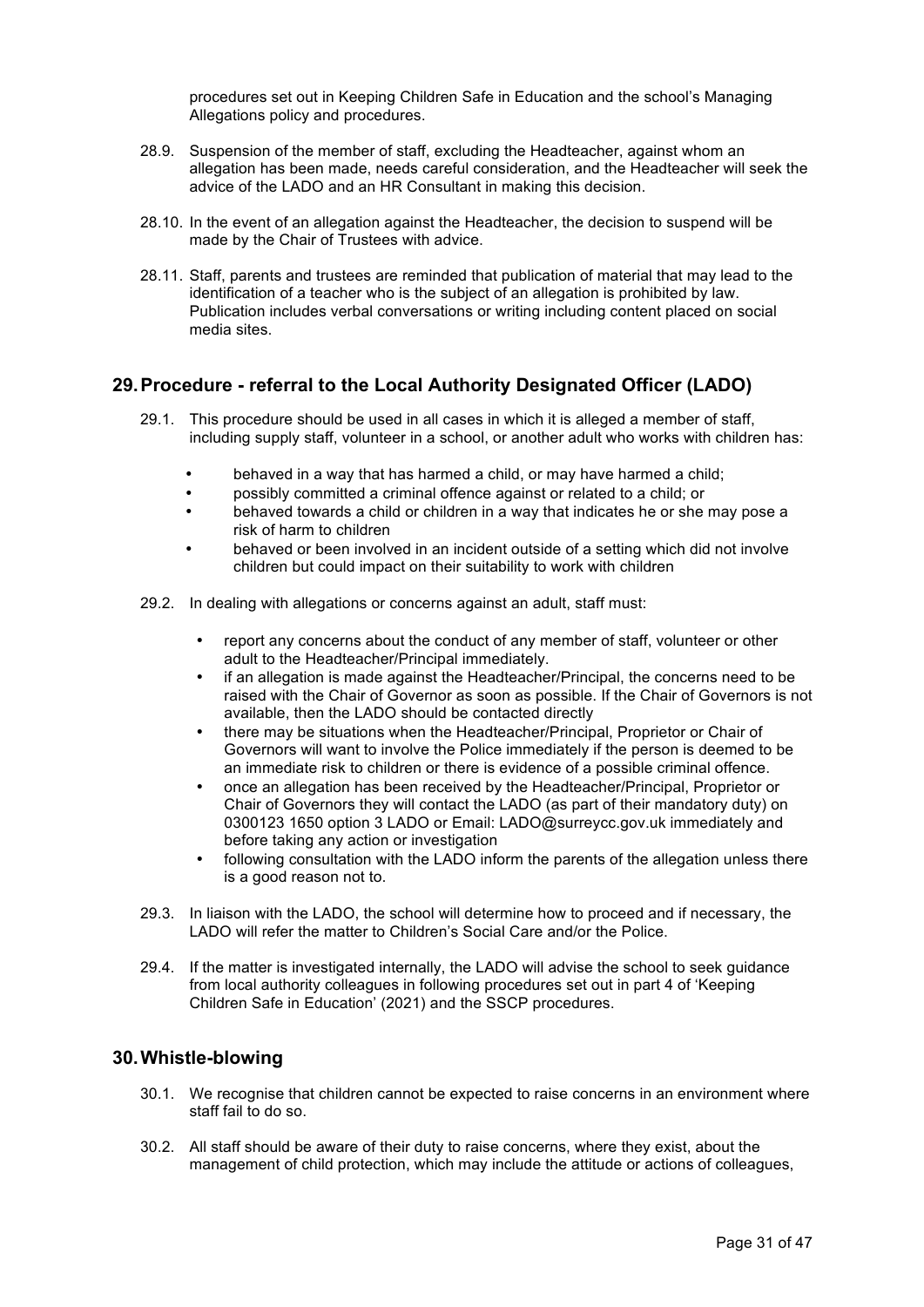procedures set out in Keeping Children Safe in Education and the school's Managing Allegations policy and procedures.

28.9. Suspension of the member of staff, excluding the Headteacher, against whom an allegation has been made, needs careful consideration, and the Headteacher will seek the advice of the LADO and an HR Consultant in making this decision.

28.10. In the event of an allegation against the Headteacher, the decision to suspend will be made by the Chair of Trustees with advice.

28.11. Staff, parents and trustees are reminded that publication of material that may lead to the identification of a teacher who is the subject of an allegation is prohibited by law. Publication includes verbal conversations or writing including content placed on social media sites.

## 29. Procedure - referral to the Local Authority Designated Officer (LADO)

29.1. This procedure should be used in all cases in which it is alleged a member of staff, including supply staff, volunteer in a school, or another adult who works with children has:

- behaved in a way that has harmed a child, or may have harmed a child;
- possibly committed a criminal offence against or related to a child; or
- behaved towards a child or children in a way that indicates he or she may pose a risk of harm to children
- behaved or been involved in an incident outside of a setting which did not involve children but could impact on their suitability to work with children

29.2. In dealing with allegations or concerns against an adult, staff must:

- report any concerns about the conduct of any member of staff, volunteer or other adult to the Headteacher/Principal immediately.
- if an allegation is made against the Headteacher/Principal, the concerns need to be raised with the Chair of Governor as soon as possible. If the Chair of Governors is not available, then the LADO should be contacted directly
- there may be situations when the Headteacher/Principal, Proprietor or Chair of Governors will want to involve the Police immediately if the person is deemed to be an immediate risk to children or there is evidence of a possible criminal offence.
- once an allegation has been received by the Headteacher/Principal, Proprietor or Chair of Governors they will contact the LADO (as part of their mandatory duty) on 0300123 1650 option 3 LADO or Email: LADO@surreycc.gov.uk immediately and before taking any action or investigation
- following consultation with the LADO inform the parents of the allegation unless there is a good reason not to.

29.3. In liaison with the LADO, the school will determine how to proceed and if necessary, the LADO will refer the matter to Children's Social Care and/or the Police.

29.4. If the matter is investigated internally, the LADO will advise the school to seek guidance from local authority colleagues in following procedures set out in part 4 of 'Keeping Children Safe in Education' (2021) and the SSCP procedures.

## 30. Whistle-blowing

30.1. We recognise that children cannot be expected to raise concerns in an environment where staff fail to do so.

30.2. All staff should be aware of their duty to raise concerns, where they exist, about the management of child protection, which may include the attitude or actions of colleagues,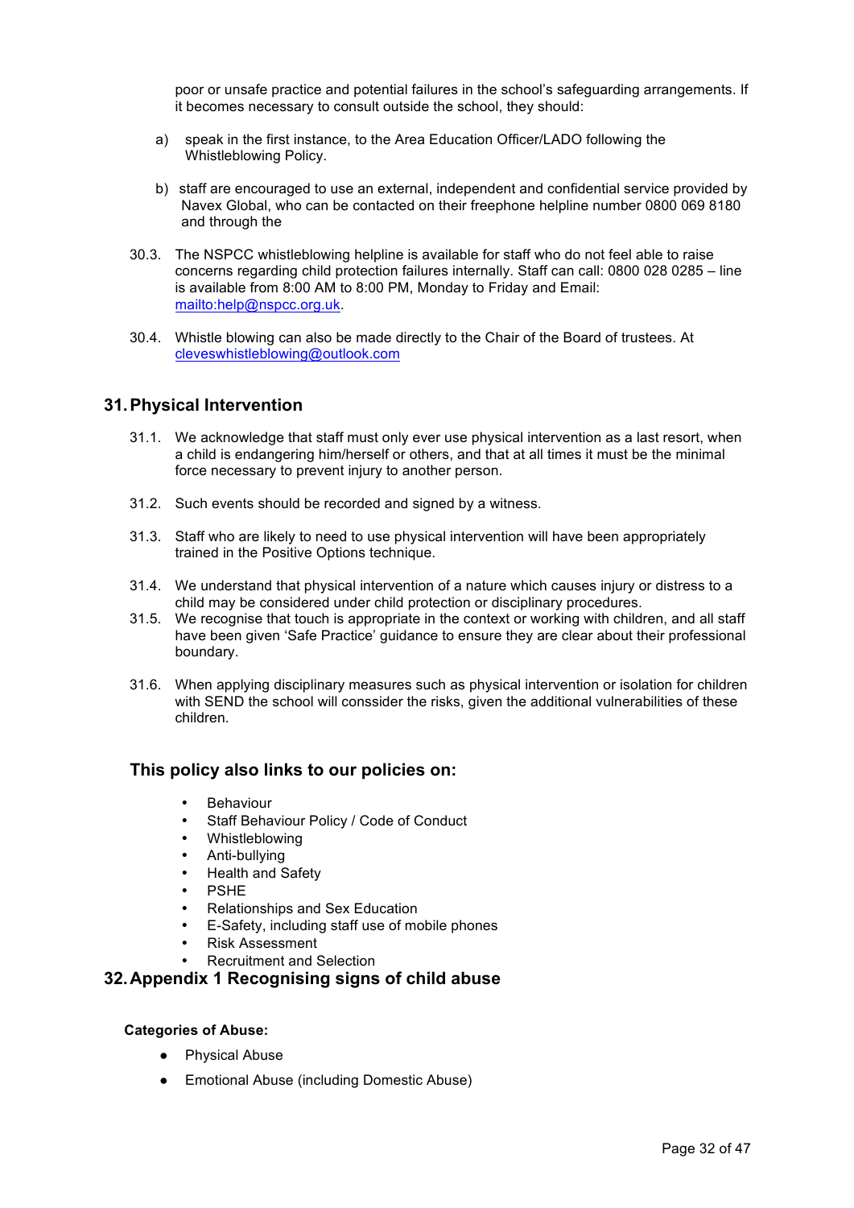poor or unsafe practice and potential failures in the school's safeguarding arrangements. If it becomes necessary to consult outside the school, they should:

a) speak in the first instance, to the Area Education Officer/LADO following the Whistleblowing Policy.

b) staff are encouraged to use an external, independent and confidential service provided by Navex Global, who can be contacted on their freephone helpline number 0800 069 8180 and through the

30.3. The NSPCC whistleblowing helpline is available for staff who do not feel able to raise concerns regarding child protection failures internally. Staff can call: 0800 028 0285 – line is available from 8:00 AM to 8:00 PM, Monday to Friday and Email: [mailto:help@nspcc.org.uk](mailto:help@nspcc.org.uk).

30.4. Whistle blowing can also be made directly to the Chair of the Board of trustees. At [cleveswhistleblowing@outlook.com](mailto:cleveswhistleblowing@outlook.com)

## 31. Physical Intervention

31.1. We acknowledge that staff must only ever use physical intervention as a last resort, when a child is endangering him/herself or others, and that at all times it must be the minimal force necessary to prevent injury to another person.

31.2. Such events should be recorded and signed by a witness.

31.3. Staff who are likely to need to use physical intervention will have been appropriately trained in the Positive Options technique.

31.4. We understand that physical intervention of a nature which causes injury or distress to a child may be considered under child protection or disciplinary procedures.

31.5. We recognise that touch is appropriate in the context or working with children, and all staff have been given 'Safe Practice' guidance to ensure they are clear about their professional boundary.

31.6. When applying disciplinary measures such as physical intervention or isolation for children with SEND the school will conssider the risks, given the additional vulnerabilities of these children.

### This policy also links to our policies on:

- Behaviour
- Staff Behaviour Policy / Code of Conduct
- Whistleblowing
- Anti-bullying
- Health and Safety
- PSHE
- Relationships and Sex Education
- E-Safety, including staff use of mobile phones
- Risk Assessment
- Recruitment and Selection

## 32. Appendix 1 Recognising signs of child abuse

**Categories of Abuse:**

- Physical Abuse
- Emotional Abuse (including Domestic Abuse)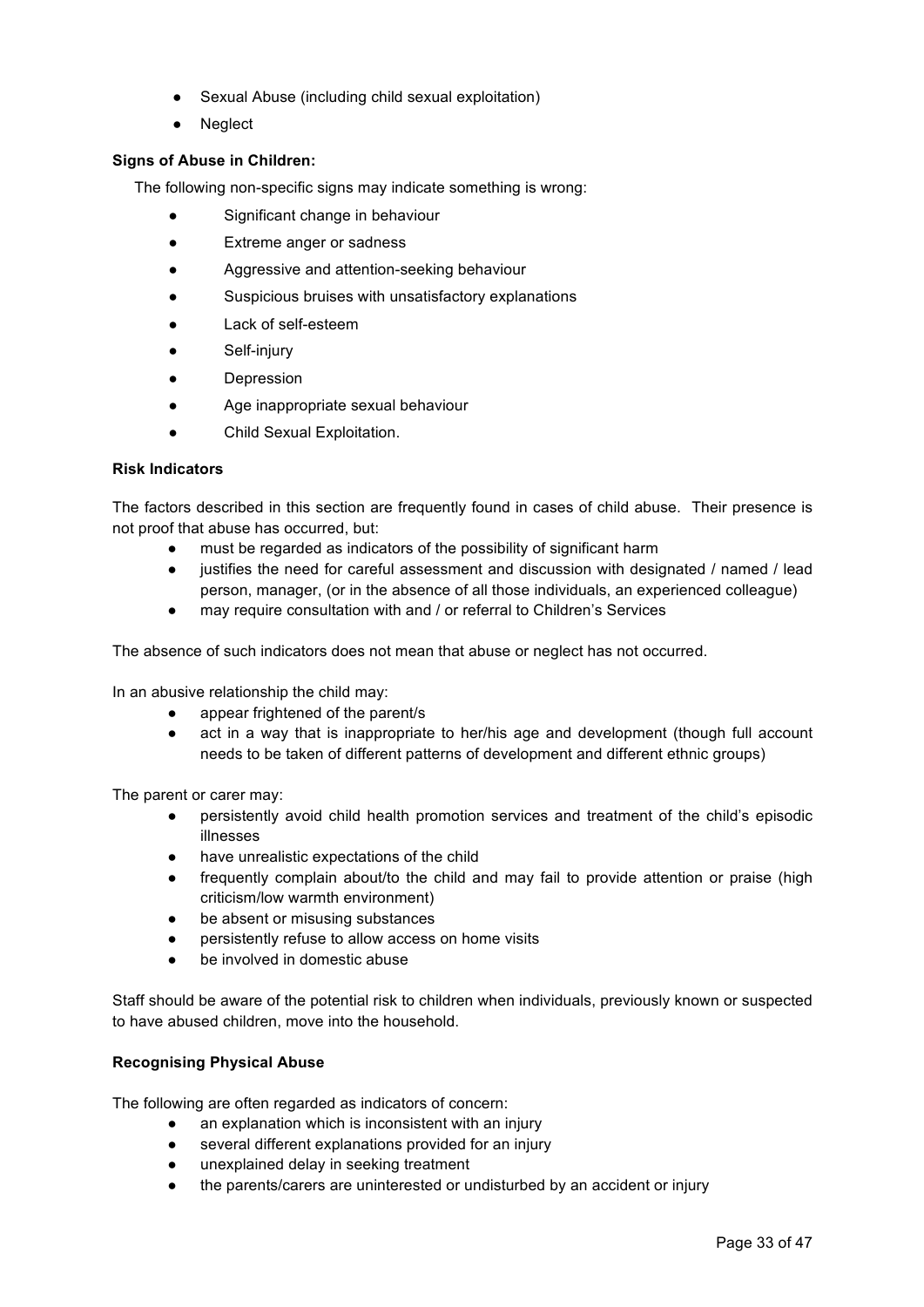- Sexual Abuse (including child sexual exploitation)
- Neglect

**Signs of Abuse in Children:**

The following non-specific signs may indicate something is wrong:

- Significant change in behaviour
- Extreme anger or sadness
- Aggressive and attention-seeking behaviour
- Suspicious bruises with unsatisfactory explanations
- Lack of self-esteem
- Self-injury
- Depression
- Age inappropriate sexual behaviour
- Child Sexual Exploitation.

**Risk Indicators**

The factors described in this section are frequently found in cases of child abuse. Their presence is not proof that abuse has occurred, but:

- must be regarded as indicators of the possibility of significant harm
- justifies the need for careful assessment and discussion with designated / named / lead person, manager, (or in the absence of all those individuals, an experienced colleague)
- may require consultation with and / or referral to Children's Services

The absence of such indicators does not mean that abuse or neglect has not occurred.

In an abusive relationship the child may:

- appear frightened of the parent/s
- act in a way that is inappropriate to her/his age and development (though full account needs to be taken of different patterns of development and different ethnic groups)

The parent or carer may:

- persistently avoid child health promotion services and treatment of the child's episodic illnesses
- have unrealistic expectations of the child
- frequently complain about/to the child and may fail to provide attention or praise (high criticism/low warmth environment)
- be absent or misusing substances
- persistently refuse to allow access on home visits
- be involved in domestic abuse

Staff should be aware of the potential risk to children when individuals, previously known or suspected to have abused children, move into the household.

**Recognising Physical Abuse**

The following are often regarded as indicators of concern:

- an explanation which is inconsistent with an injury
- several different explanations provided for an injury
- unexplained delay in seeking treatment
- the parents/carers are uninterested or undisturbed by an accident or injury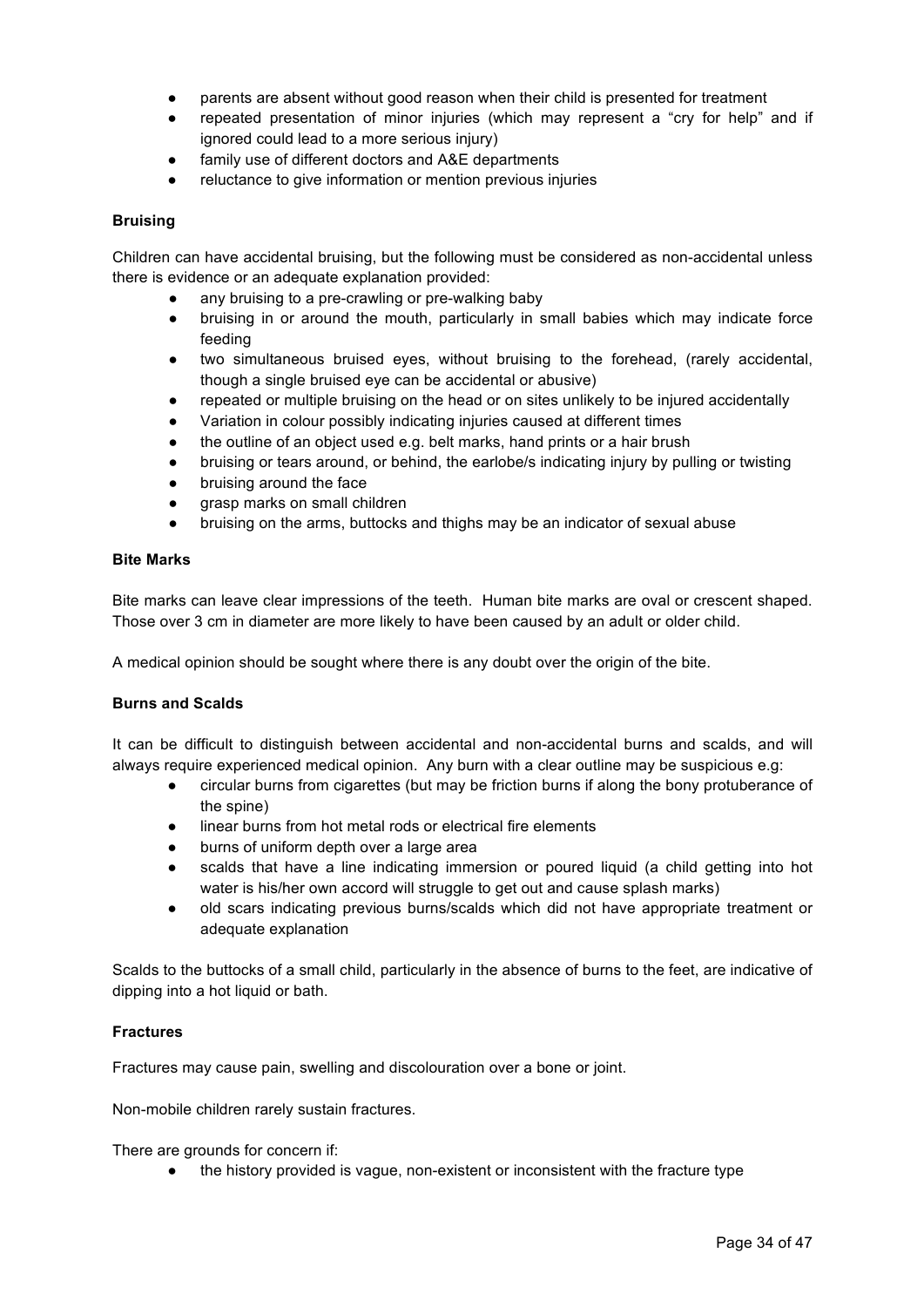- parents are absent without good reason when their child is presented for treatment
- repeated presentation of minor injuries (which may represent a "cry for help" and if ignored could lead to a more serious injury)
- family use of different doctors and A&E departments
- reluctance to give information or mention previous injuries

**Bruising**

Children can have accidental bruising, but the following must be considered as non-accidental unless there is evidence or an adequate explanation provided:

- any bruising to a pre-crawling or pre-walking baby
- bruising in or around the mouth, particularly in small babies which may indicate force feeding
- two simultaneous bruised eyes, without bruising to the forehead, (rarely accidental, though a single bruised eye can be accidental or abusive)
- repeated or multiple bruising on the head or on sites unlikely to be injured accidentally
- Variation in colour possibly indicating injuries caused at different times
- the outline of an object used e.g. belt marks, hand prints or a hair brush
- bruising or tears around, or behind, the earlobe/s indicating injury by pulling or twisting
- bruising around the face
- grasp marks on small children
- bruising on the arms, buttocks and thighs may be an indicator of sexual abuse

**Bite Marks**

Bite marks can leave clear impressions of the teeth. Human bite marks are oval or crescent shaped. Those over 3 cm in diameter are more likely to have been caused by an adult or older child.

A medical opinion should be sought where there is any doubt over the origin of the bite.

**Burns and Scalds**

It can be difficult to distinguish between accidental and non-accidental burns and scalds, and will always require experienced medical opinion. Any burn with a clear outline may be suspicious e.g:

- circular burns from cigarettes (but may be friction burns if along the bony protuberance of the spine)
- linear burns from hot metal rods or electrical fire elements
- burns of uniform depth over a large area
- scalds that have a line indicating immersion or poured liquid (a child getting into hot water is his/her own accord will struggle to get out and cause splash marks)
- old scars indicating previous burns/scalds which did not have appropriate treatment or adequate explanation

Scalds to the buttocks of a small child, particularly in the absence of burns to the feet, are indicative of dipping into a hot liquid or bath.

**Fractures**

Fractures may cause pain, swelling and discolouration over a bone or joint.

Non-mobile children rarely sustain fractures.

There are grounds for concern if:

- the history provided is vague, non-existent or inconsistent with the fracture type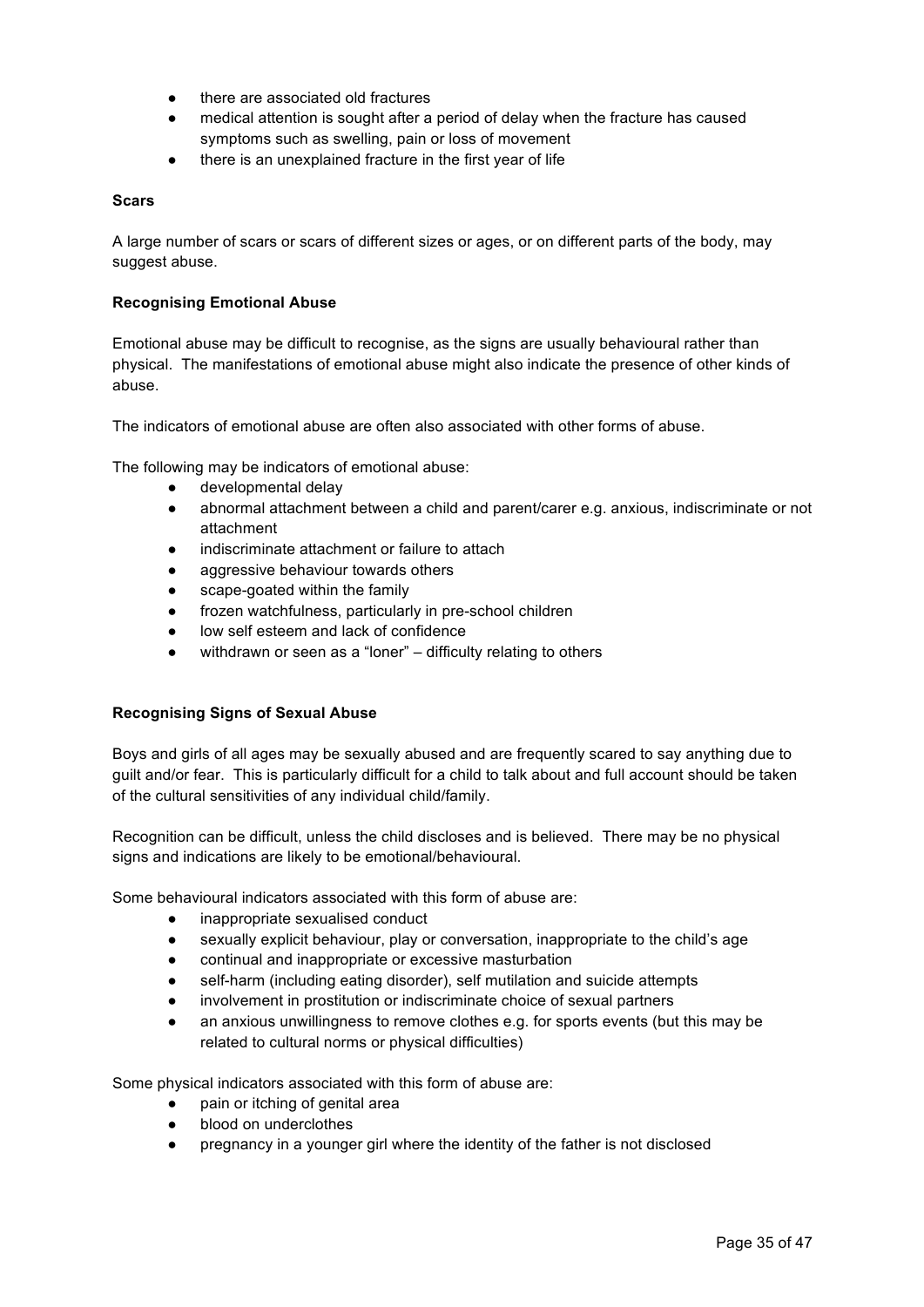- there are associated old fractures
- medical attention is sought after a period of delay when the fracture has caused symptoms such as swelling, pain or loss of movement
- there is an unexplained fracture in the first year of life

**Scars**

A large number of scars or scars of different sizes or ages, or on different parts of the body, may suggest abuse.

**Recognising Emotional Abuse**

Emotional abuse may be difficult to recognise, as the signs are usually behavioural rather than physical. The manifestations of emotional abuse might also indicate the presence of other kinds of abuse.

The indicators of emotional abuse are often also associated with other forms of abuse.

The following may be indicators of emotional abuse:

- developmental delay
- abnormal attachment between a child and parent/carer e.g. anxious, indiscriminate or not attachment
- indiscriminate attachment or failure to attach
- aggressive behaviour towards others
- scape-goated within the family
- frozen watchfulness, particularly in pre-school children
- low self esteem and lack of confidence
- withdrawn or seen as a "loner" – difficulty relating to others

**Recognising Signs of Sexual Abuse**

Boys and girls of all ages may be sexually abused and are frequently scared to say anything due to guilt and/or fear. This is particularly difficult for a child to talk about and full account should be taken of the cultural sensitivities of any individual child/family.

Recognition can be difficult, unless the child discloses and is believed. There may be no physical signs and indications are likely to be emotional/behavioural.

Some behavioural indicators associated with this form of abuse are:

- inappropriate sexualised conduct
- sexually explicit behaviour, play or conversation, inappropriate to the child's age
- continual and inappropriate or excessive masturbation
- self-harm (including eating disorder), self mutilation and suicide attempts
- involvement in prostitution or indiscriminate choice of sexual partners
- an anxious unwillingness to remove clothes e.g. for sports events (but this may be related to cultural norms or physical difficulties)

Some physical indicators associated with this form of abuse are:

- pain or itching of genital area
- blood on underclothes
- pregnancy in a younger girl where the identity of the father is not disclosed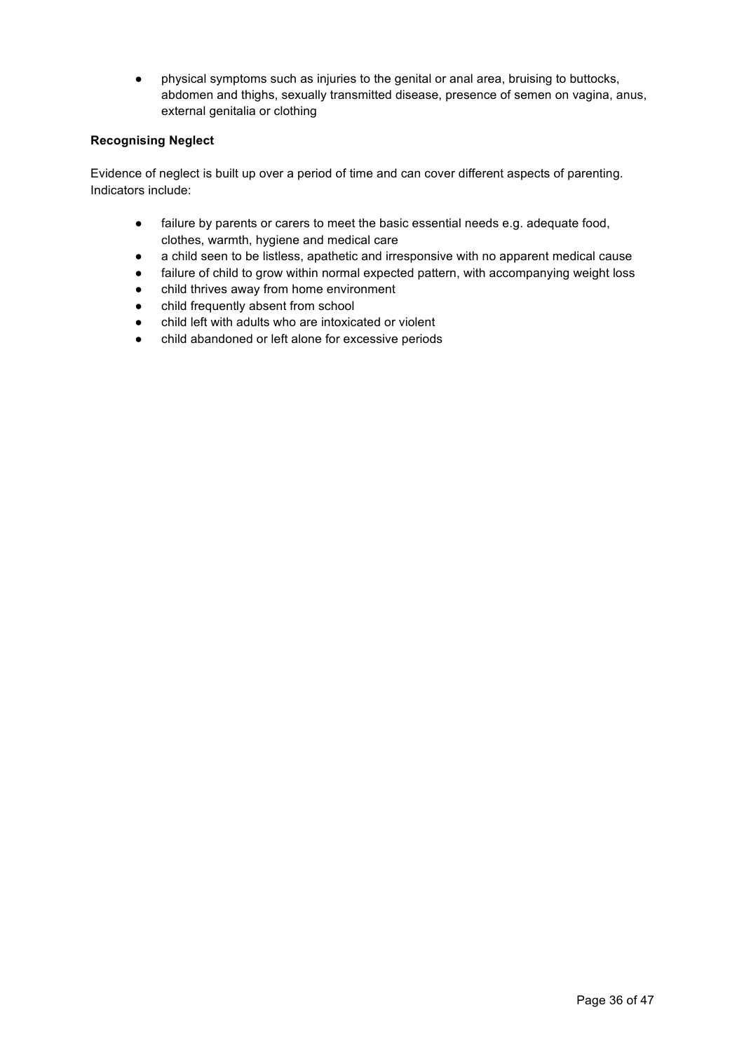- physical symptoms such as injuries to the genital or anal area, bruising to buttocks, abdomen and thighs, sexually transmitted disease, presence of semen on vagina, anus, external genitalia or clothing

**Recognising Neglect**

Evidence of neglect is built up over a period of time and can cover different aspects of parenting. Indicators include:

- failure by parents or carers to meet the basic essential needs e.g. adequate food, clothes, warmth, hygiene and medical care
- a child seen to be listless, apathetic and irresponsive with no apparent medical cause
- failure of child to grow within normal expected pattern, with accompanying weight loss
- child thrives away from home environment
- child frequently absent from school
- child left with adults who are intoxicated or violent
- child abandoned or left alone for excessive periods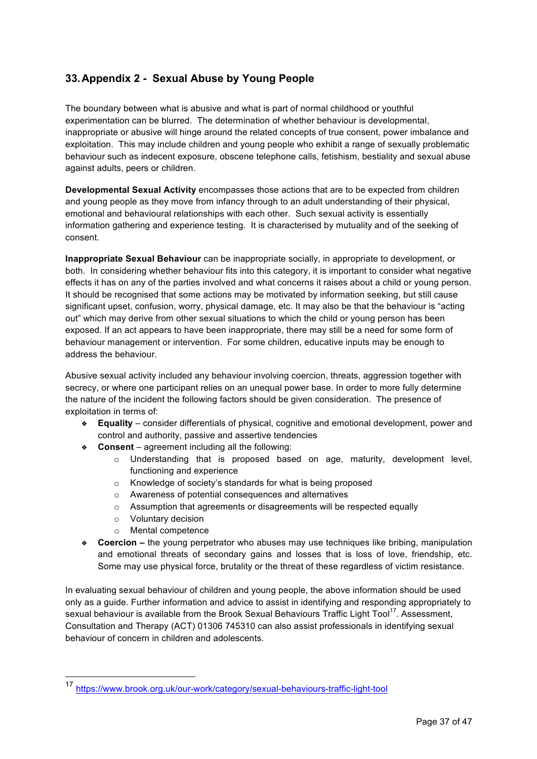## 33. Appendix 2 - Sexual Abuse by Young People

The boundary between what is abusive and what is part of normal childhood or youthful experimentation can be blurred. The determination of whether behaviour is developmental, inappropriate or abusive will hinge around the related concepts of true consent, power imbalance and exploitation. This may include children and young people who exhibit a range of sexually problematic behaviour such as indecent exposure, obscene telephone calls, fetishism, bestiality and sexual abuse against adults, peers or children.

**Developmental Sexual Activity** encompasses those actions that are to be expected from children and young people as they move from infancy through to an adult understanding of their physical, emotional and behavioural relationships with each other. Such sexual activity is essentially information gathering and experience testing. It is characterised by mutuality and of the seeking of consent.

**Inappropriate Sexual Behaviour** can be inappropriate socially, in appropriate to development, or both. In considering whether behaviour fits into this category, it is important to consider what negative effects it has on any of the parties involved and what concerns it raises about a child or young person. It should be recognised that some actions may be motivated by information seeking, but still cause significant upset, confusion, worry, physical damage, etc. It may also be that the behaviour is "acting out" which may derive from other sexual situations to which the child or young person has been exposed. If an act appears to have been inappropriate, there may still be a need for some form of behaviour management or intervention. For some children, educative inputs may be enough to address the behaviour.

Abusive sexual activity included any behaviour involving coercion, threats, aggression together with secrecy, or where one participant relies on an unequal power base. In order to more fully determine the nature of the incident the following factors should be given consideration. The presence of exploitation in terms of:

- **Equality** – consider differentials of physical, cognitive and emotional development, power and control and authority, passive and assertive tendencies
- **Consent** – agreement including all the following:
  - Understanding that is proposed based on age, maturity, development level, functioning and experience
  - Knowledge of society's standards for what is being proposed
  - Awareness of potential consequences and alternatives
  - Assumption that agreements or disagreements will be respected equally
  - Voluntary decision
  - Mental competence
- **Coercion –** the young perpetrator who abuses may use techniques like bribing, manipulation and emotional threats of secondary gains and losses that is loss of love, friendship, etc. Some may use physical force, brutality or the threat of these regardless of victim resistance.

In evaluating sexual behaviour of children and young people, the above information should be used only as a guide. Further information and advice to assist in identifying and responding appropriately to sexual behaviour is available from the Brook Sexual Behaviours Traffic Light Tool[17]. Assessment, Consultation and Therapy (ACT) 01306 745310 can also assist professionals in identifying sexual behaviour of concern in children and adolescents.

[17] https://www.brook.org.uk/our-work/category/sexual-behaviours-traffic-light-tool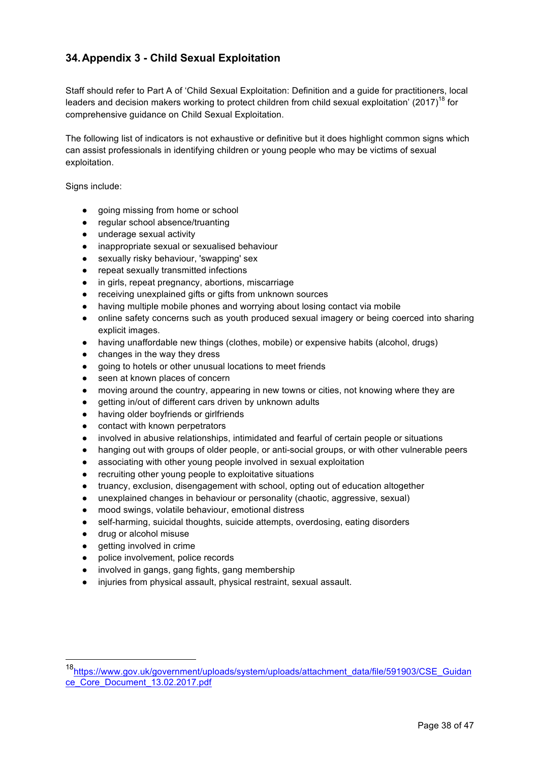## 34. Appendix 3 - Child Sexual Exploitation

Staff should refer to Part A of 'Child Sexual Exploitation: Definition and a guide for practitioners, local leaders and decision makers working to protect children from child sexual exploitation' (2017)[18] for comprehensive guidance on Child Sexual Exploitation.

The following list of indicators is not exhaustive or definitive but it does highlight common signs which can assist professionals in identifying children or young people who may be victims of sexual exploitation.

Signs include:

- going missing from home or school
- regular school absence/truanting
- underage sexual activity
- inappropriate sexual or sexualised behaviour
- sexually risky behaviour, 'swapping' sex
- repeat sexually transmitted infections
- in girls, repeat pregnancy, abortions, miscarriage
- receiving unexplained gifts or gifts from unknown sources
- having multiple mobile phones and worrying about losing contact via mobile
- online safety concerns such as youth produced sexual imagery or being coerced into sharing explicit images.
- having unaffordable new things (clothes, mobile) or expensive habits (alcohol, drugs)
- changes in the way they dress
- going to hotels or other unusual locations to meet friends
- seen at known places of concern
- moving around the country, appearing in new towns or cities, not knowing where they are
- getting in/out of different cars driven by unknown adults
- having older boyfriends or girlfriends
- contact with known perpetrators
- involved in abusive relationships, intimidated and fearful of certain people or situations
- hanging out with groups of older people, or anti-social groups, or with other vulnerable peers
- associating with other young people involved in sexual exploitation
- recruiting other young people to exploitative situations
- truancy, exclusion, disengagement with school, opting out of education altogether
- unexplained changes in behaviour or personality (chaotic, aggressive, sexual)
- mood swings, volatile behaviour, emotional distress
- self-harming, suicidal thoughts, suicide attempts, overdosing, eating disorders
- drug or alcohol misuse
- getting involved in crime
- police involvement, police records
- involved in gangs, gang fights, gang membership
- injuries from physical assault, physical restraint, sexual assault.

[18] https://www.gov.uk/government/uploads/system/uploads/attachment_data/file/591903/CSE_Guidance_Core_Document_13.02.2017.pdf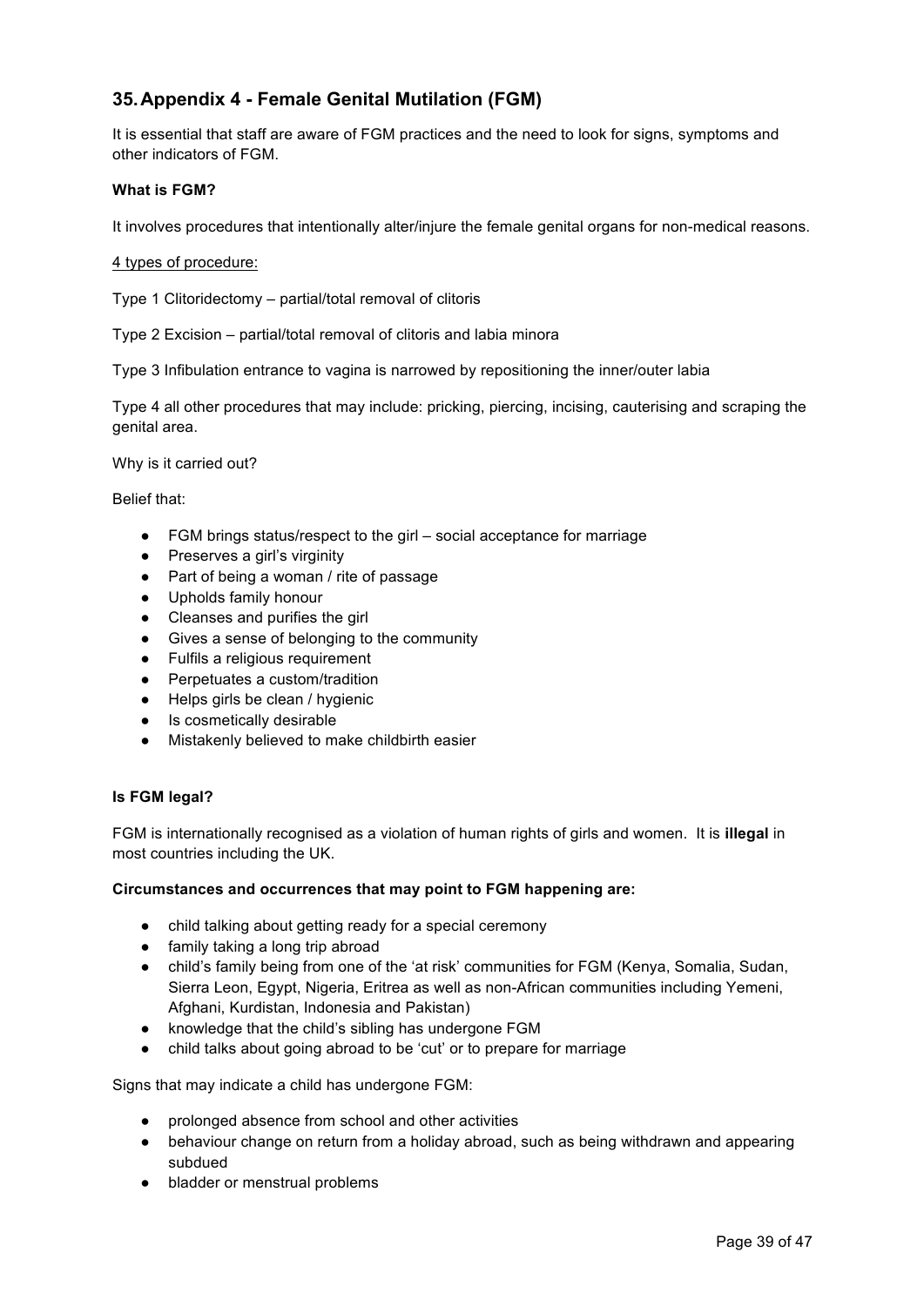## 35. Appendix 4 - Female Genital Mutilation (FGM)

It is essential that staff are aware of FGM practices and the need to look for signs, symptoms and other indicators of FGM.

**What is FGM?**

It involves procedures that intentionally alter/injure the female genital organs for non-medical reasons.

<u>4 types of procedure:</u>

Type 1 Clitoridectomy – partial/total removal of clitoris

Type 2 Excision – partial/total removal of clitoris and labia minora

Type 3 Infibulation entrance to vagina is narrowed by repositioning the inner/outer labia

Type 4 all other procedures that may include: pricking, piercing, incising, cauterising and scraping the genital area.

Why is it carried out?

Belief that:

- FGM brings status/respect to the girl – social acceptance for marriage
- Preserves a girl's virginity
- Part of being a woman / rite of passage
- Upholds family honour
- Cleanses and purifies the girl
- Gives a sense of belonging to the community
- Fulfils a religious requirement
- Perpetuates a custom/tradition
- Helps girls be clean / hygienic
- Is cosmetically desirable
- Mistakenly believed to make childbirth easier

**Is FGM legal?**

FGM is internationally recognised as a violation of human rights of girls and women. It is **illegal** in most countries including the UK.

**Circumstances and occurrences that may point to FGM happening are:**

- child talking about getting ready for a special ceremony
- family taking a long trip abroad
- child's family being from one of the 'at risk' communities for FGM (Kenya, Somalia, Sudan, Sierra Leon, Egypt, Nigeria, Eritrea as well as non-African communities including Yemeni, Afghani, Kurdistan, Indonesia and Pakistan)
- knowledge that the child's sibling has undergone FGM
- child talks about going abroad to be 'cut' or to prepare for marriage

Signs that may indicate a child has undergone FGM:

- prolonged absence from school and other activities
- behaviour change on return from a holiday abroad, such as being withdrawn and appearing subdued
- bladder or menstrual problems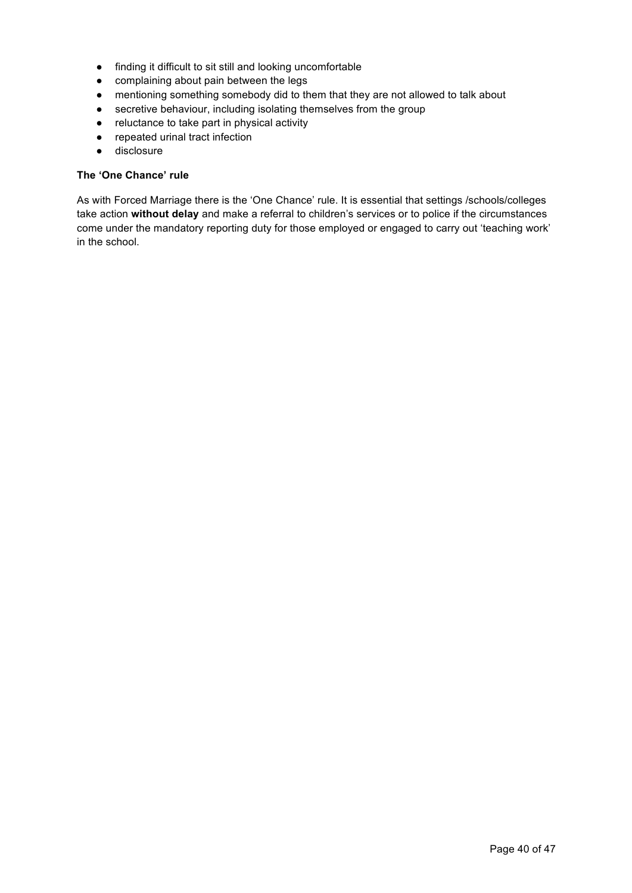- finding it difficult to sit still and looking uncomfortable
- complaining about pain between the legs
- mentioning something somebody did to them that they are not allowed to talk about
- secretive behaviour, including isolating themselves from the group
- reluctance to take part in physical activity
- repeated urinal tract infection
- disclosure

**The 'One Chance' rule**

As with Forced Marriage there is the 'One Chance' rule. It is essential that settings /schools/colleges take action **without delay** and make a referral to children's services or to police if the circumstances come under the mandatory reporting duty for those employed or engaged to carry out 'teaching work' in the school.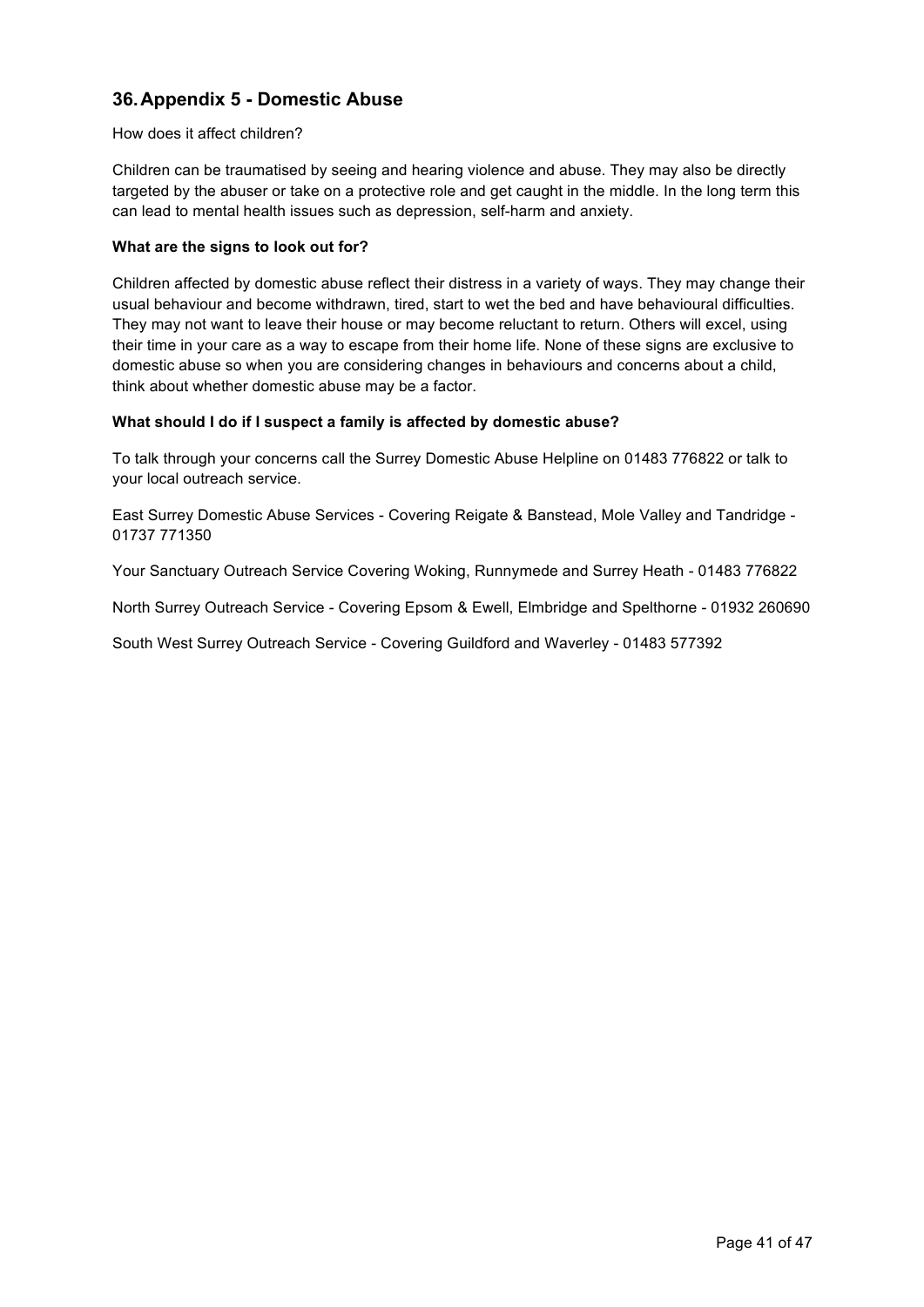## 36. Appendix 5 - Domestic Abuse

How does it affect children?

Children can be traumatised by seeing and hearing violence and abuse. They may also be directly targeted by the abuser or take on a protective role and get caught in the middle. In the long term this can lead to mental health issues such as depression, self-harm and anxiety.

**What are the signs to look out for?**

Children affected by domestic abuse reflect their distress in a variety of ways. They may change their usual behaviour and become withdrawn, tired, start to wet the bed and have behavioural difficulties. They may not want to leave their house or may become reluctant to return. Others will excel, using their time in your care as a way to escape from their home life. None of these signs are exclusive to domestic abuse so when you are considering changes in behaviours and concerns about a child, think about whether domestic abuse may be a factor.

**What should I do if I suspect a family is affected by domestic abuse?**

To talk through your concerns call the Surrey Domestic Abuse Helpline on 01483 776822 or talk to your local outreach service.

East Surrey Domestic Abuse Services - Covering Reigate & Banstead, Mole Valley and Tandridge - 01737 771350

Your Sanctuary Outreach Service Covering Woking, Runnymede and Surrey Heath - 01483 776822

North Surrey Outreach Service - Covering Epsom & Ewell, Elmbridge and Spelthorne - 01932 260690

South West Surrey Outreach Service - Covering Guildford and Waverley - 01483 577392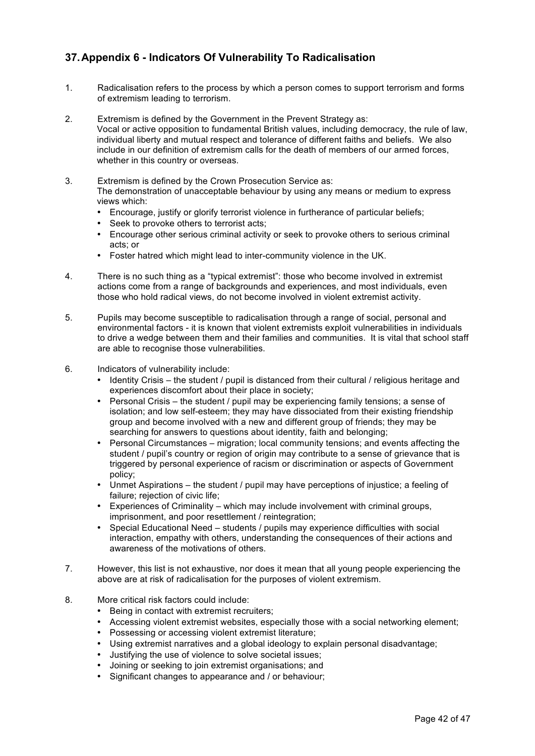## 37. Appendix 6 - Indicators Of Vulnerability To Radicalisation

1. Radicalisation refers to the process by which a person comes to support terrorism and forms of extremism leading to terrorism.

2. Extremism is defined by the Government in the Prevent Strategy as:
   Vocal or active opposition to fundamental British values, including democracy, the rule of law, individual liberty and mutual respect and tolerance of different faiths and beliefs. We also include in our definition of extremism calls for the death of members of our armed forces, whether in this country or overseas.

3. Extremism is defined by the Crown Prosecution Service as:
   The demonstration of unacceptable behaviour by using any means or medium to express views which:
   - Encourage, justify or glorify terrorist violence in furtherance of particular beliefs;
   - Seek to provoke others to terrorist acts;
   - Encourage other serious criminal activity or seek to provoke others to serious criminal acts; or
   - Foster hatred which might lead to inter-community violence in the UK.

4. There is no such thing as a "typical extremist": those who become involved in extremist actions come from a range of backgrounds and experiences, and most individuals, even those who hold radical views, do not become involved in violent extremist activity.

5. Pupils may become susceptible to radicalisation through a range of social, personal and environmental factors - it is known that violent extremists exploit vulnerabilities in individuals to drive a wedge between them and their families and communities. It is vital that school staff are able to recognise those vulnerabilities.

6. Indicators of vulnerability include:
   - Identity Crisis – the student / pupil is distanced from their cultural / religious heritage and experiences discomfort about their place in society;
   - Personal Crisis – the student / pupil may be experiencing family tensions; a sense of isolation; and low self-esteem; they may have dissociated from their existing friendship group and become involved with a new and different group of friends; they may be searching for answers to questions about identity, faith and belonging;
   - Personal Circumstances – migration; local community tensions; and events affecting the student / pupil's country or region of origin may contribute to a sense of grievance that is triggered by personal experience of racism or discrimination or aspects of Government policy;
   - Unmet Aspirations – the student / pupil may have perceptions of injustice; a feeling of failure; rejection of civic life;
   - Experiences of Criminality – which may include involvement with criminal groups, imprisonment, and poor resettlement / reintegration;
   - Special Educational Need – students / pupils may experience difficulties with social interaction, empathy with others, understanding the consequences of their actions and awareness of the motivations of others.

7. However, this list is not exhaustive, nor does it mean that all young people experiencing the above are at risk of radicalisation for the purposes of violent extremism.

8. More critical risk factors could include:
   - Being in contact with extremist recruiters;
   - Accessing violent extremist websites, especially those with a social networking element;
   - Possessing or accessing violent extremist literature;
   - Using extremist narratives and a global ideology to explain personal disadvantage;
   - Justifying the use of violence to solve societal issues;
   - Joining or seeking to join extremist organisations; and
   - Significant changes to appearance and / or behaviour;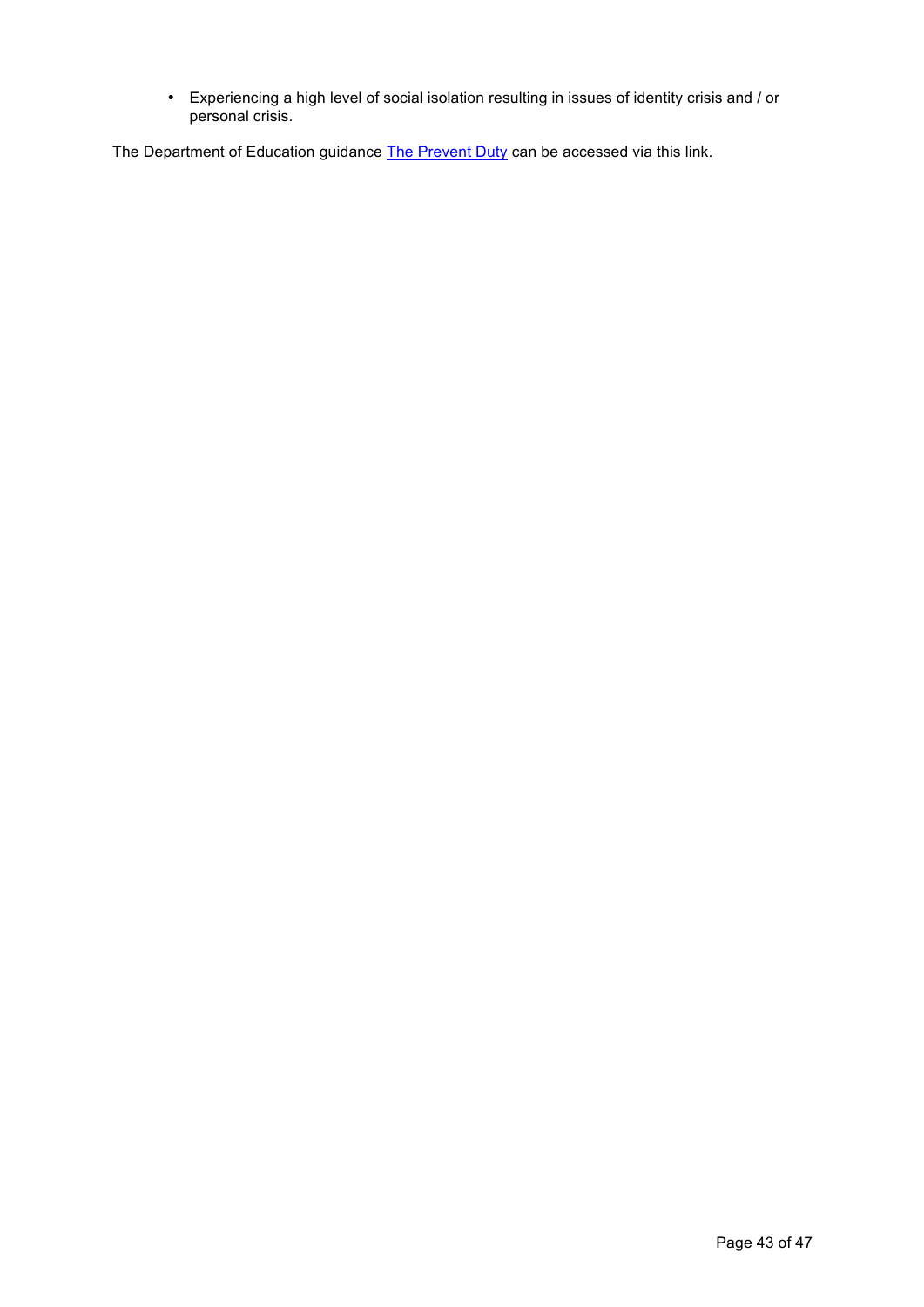- Experiencing a high level of social isolation resulting in issues of identity crisis and / or personal crisis.

The Department of Education guidance The Prevent Duty can be accessed via this link.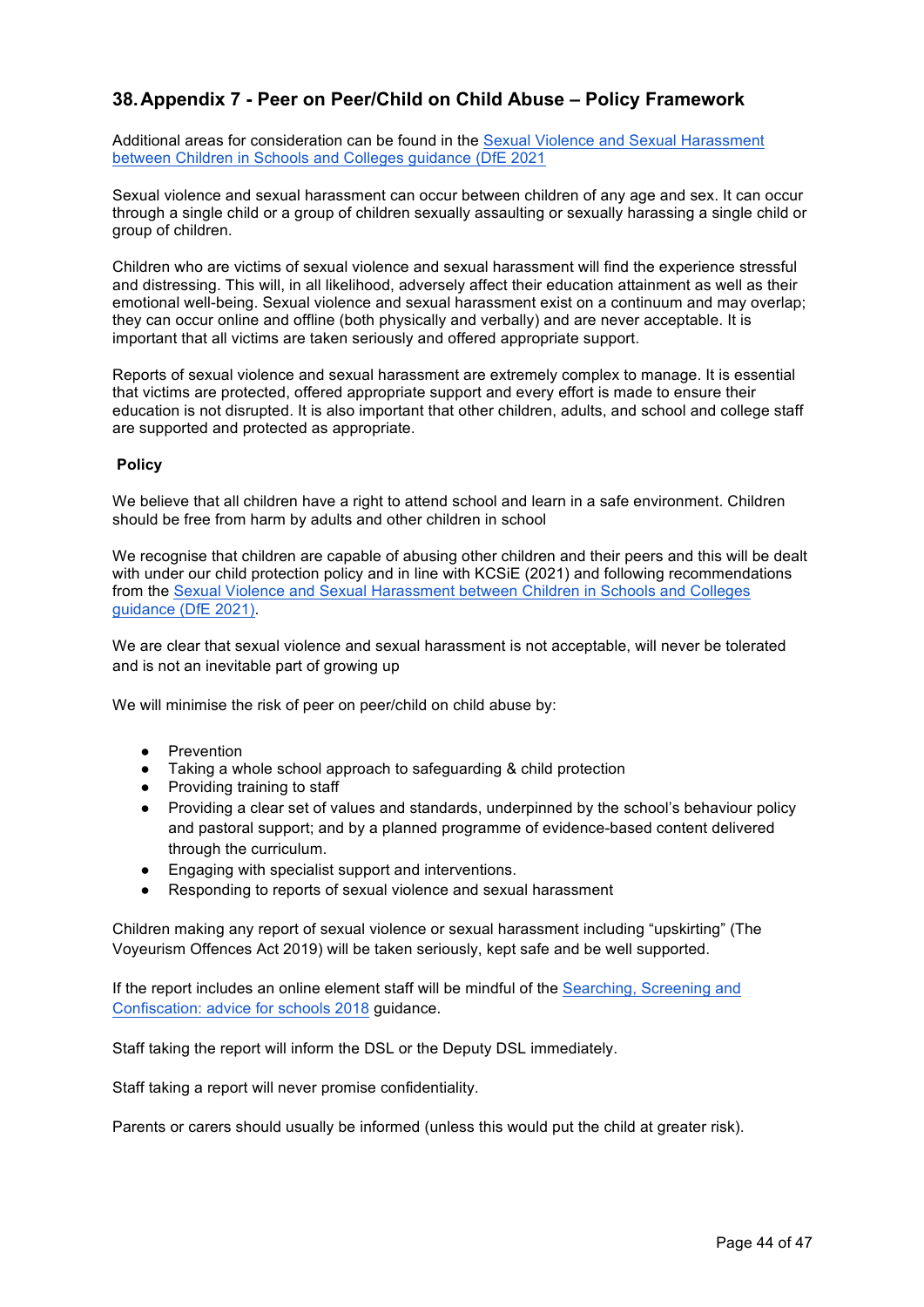## 38. Appendix 7 - Peer on Peer/Child on Child Abuse – Policy Framework

Additional areas for consideration can be found in the Sexual Violence and Sexual Harassment between Children in Schools and Colleges guidance (DfE 2021

Sexual violence and sexual harassment can occur between children of any age and sex. It can occur through a single child or a group of children sexually assaulting or sexually harassing a single child or group of children.

Children who are victims of sexual violence and sexual harassment will find the experience stressful and distressing. This will, in all likelihood, adversely affect their education attainment as well as their emotional well-being. Sexual violence and sexual harassment exist on a continuum and may overlap; they can occur online and offline (both physically and verbally) and are never acceptable. It is important that all victims are taken seriously and offered appropriate support.

Reports of sexual violence and sexual harassment are extremely complex to manage. It is essential that victims are protected, offered appropriate support and every effort is made to ensure their education is not disrupted. It is also important that other children, adults, and school and college staff are supported and protected as appropriate.

**Policy**

We believe that all children have a right to attend school and learn in a safe environment. Children should be free from harm by adults and other children in school

We recognise that children are capable of abusing other children and their peers and this will be dealt with under our child protection policy and in line with KCSiE (2021) and following recommendations from the Sexual Violence and Sexual Harassment between Children in Schools and Colleges guidance (DfE 2021).

We are clear that sexual violence and sexual harassment is not acceptable, will never be tolerated and is not an inevitable part of growing up

We will minimise the risk of peer on peer/child on child abuse by:

- Prevention
- Taking a whole school approach to safeguarding & child protection
- Providing training to staff
- Providing a clear set of values and standards, underpinned by the school's behaviour policy and pastoral support; and by a planned programme of evidence-based content delivered through the curriculum.
- Engaging with specialist support and interventions.
- Responding to reports of sexual violence and sexual harassment

Children making any report of sexual violence or sexual harassment including "upskirting" (The Voyeurism Offences Act 2019) will be taken seriously, kept safe and be well supported.

If the report includes an online element staff will be mindful of the Searching, Screening and Confiscation: advice for schools 2018 guidance.

Staff taking the report will inform the DSL or the Deputy DSL immediately.

Staff taking a report will never promise confidentiality.

Parents or carers should usually be informed (unless this would put the child at greater risk).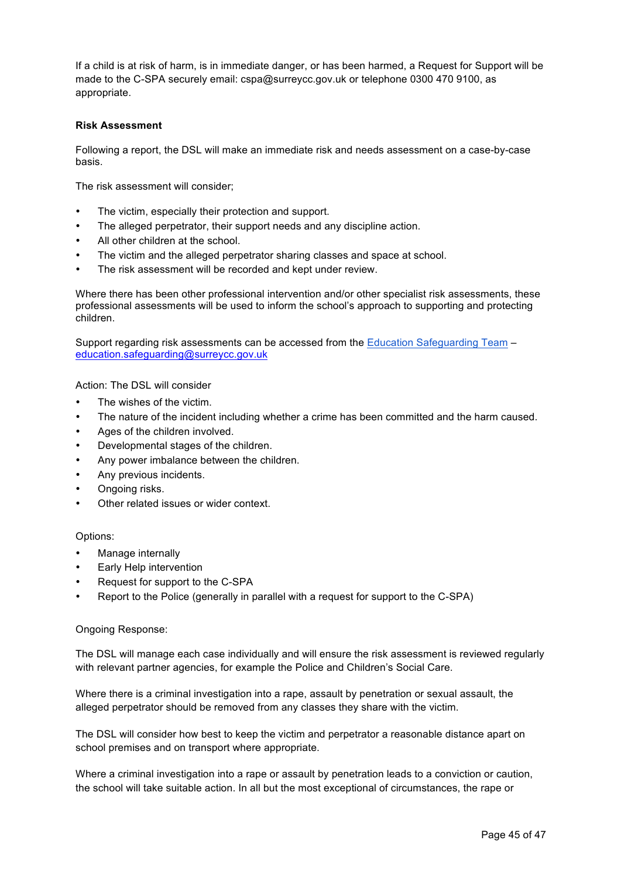If a child is at risk of harm, is in immediate danger, or has been harmed, a Request for Support will be made to the C-SPA securely email: cspa@surreycc.gov.uk or telephone 0300 470 9100, as appropriate.

**Risk Assessment**

Following a report, the DSL will make an immediate risk and needs assessment on a case-by-case basis.

The risk assessment will consider;

- The victim, especially their protection and support.
- The alleged perpetrator, their support needs and any discipline action.
- All other children at the school.
- The victim and the alleged perpetrator sharing classes and space at school.
- The risk assessment will be recorded and kept under review.

Where there has been other professional intervention and/or other specialist risk assessments, these professional assessments will be used to inform the school's approach to supporting and protecting children.

Support regarding risk assessments can be accessed from the [Education Safeguarding Team](education.safeguarding@surreycc.gov.uk) – [education.safeguarding@surreycc.gov.uk](mailto:education.safeguarding@surreycc.gov.uk)

Action: The DSL will consider

- The wishes of the victim.
- The nature of the incident including whether a crime has been committed and the harm caused.
- Ages of the children involved.
- Developmental stages of the children.
- Any power imbalance between the children.
- Any previous incidents.
- Ongoing risks.
- Other related issues or wider context.

Options:

- Manage internally
- Early Help intervention
- Request for support to the C-SPA
- Report to the Police (generally in parallel with a request for support to the C-SPA)

Ongoing Response:

The DSL will manage each case individually and will ensure the risk assessment is reviewed regularly with relevant partner agencies, for example the Police and Children's Social Care.

Where there is a criminal investigation into a rape, assault by penetration or sexual assault, the alleged perpetrator should be removed from any classes they share with the victim.

The DSL will consider how best to keep the victim and perpetrator a reasonable distance apart on school premises and on transport where appropriate.

Where a criminal investigation into a rape or assault by penetration leads to a conviction or caution, the school will take suitable action. In all but the most exceptional of circumstances, the rape or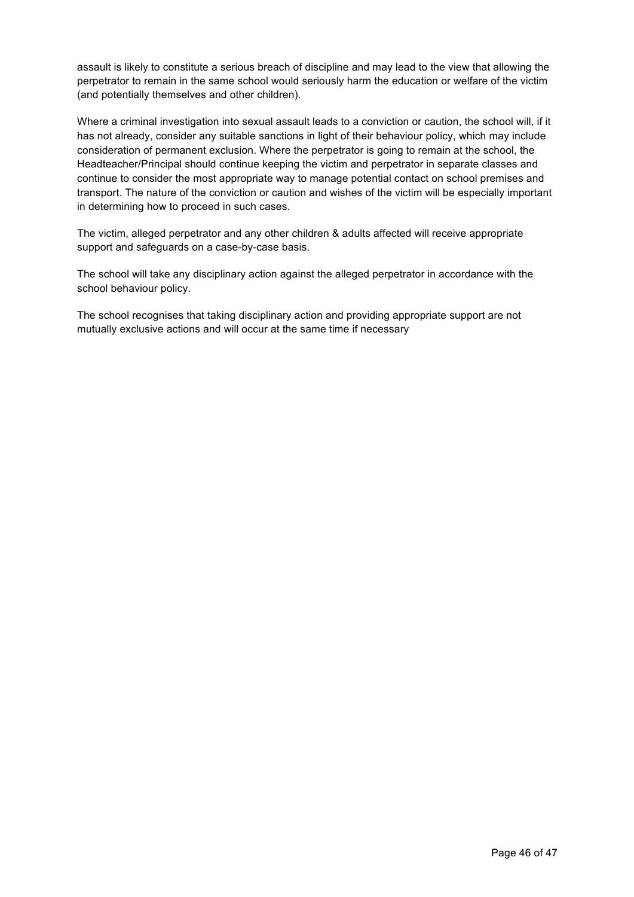assault is likely to constitute a serious breach of discipline and may lead to the view that allowing the perpetrator to remain in the same school would seriously harm the education or welfare of the victim (and potentially themselves and other children).

Where a criminal investigation into sexual assault leads to a conviction or caution, the school will, if it has not already, consider any suitable sanctions in light of their behaviour policy, which may include consideration of permanent exclusion. Where the perpetrator is going to remain at the school, the Headteacher/Principal should continue keeping the victim and perpetrator in separate classes and continue to consider the most appropriate way to manage potential contact on school premises and transport. The nature of the conviction or caution and wishes of the victim will be especially important in determining how to proceed in such cases.

The victim, alleged perpetrator and any other children & adults affected will receive appropriate support and safeguards on a case-by-case basis.

The school will take any disciplinary action against the alleged perpetrator in accordance with the school behaviour policy.

The school recognises that taking disciplinary action and providing appropriate support are not mutually exclusive actions and will occur at the same time if necessary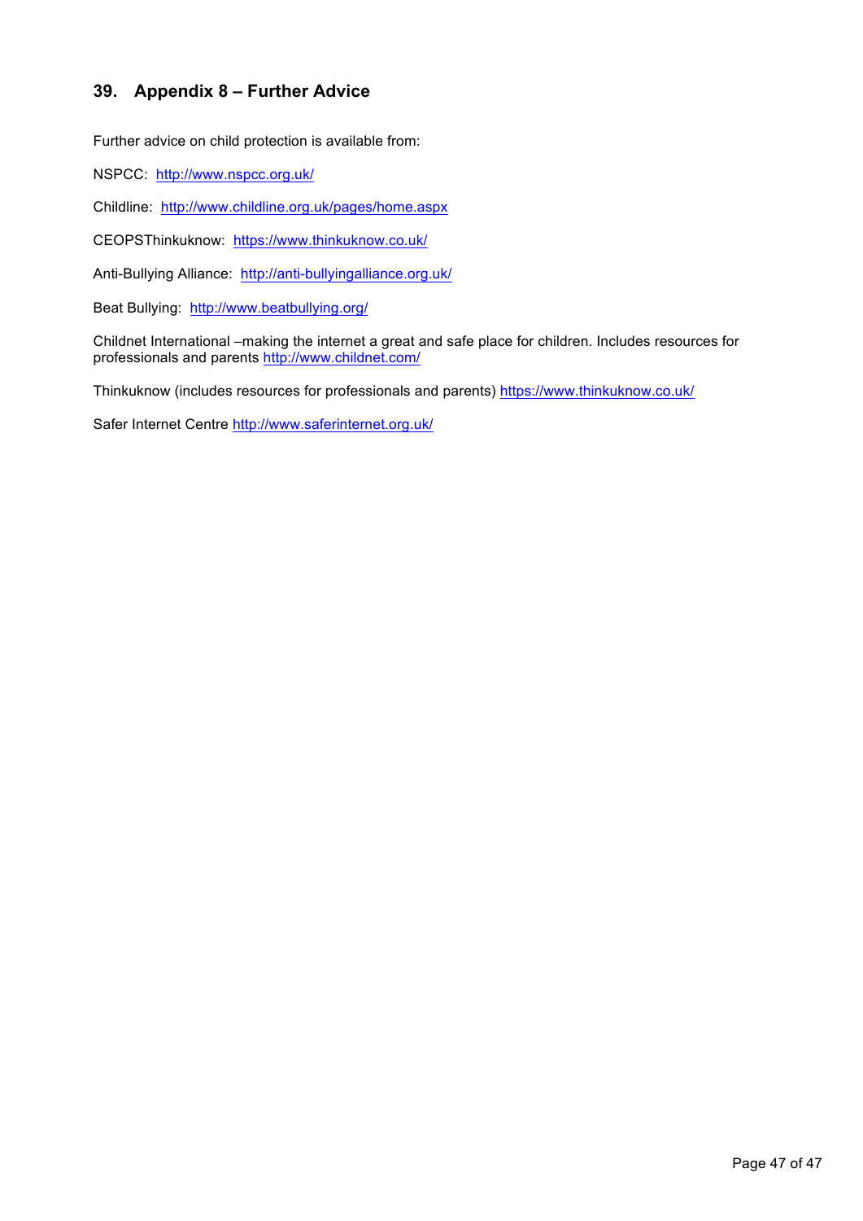## 39. Appendix 8 – Further Advice

Further advice on child protection is available from:

NSPCC: http://www.nspcc.org.uk/

Childline: http://www.childline.org.uk/pages/home.aspx

CEOPSThinkuknow: https://www.thinkuknow.co.uk/

Anti-Bullying Alliance: http://anti-bullyingalliance.org.uk/

Beat Bullying: http://www.beatbullying.org/

Childnet International –making the internet a great and safe place for children. Includes resources for professionals and parents http://www.childnet.com/

Thinkuknow (includes resources for professionals and parents) https://www.thinkuknow.co.uk/

Safer Internet Centre http://www.saferinternet.org.uk/